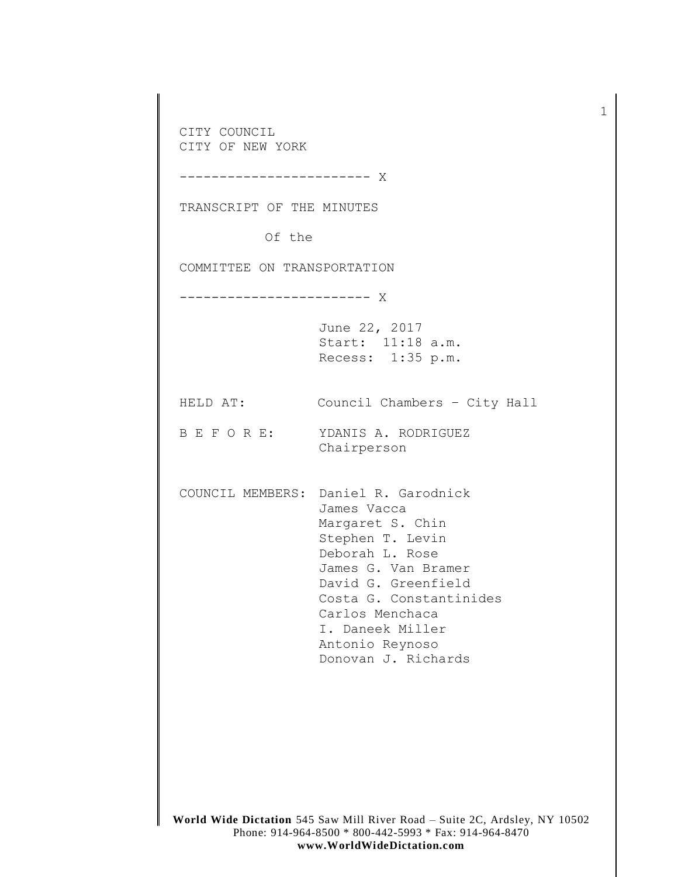CITY COUNCIL
CITY OF NEW YORK

------------------------ X

TRANSCRIPT OF THE MINUTES

Of the

COMMITTEE ON TRANSPORTATION

------------------------ X

June 22, 2017
Start: 11:18 a.m.
Recess: 1:35 p.m.

HELD AT: Council Chambers – City Hall

B E F O R E: YDANIS A. RODRIGUEZ
Chairperson

COUNCIL MEMBERS: Daniel R. Garodnick
James Vacca
Margaret S. Chin
Stephen T. Levin
Deborah L. Rose
James G. Van Bramer
David G. Greenfield
Costa G. Constantinides
Carlos Menchaca
I. Daneek Miller
Antonio Reynoso
Donovan J. Richards

**World Wide Dictation** 545 Saw Mill River Road – Suite 2C, Ardsley, NY 10502
Phone: 914-964-8500 * 800-442-5993 * Fax: 914-964-8470
**www.WorldWideDictation.com**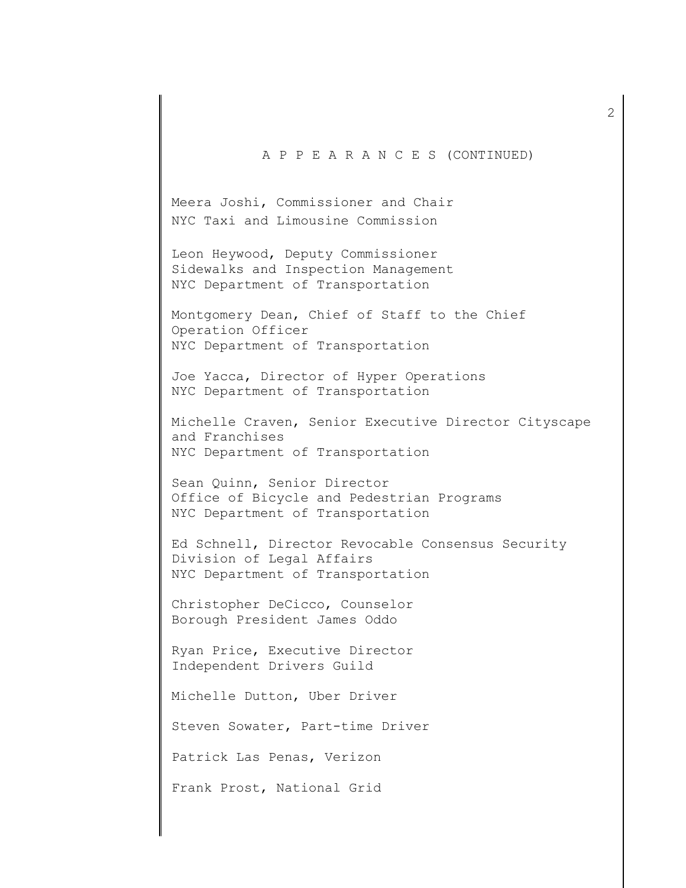A P P E A R A N C E S (CONTINUED)

Meera Joshi, Commissioner and Chair
NYC Taxi and Limousine Commission

Leon Heywood, Deputy Commissioner
Sidewalks and Inspection Management
NYC Department of Transportation

Montgomery Dean, Chief of Staff to the Chief Operation Officer
NYC Department of Transportation

Joe Yacca, Director of Hyper Operations
NYC Department of Transportation

Michelle Craven, Senior Executive Director Cityscape and Franchises
NYC Department of Transportation

Sean Quinn, Senior Director
Office of Bicycle and Pedestrian Programs
NYC Department of Transportation

Ed Schnell, Director Revocable Consensus Security
Division of Legal Affairs
NYC Department of Transportation

Christopher DeCicco, Counselor
Borough President James Oddo

Ryan Price, Executive Director
Independent Drivers Guild

Michelle Dutton, Uber Driver

Steven Sowater, Part-time Driver

Patrick Las Penas, Verizon

Frank Prost, National Grid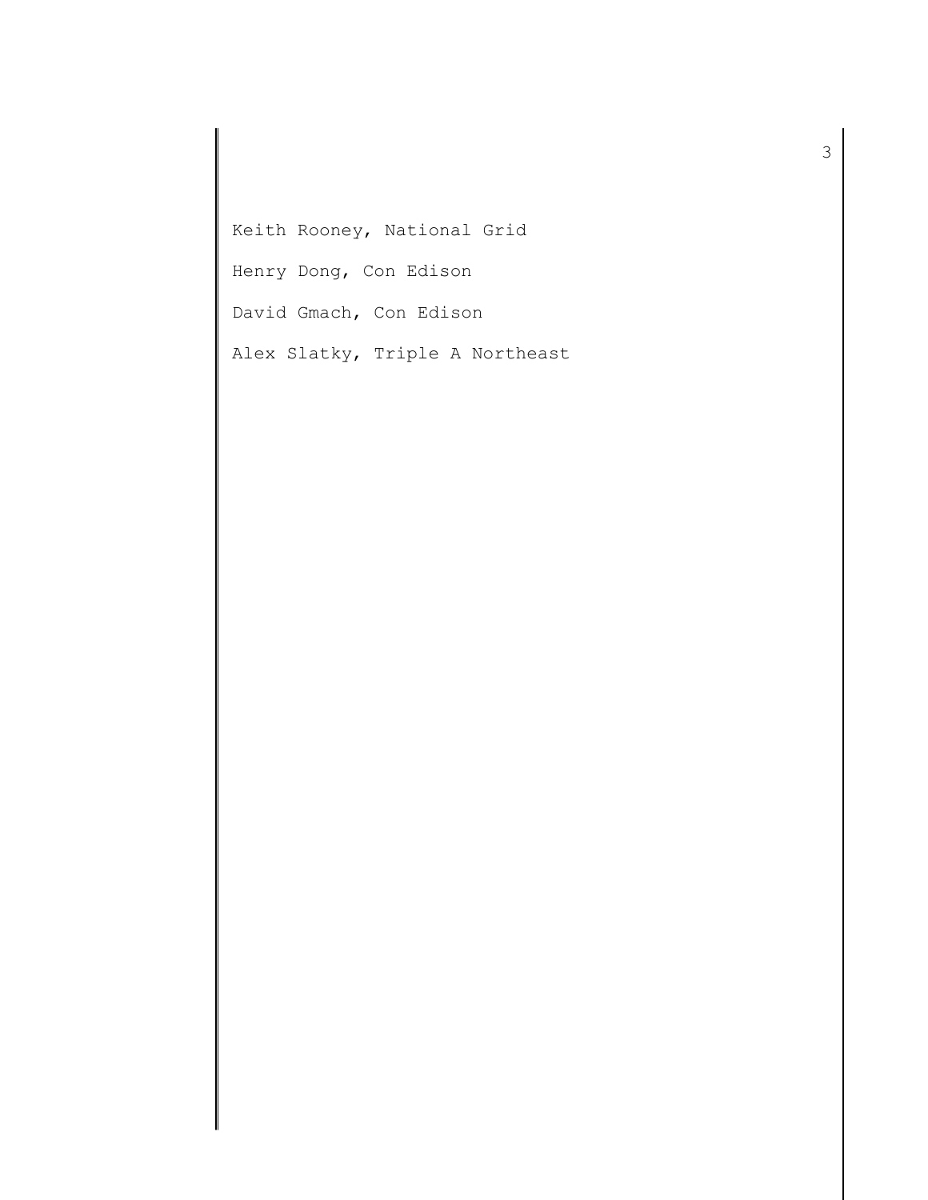Keith Rooney, National Grid

Henry Dong, Con Edison

David Gmach, Con Edison

Alex Slatky, Triple A Northeast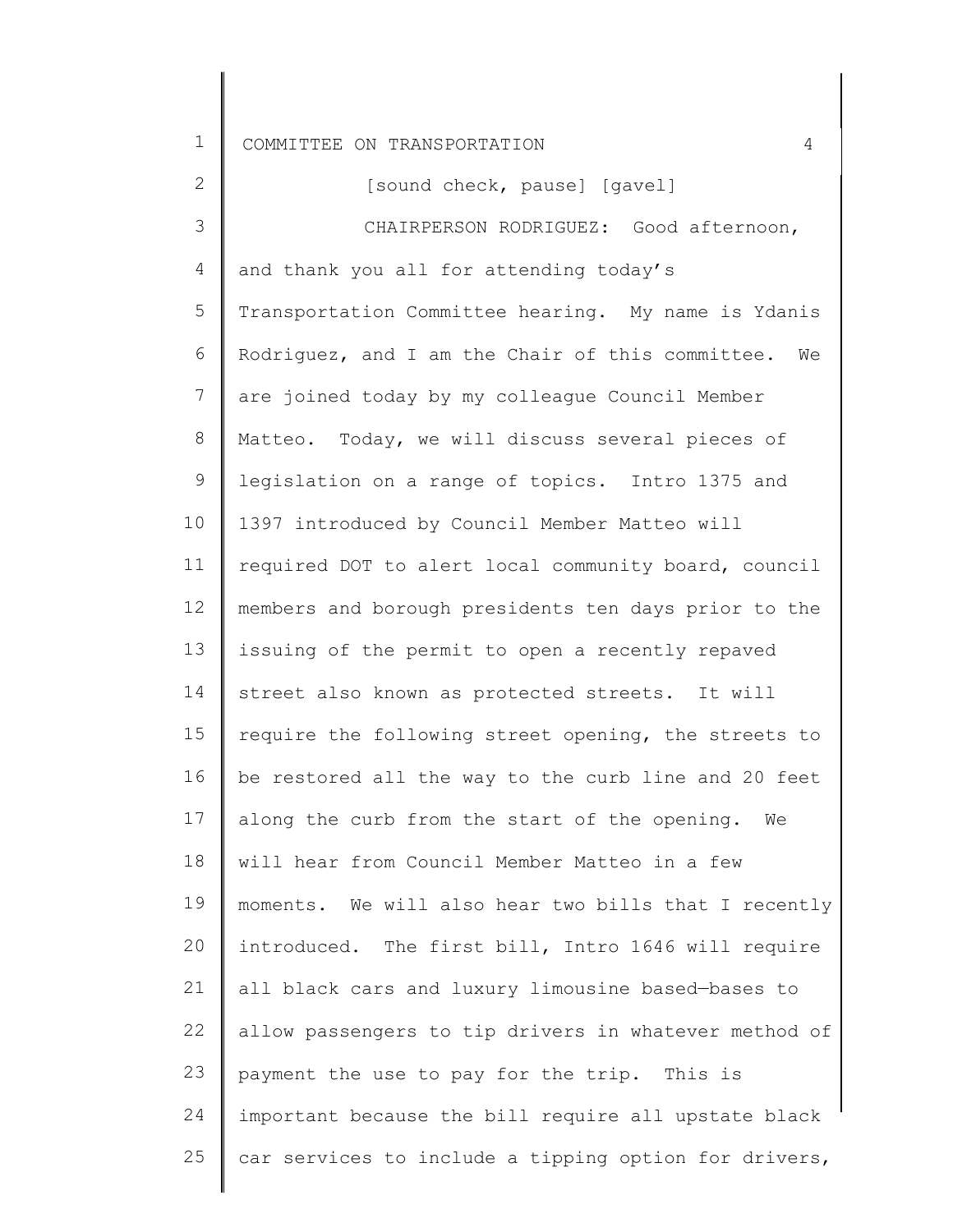[sound check, pause] [gavel]

CHAIRPERSON RODRIGUEZ: Good afternoon, and thank you all for attending today's Transportation Committee hearing. My name is Ydanis Rodriguez, and I am the Chair of this committee. We are joined today by my colleague Council Member Matteo. Today, we will discuss several pieces of legislation on a range of topics. Intro 1375 and 1397 introduced by Council Member Matteo will required DOT to alert local community board, council members and borough presidents ten days prior to the issuing of the permit to open a recently repaved street also known as protected streets. It will require the following street opening, the streets to be restored all the way to the curb line and 20 feet along the curb from the start of the opening. We will hear from Council Member Matteo in a few moments. We will also hear two bills that I recently introduced. The first bill, Intro 1646 will require all black cars and luxury limousine based—bases to allow passengers to tip drivers in whatever method of payment the use to pay for the trip. This is important because the bill require all upstate black car services to include a tipping option for drivers,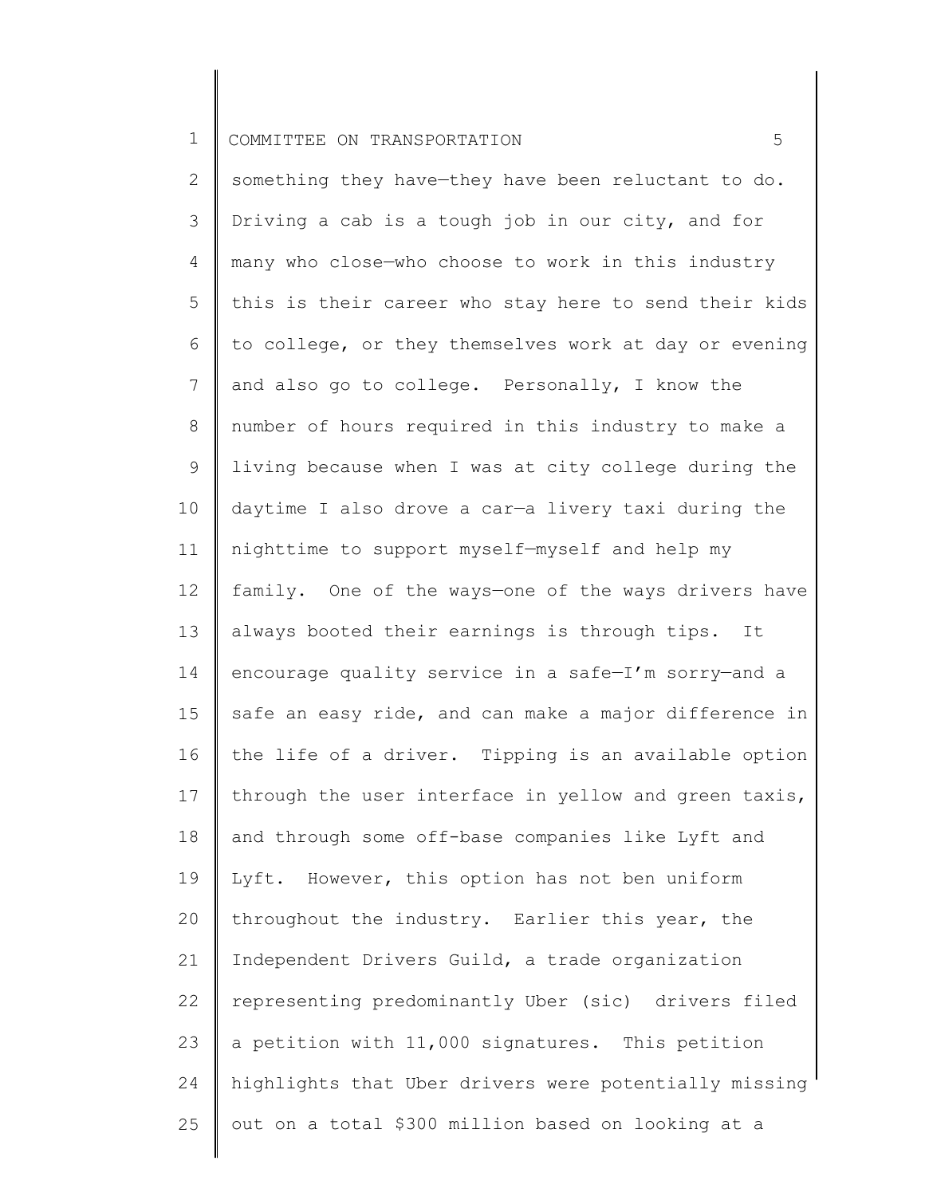something they have—they have been reluctant to do. Driving a cab is a tough job in our city, and for many who close—who choose to work in this industry this is their career who stay here to send their kids to college, or they themselves work at day or evening and also go to college. Personally, I know the number of hours required in this industry to make a living because when I was at city college during the daytime I also drove a car—a livery taxi during the nighttime to support myself—myself and help my family. One of the ways—one of the ways drivers have always booted their earnings is through tips. It encourage quality service in a safe—I'm sorry—and a safe an easy ride, and can make a major difference in the life of a driver. Tipping is an available option through the user interface in yellow and green taxis, and through some off-base companies like Lyft and Lyft. However, this option has not ben uniform throughout the industry. Earlier this year, the Independent Drivers Guild, a trade organization representing predominantly Uber (sic) drivers filed a petition with 11,000 signatures. This petition highlights that Uber drivers were potentially missing out on a total $300 million based on looking at a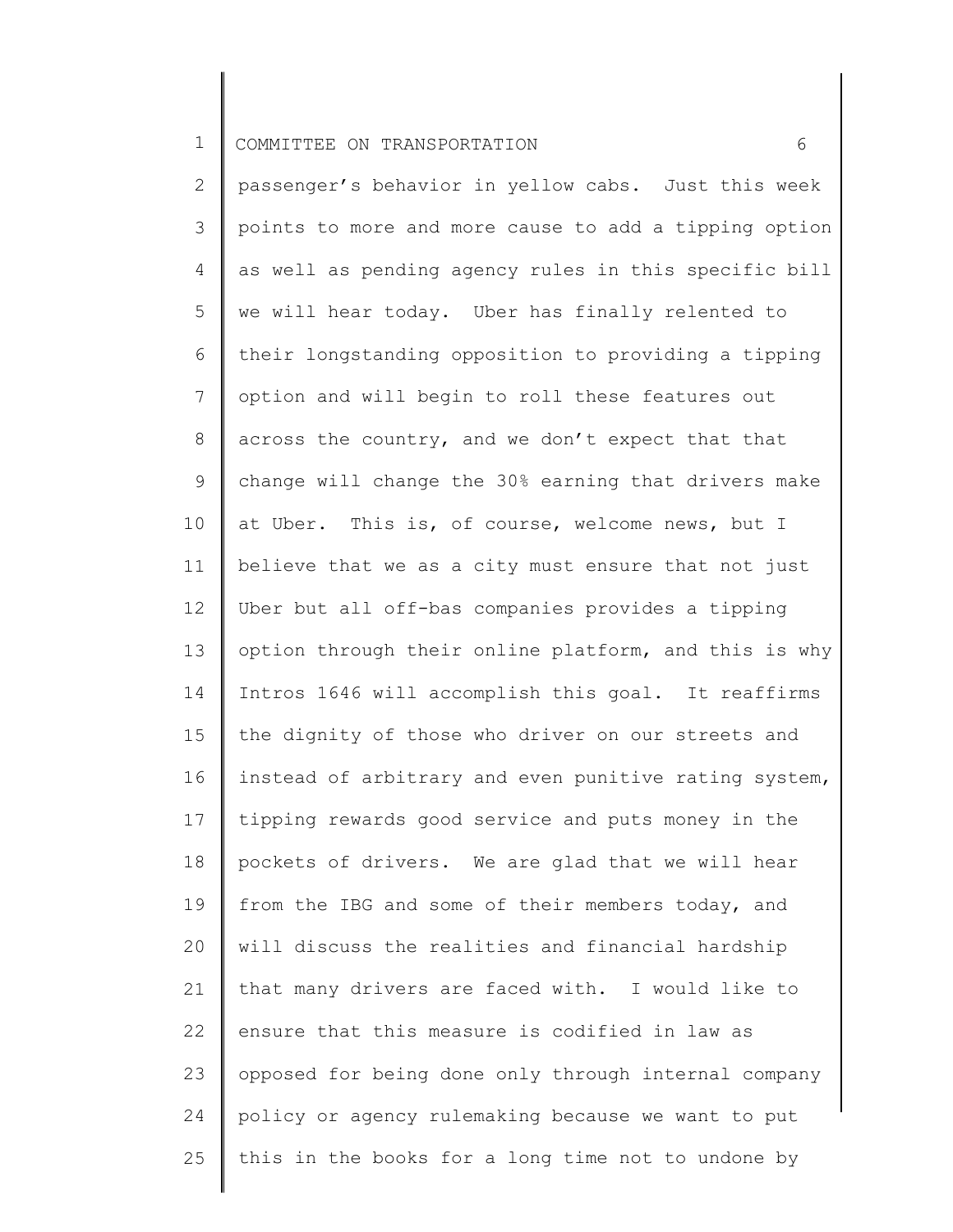passenger's behavior in yellow cabs. Just this week points to more and more cause to add a tipping option as well as pending agency rules in this specific bill we will hear today. Uber has finally relented to their longstanding opposition to providing a tipping option and will begin to roll these features out across the country, and we don't expect that that change will change the 30% earning that drivers make at Uber. This is, of course, welcome news, but I believe that we as a city must ensure that not just Uber but all off-bas companies provides a tipping option through their online platform, and this is why Intros 1646 will accomplish this goal. It reaffirms the dignity of those who driver on our streets and instead of arbitrary and even punitive rating system, tipping rewards good service and puts money in the pockets of drivers. We are glad that we will hear from the IBG and some of their members today, and will discuss the realities and financial hardship that many drivers are faced with. I would like to ensure that this measure is codified in law as opposed for being done only through internal company policy or agency rulemaking because we want to put this in the books for a long time not to undone by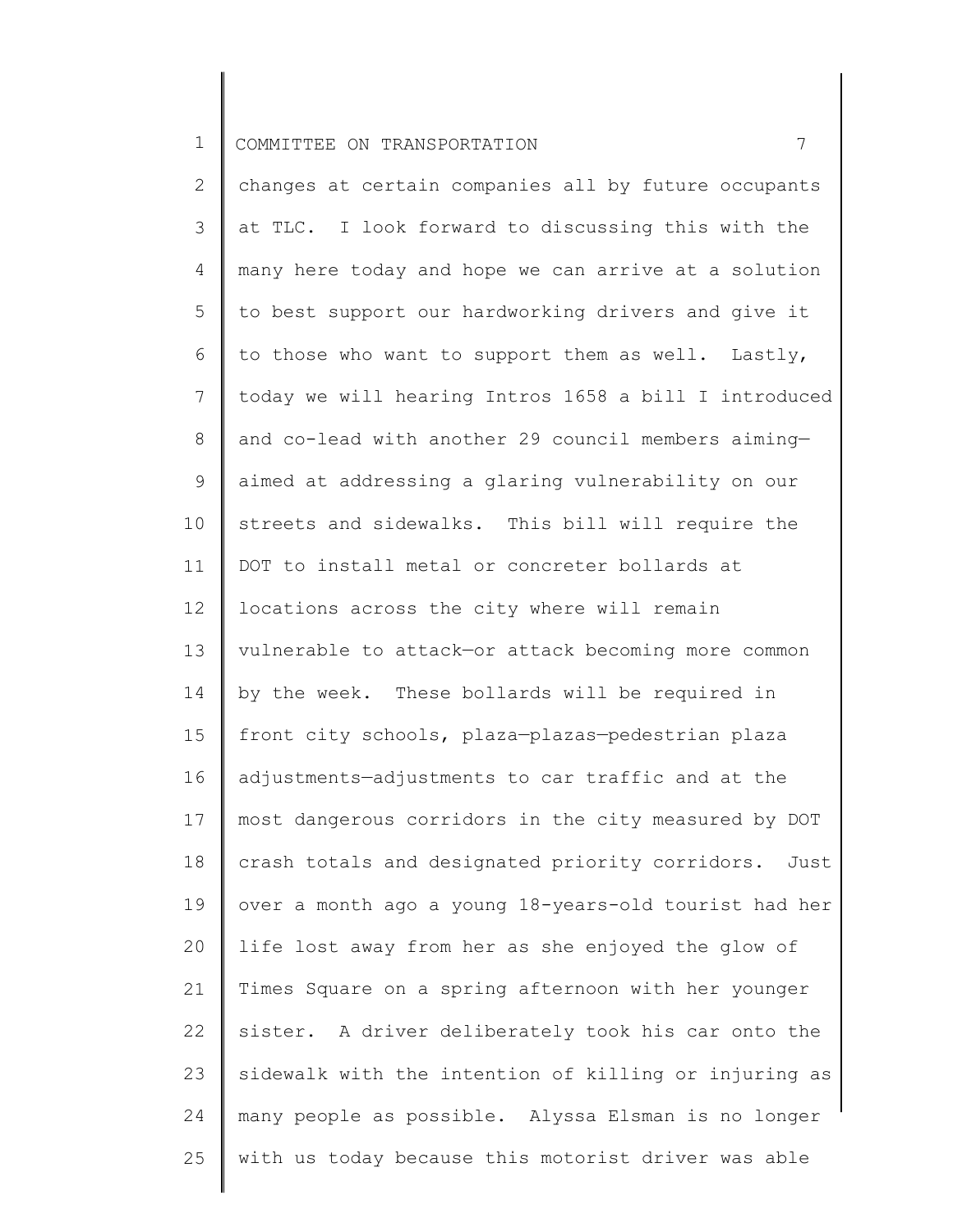changes at certain companies all by future occupants at TLC. I look forward to discussing this with the many here today and hope we can arrive at a solution to best support our hardworking drivers and give it to those who want to support them as well. Lastly, today we will hearing Intros 1658 a bill I introduced and co-lead with another 29 council members aiming—aimed at addressing a glaring vulnerability on our streets and sidewalks. This bill will require the DOT to install metal or concreter bollards at locations across the city where will remain vulnerable to attack—or attack becoming more common by the week. These bollards will be required in front city schools, plaza—plazas—pedestrian plaza adjustments—adjustments to car traffic and at the most dangerous corridors in the city measured by DOT crash totals and designated priority corridors. Just over a month ago a young 18-years-old tourist had her life lost away from her as she enjoyed the glow of Times Square on a spring afternoon with her younger sister. A driver deliberately took his car onto the sidewalk with the intention of killing or injuring as many people as possible. Alyssa Elsman is no longer with us today because this motorist driver was able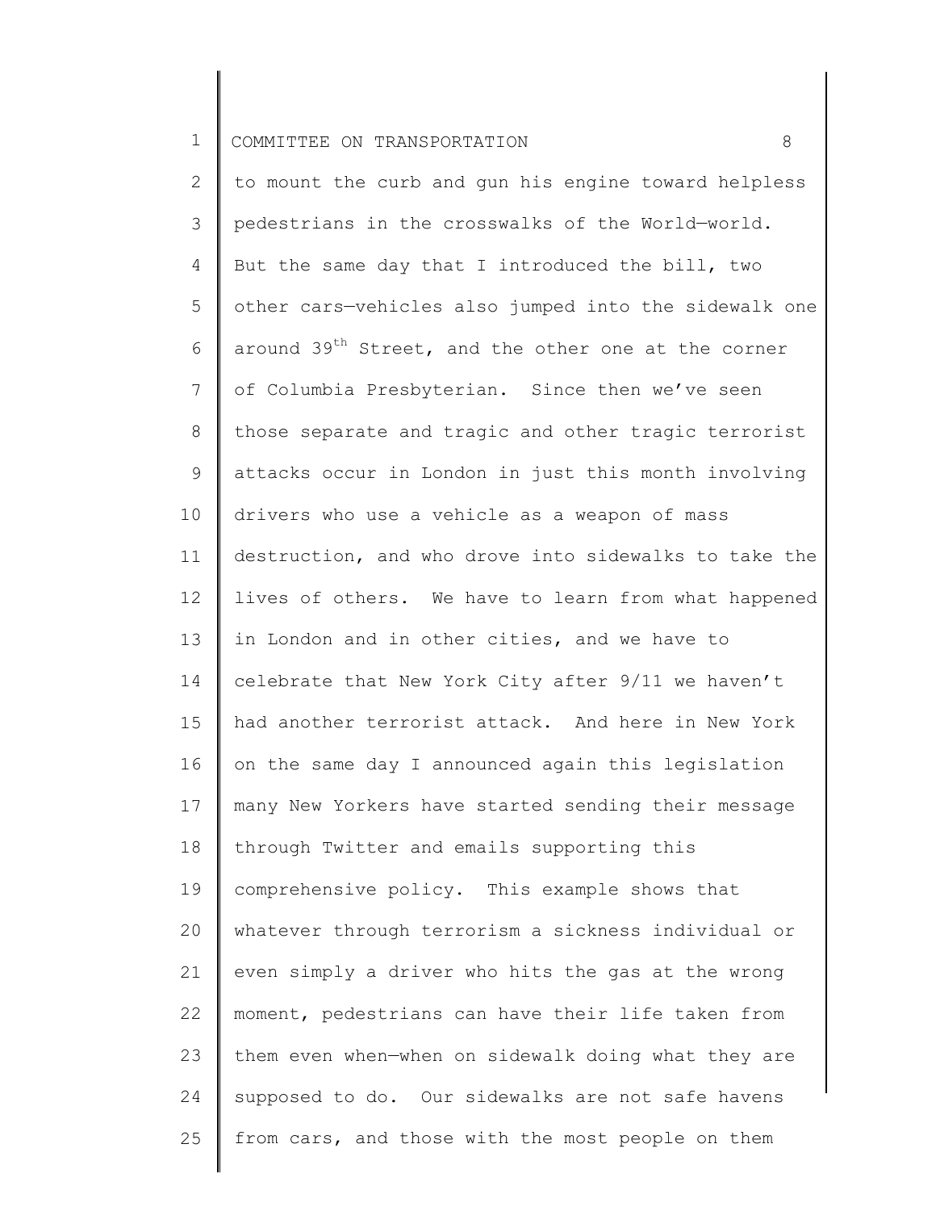to mount the curb and gun his engine toward helpless pedestrians in the crosswalks of the World—world. But the same day that I introduced the bill, two other cars—vehicles also jumped into the sidewalk one around 39th Street, and the other one at the corner of Columbia Presbyterian. Since then we've seen those separate and tragic and other tragic terrorist attacks occur in London in just this month involving drivers who use a vehicle as a weapon of mass destruction, and who drove into sidewalks to take the lives of others. We have to learn from what happened in London and in other cities, and we have to celebrate that New York City after 9/11 we haven't had another terrorist attack. And here in New York on the same day I announced again this legislation many New Yorkers have started sending their message through Twitter and emails supporting this comprehensive policy. This example shows that whatever through terrorism a sickness individual or even simply a driver who hits the gas at the wrong moment, pedestrians can have their life taken from them even when—when on sidewalk doing what they are supposed to do. Our sidewalks are not safe havens from cars, and those with the most people on them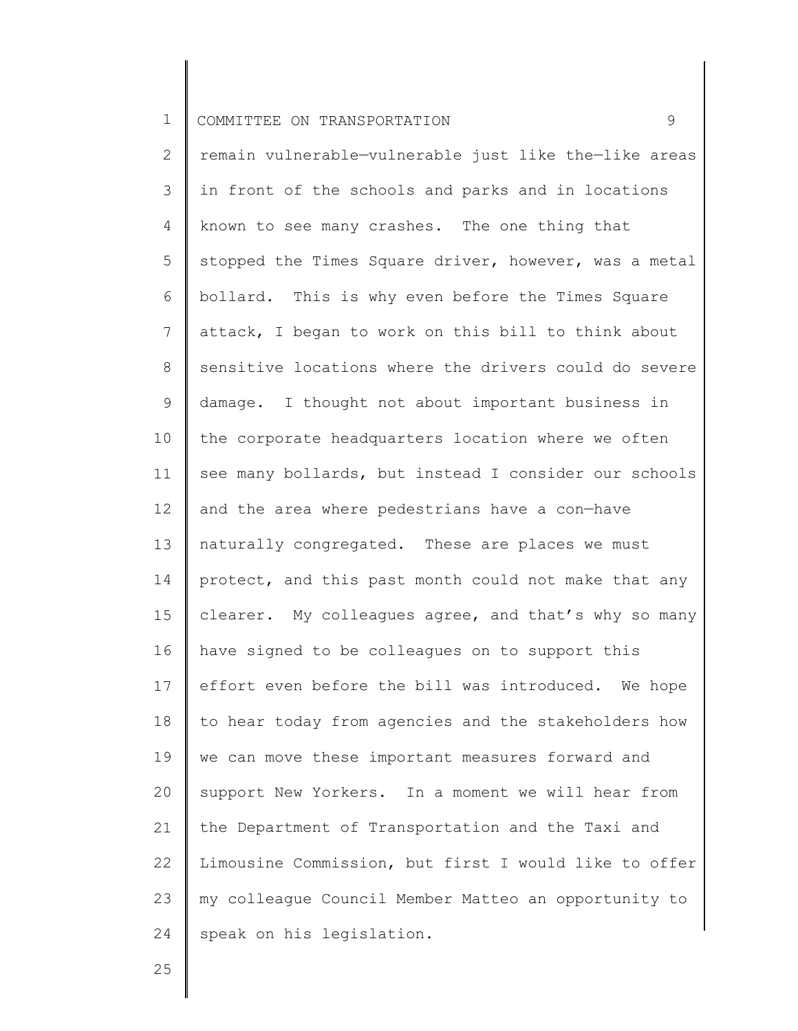remain vulnerable—vulnerable just like the—like areas in front of the schools and parks and in locations known to see many crashes. The one thing that stopped the Times Square driver, however, was a metal bollard. This is why even before the Times Square attack, I began to work on this bill to think about sensitive locations where the drivers could do severe damage. I thought not about important business in the corporate headquarters location where we often see many bollards, but instead I consider our schools and the area where pedestrians have a con—have naturally congregated. These are places we must protect, and this past month could not make that any clearer. My colleagues agree, and that's why so many have signed to be colleagues on to support this effort even before the bill was introduced. We hope to hear today from agencies and the stakeholders how we can move these important measures forward and support New Yorkers. In a moment we will hear from the Department of Transportation and the Taxi and Limousine Commission, but first I would like to offer my colleague Council Member Matteo an opportunity to speak on his legislation.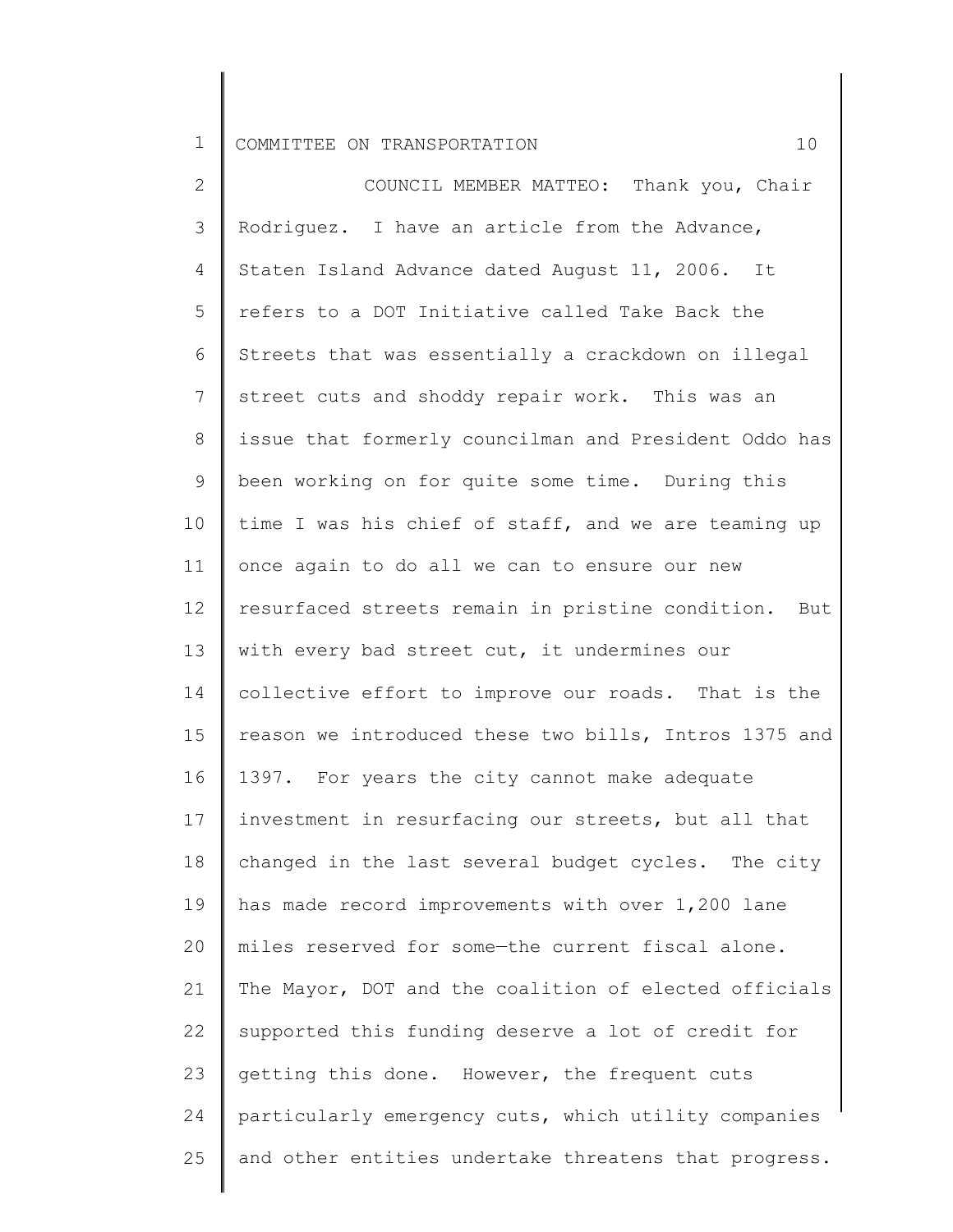COUNCIL MEMBER MATTEO: Thank you, Chair Rodriguez. I have an article from the Advance, Staten Island Advance dated August 11, 2006. It refers to a DOT Initiative called Take Back the Streets that was essentially a crackdown on illegal street cuts and shoddy repair work. This was an issue that formerly councilman and President Oddo has been working on for quite some time. During this time I was his chief of staff, and we are teaming up once again to do all we can to ensure our new resurfaced streets remain in pristine condition. But with every bad street cut, it undermines our collective effort to improve our roads. That is the reason we introduced these two bills, Intros 1375 and 1397. For years the city cannot make adequate investment in resurfacing our streets, but all that changed in the last several budget cycles. The city has made record improvements with over 1,200 lane miles reserved for some—the current fiscal alone. The Mayor, DOT and the coalition of elected officials supported this funding deserve a lot of credit for getting this done. However, the frequent cuts particularly emergency cuts, which utility companies and other entities undertake threatens that progress.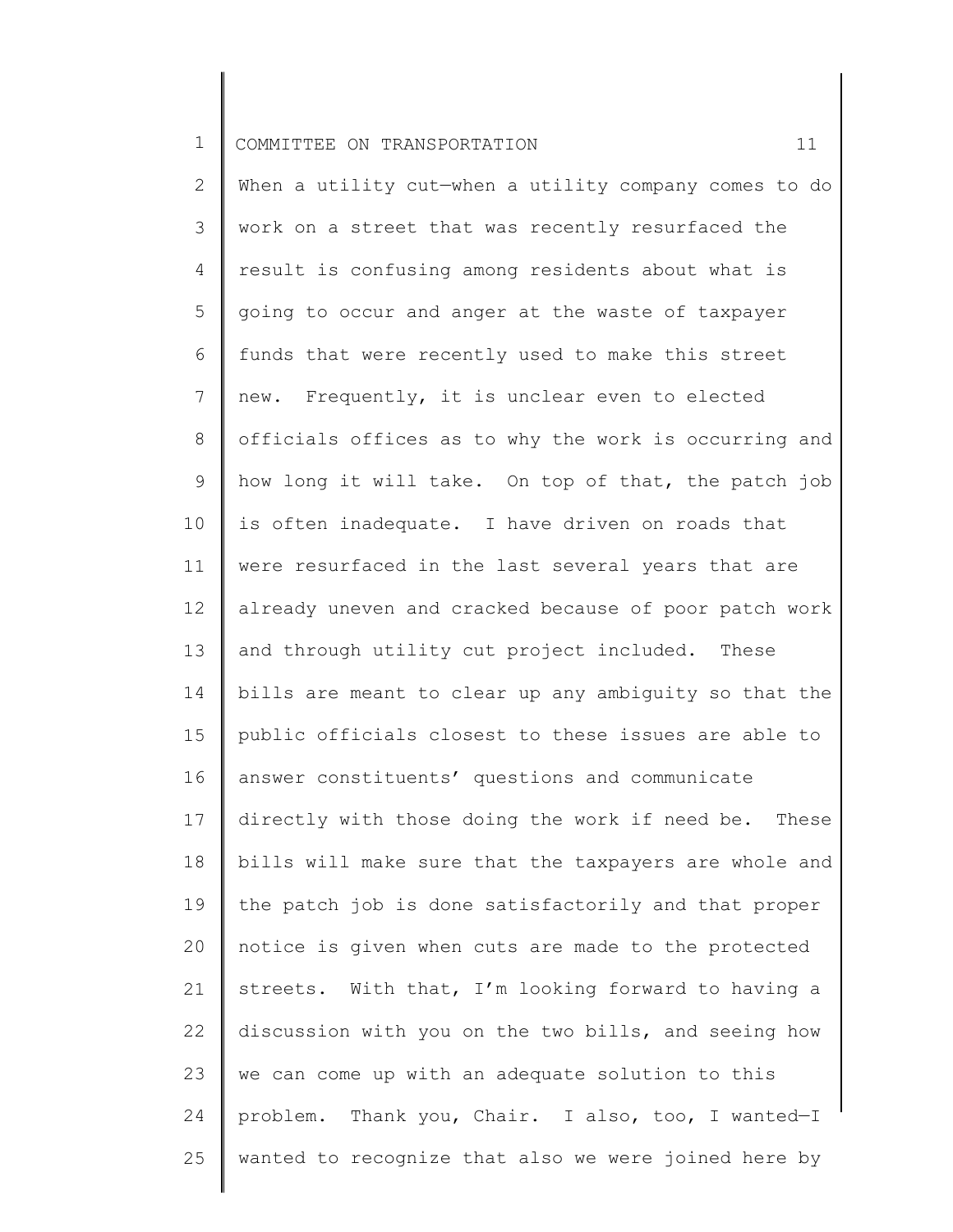When a utility cut—when a utility company comes to do work on a street that was recently resurfaced the result is confusing among residents about what is going to occur and anger at the waste of taxpayer funds that were recently used to make this street new. Frequently, it is unclear even to elected officials offices as to why the work is occurring and how long it will take. On top of that, the patch job is often inadequate. I have driven on roads that were resurfaced in the last several years that are already uneven and cracked because of poor patch work and through utility cut project included. These bills are meant to clear up any ambiguity so that the public officials closest to these issues are able to answer constituents' questions and communicate directly with those doing the work if need be. These bills will make sure that the taxpayers are whole and the patch job is done satisfactorily and that proper notice is given when cuts are made to the protected streets. With that, I'm looking forward to having a discussion with you on the two bills, and seeing how we can come up with an adequate solution to this problem. Thank you, Chair. I also, too, I wanted—I wanted to recognize that also we were joined here by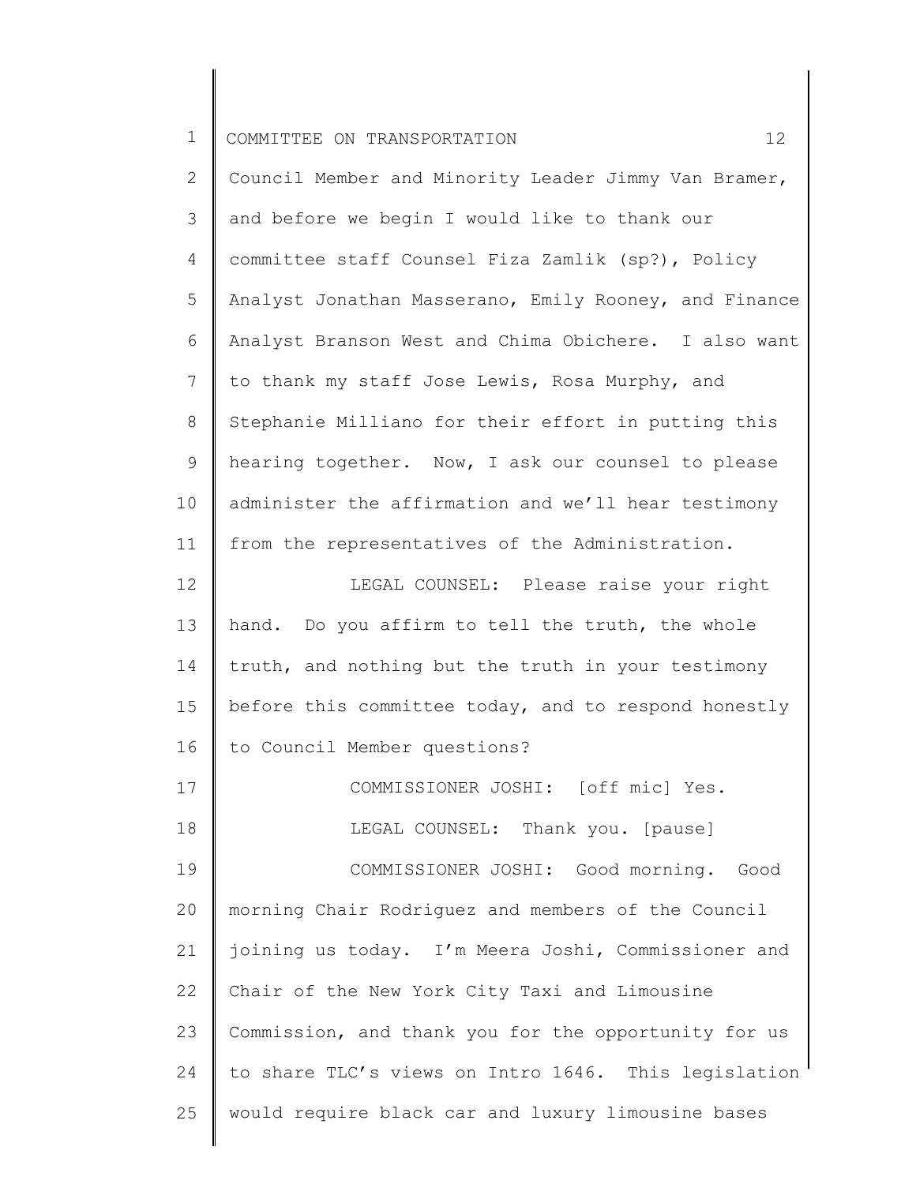Council Member and Minority Leader Jimmy Van Bramer, and before we begin I would like to thank our committee staff Counsel Fiza Zamlik (sp?), Policy Analyst Jonathan Masserano, Emily Rooney, and Finance Analyst Branson West and Chima Obichere. I also want to thank my staff Jose Lewis, Rosa Murphy, and Stephanie Milliano for their effort in putting this hearing together. Now, I ask our counsel to please administer the affirmation and we'll hear testimony from the representatives of the Administration.

LEGAL COUNSEL: Please raise your right hand. Do you affirm to tell the truth, the whole truth, and nothing but the truth in your testimony before this committee today, and to respond honestly to Council Member questions?

COMMISSIONER JOSHI: [off mic] Yes.

LEGAL COUNSEL: Thank you. [pause]

COMMISSIONER JOSHI: Good morning. Good morning Chair Rodriguez and members of the Council joining us today. I'm Meera Joshi, Commissioner and Chair of the New York City Taxi and Limousine Commission, and thank you for the opportunity for us to share TLC's views on Intro 1646. This legislation would require black car and luxury limousine bases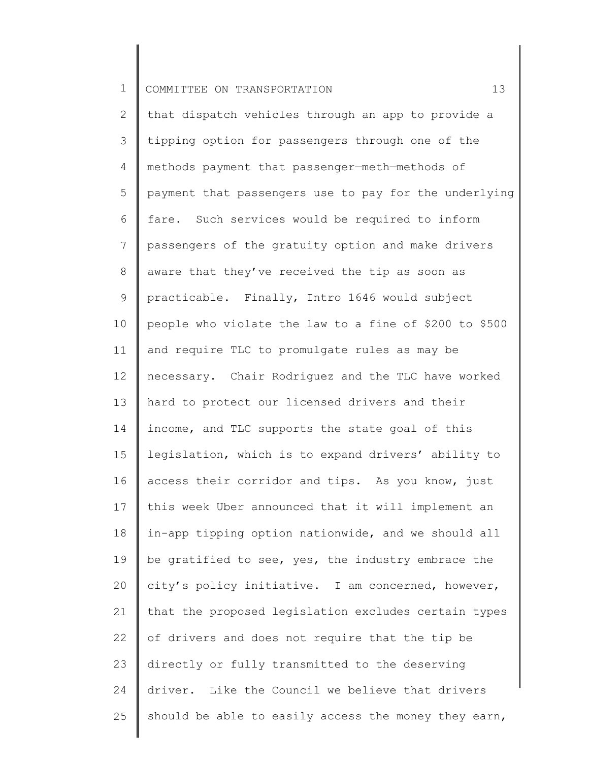that dispatch vehicles through an app to provide a tipping option for passengers through one of the methods payment that passenger—meth—methods of payment that passengers use to pay for the underlying fare. Such services would be required to inform passengers of the gratuity option and make drivers aware that they've received the tip as soon as practicable. Finally, Intro 1646 would subject people who violate the law to a fine of $200 to $500 and require TLC to promulgate rules as may be necessary. Chair Rodriguez and the TLC have worked hard to protect our licensed drivers and their income, and TLC supports the state goal of this legislation, which is to expand drivers' ability to access their corridor and tips. As you know, just this week Uber announced that it will implement an in-app tipping option nationwide, and we should all be gratified to see, yes, the industry embrace the city's policy initiative. I am concerned, however, that the proposed legislation excludes certain types of drivers and does not require that the tip be directly or fully transmitted to the deserving driver. Like the Council we believe that drivers should be able to easily access the money they earn,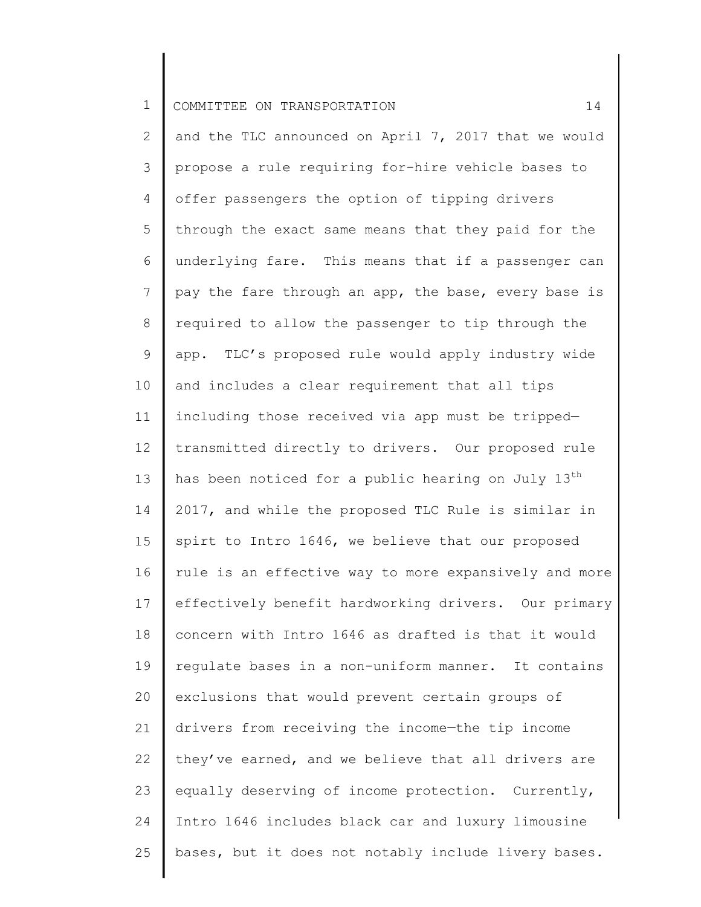and the TLC announced on April 7, 2017 that we would propose a rule requiring for-hire vehicle bases to offer passengers the option of tipping drivers through the exact same means that they paid for the underlying fare. This means that if a passenger can pay the fare through an app, the base, every base is required to allow the passenger to tip through the app. TLC's proposed rule would apply industry wide and includes a clear requirement that all tips including those received via app must be tripped—transmitted directly to drivers. Our proposed rule has been noticed for a public hearing on July 13th 2017, and while the proposed TLC Rule is similar in spirt to Intro 1646, we believe that our proposed rule is an effective way to more expansively and more effectively benefit hardworking drivers. Our primary concern with Intro 1646 as drafted is that it would regulate bases in a non-uniform manner. It contains exclusions that would prevent certain groups of drivers from receiving the income—the tip income they've earned, and we believe that all drivers are equally deserving of income protection. Currently, Intro 1646 includes black car and luxury limousine bases, but it does not notably include livery bases.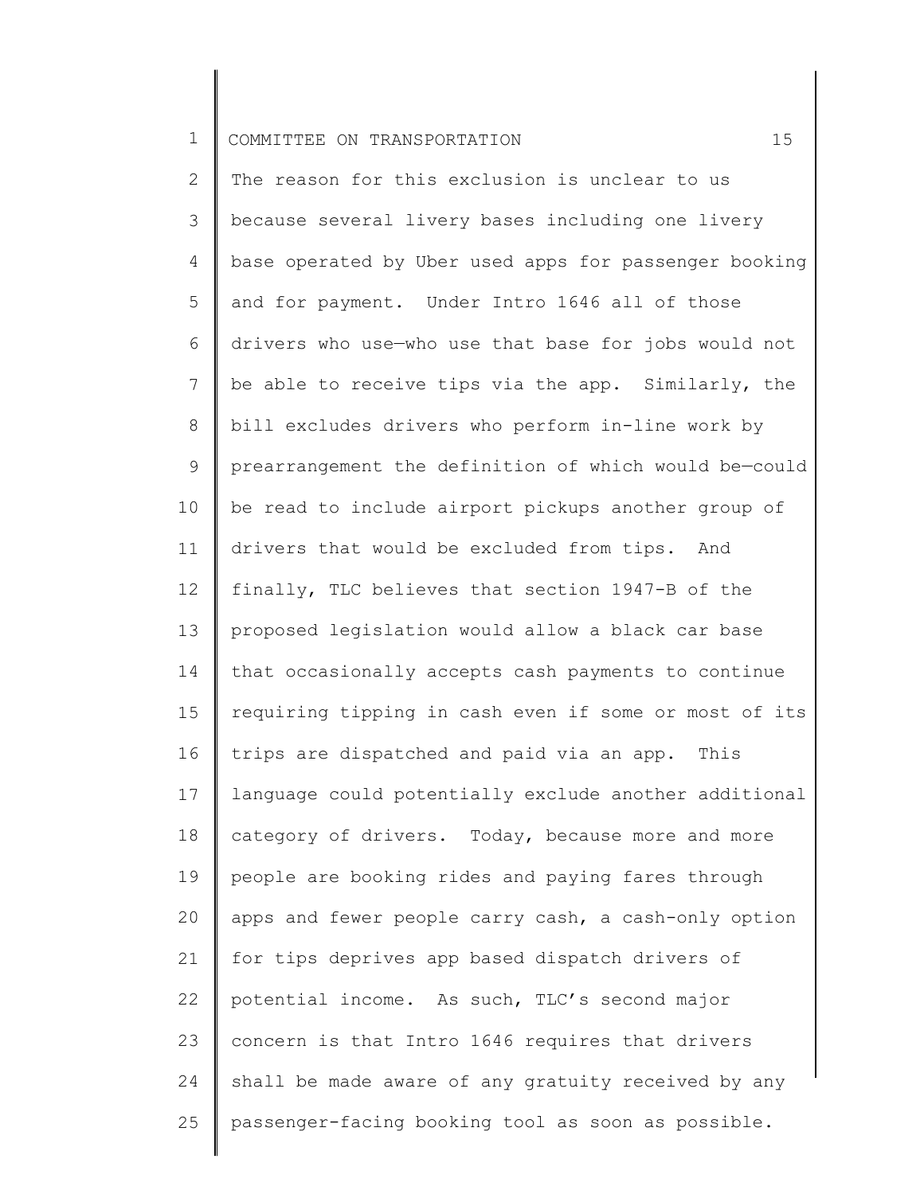The reason for this exclusion is unclear to us because several livery bases including one livery base operated by Uber used apps for passenger booking and for payment. Under Intro 1646 all of those drivers who use—who use that base for jobs would not be able to receive tips via the app. Similarly, the bill excludes drivers who perform in-line work by prearrangement the definition of which would be—could be read to include airport pickups another group of drivers that would be excluded from tips. And finally, TLC believes that section 1947-B of the proposed legislation would allow a black car base that occasionally accepts cash payments to continue requiring tipping in cash even if some or most of its trips are dispatched and paid via an app. This language could potentially exclude another additional category of drivers. Today, because more and more people are booking rides and paying fares through apps and fewer people carry cash, a cash-only option for tips deprives app based dispatch drivers of potential income. As such, TLC's second major concern is that Intro 1646 requires that drivers shall be made aware of any gratuity received by any passenger-facing booking tool as soon as possible.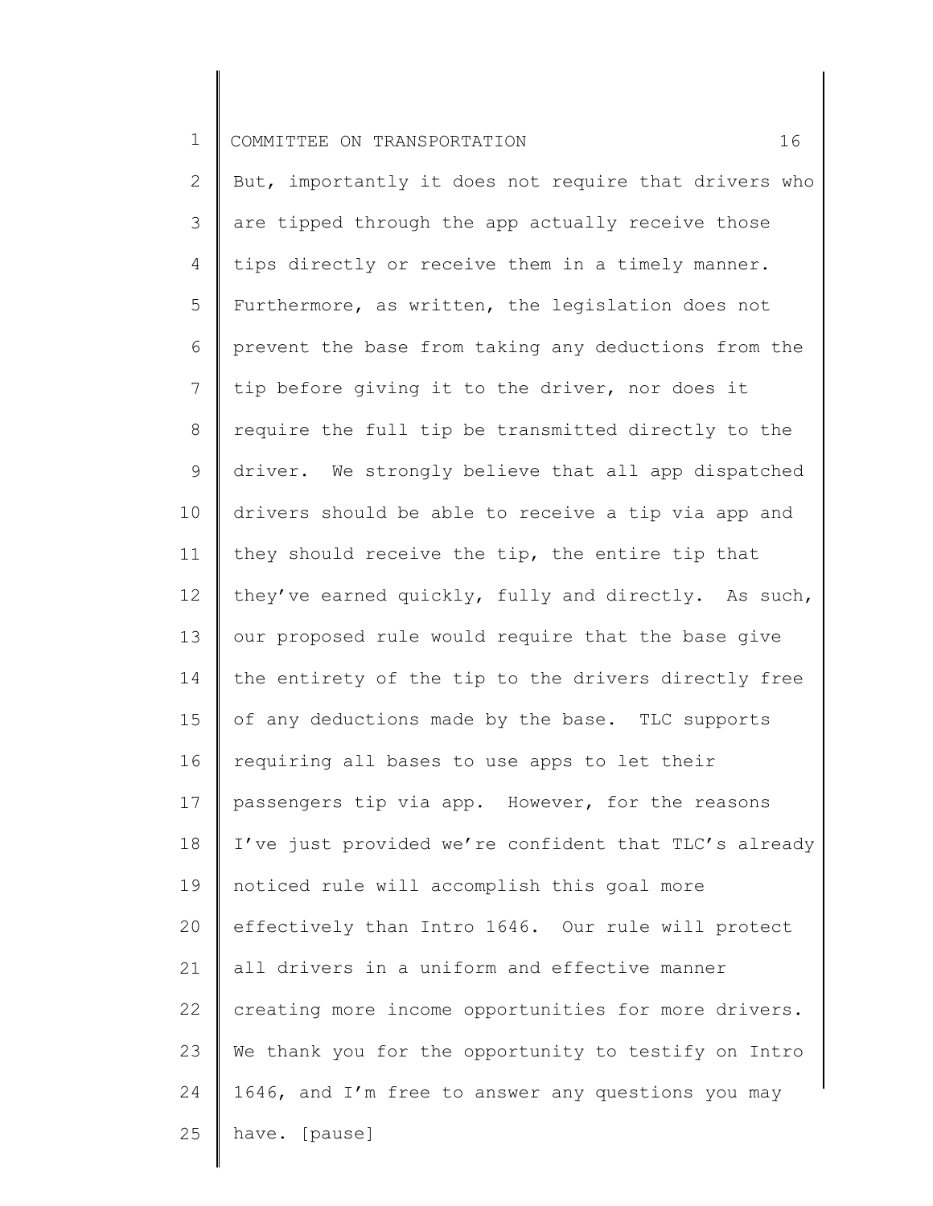But, importantly it does not require that drivers who are tipped through the app actually receive those tips directly or receive them in a timely manner. Furthermore, as written, the legislation does not prevent the base from taking any deductions from the tip before giving it to the driver, nor does it require the full tip be transmitted directly to the driver. We strongly believe that all app dispatched drivers should be able to receive a tip via app and they should receive the tip, the entire tip that they've earned quickly, fully and directly. As such, our proposed rule would require that the base give the entirety of the tip to the drivers directly free of any deductions made by the base. TLC supports requiring all bases to use apps to let their passengers tip via app. However, for the reasons I've just provided we're confident that TLC's already noticed rule will accomplish this goal more effectively than Intro 1646. Our rule will protect all drivers in a uniform and effective manner creating more income opportunities for more drivers. We thank you for the opportunity to testify on Intro 1646, and I'm free to answer any questions you may have. [pause]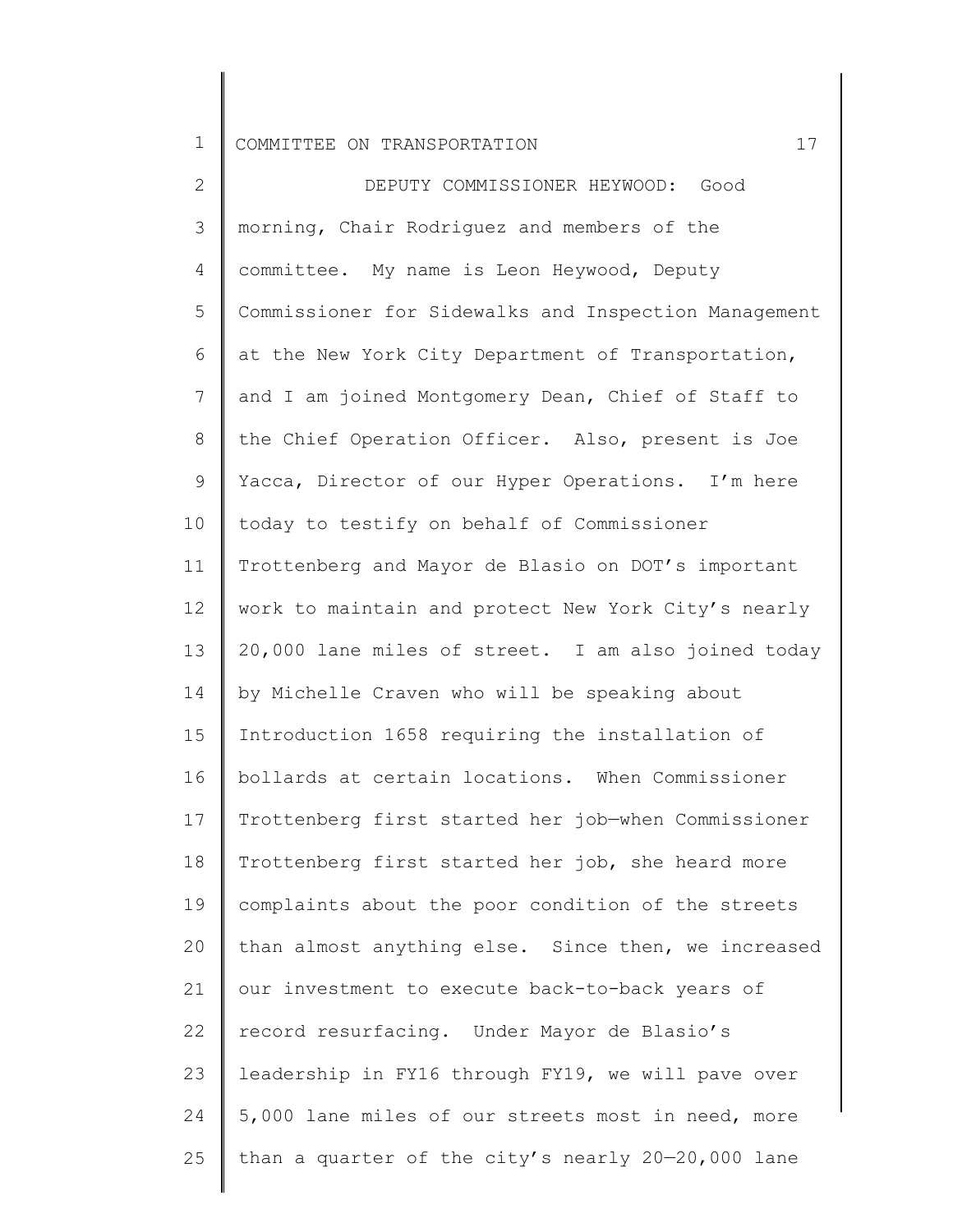DEPUTY COMMISSIONER HEYWOOD: Good morning, Chair Rodriguez and members of the committee. My name is Leon Heywood, Deputy Commissioner for Sidewalks and Inspection Management at the New York City Department of Transportation, and I am joined Montgomery Dean, Chief of Staff to the Chief Operation Officer. Also, present is Joe Yacca, Director of our Hyper Operations. I'm here today to testify on behalf of Commissioner Trottenberg and Mayor de Blasio on DOT's important work to maintain and protect New York City's nearly 20,000 lane miles of street. I am also joined today by Michelle Craven who will be speaking about Introduction 1658 requiring the installation of bollards at certain locations. When Commissioner Trottenberg first started her job—when Commissioner Trottenberg first started her job, she heard more complaints about the poor condition of the streets than almost anything else. Since then, we increased our investment to execute back-to-back years of record resurfacing. Under Mayor de Blasio's leadership in FY16 through FY19, we will pave over 5,000 lane miles of our streets most in need, more than a quarter of the city's nearly 20—20,000 lane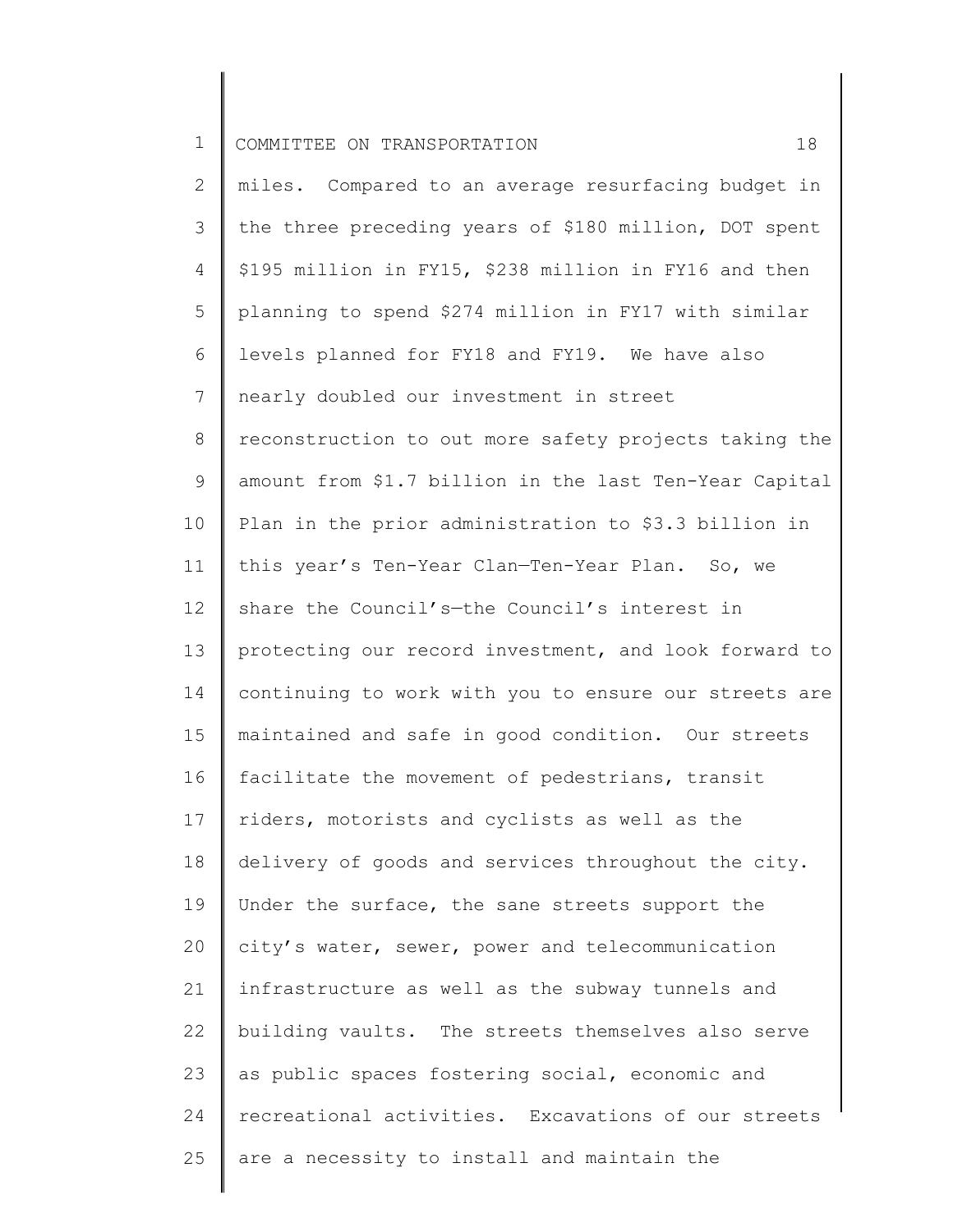miles. Compared to an average resurfacing budget in the three preceding years of $180 million, DOT spent $195 million in FY15, $238 million in FY16 and then planning to spend $274 million in FY17 with similar levels planned for FY18 and FY19. We have also nearly doubled our investment in street reconstruction to out more safety projects taking the amount from $1.7 billion in the last Ten-Year Capital Plan in the prior administration to $3.3 billion in this year's Ten-Year Clan—Ten-Year Plan. So, we share the Council's—the Council's interest in protecting our record investment, and look forward to continuing to work with you to ensure our streets are maintained and safe in good condition. Our streets facilitate the movement of pedestrians, transit riders, motorists and cyclists as well as the delivery of goods and services throughout the city. Under the surface, the sane streets support the city's water, sewer, power and telecommunication infrastructure as well as the subway tunnels and building vaults. The streets themselves also serve as public spaces fostering social, economic and recreational activities. Excavations of our streets are a necessity to install and maintain the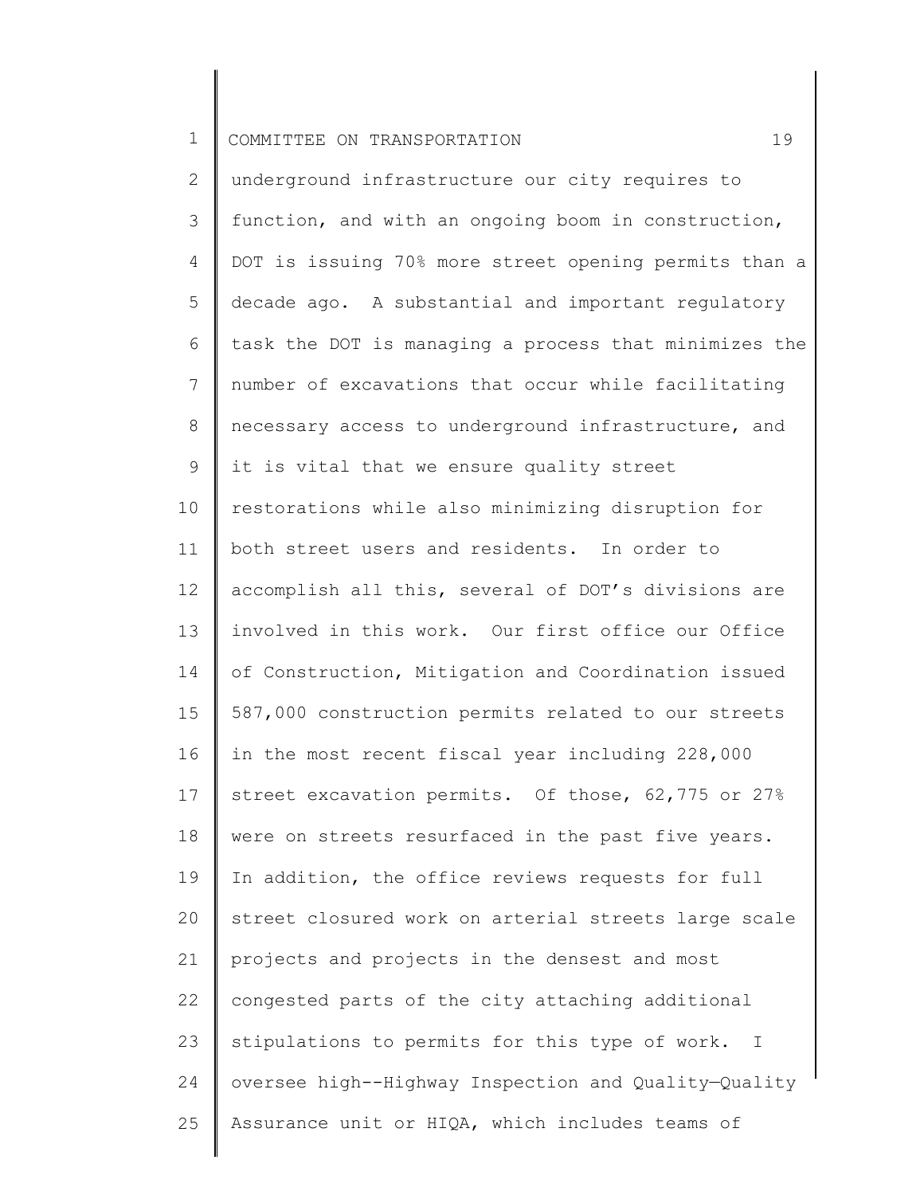underground infrastructure our city requires to function, and with an ongoing boom in construction, DOT is issuing 70% more street opening permits than a decade ago. A substantial and important regulatory task the DOT is managing a process that minimizes the number of excavations that occur while facilitating necessary access to underground infrastructure, and it is vital that we ensure quality street restorations while also minimizing disruption for both street users and residents. In order to accomplish all this, several of DOT's divisions are involved in this work. Our first office our Office of Construction, Mitigation and Coordination issued 587,000 construction permits related to our streets in the most recent fiscal year including 228,000 street excavation permits. Of those, 62,775 or 27% were on streets resurfaced in the past five years. In addition, the office reviews requests for full street closured work on arterial streets large scale projects and projects in the densest and most congested parts of the city attaching additional stipulations to permits for this type of work. I oversee high--Highway Inspection and Quality—Quality Assurance unit or HIQA, which includes teams of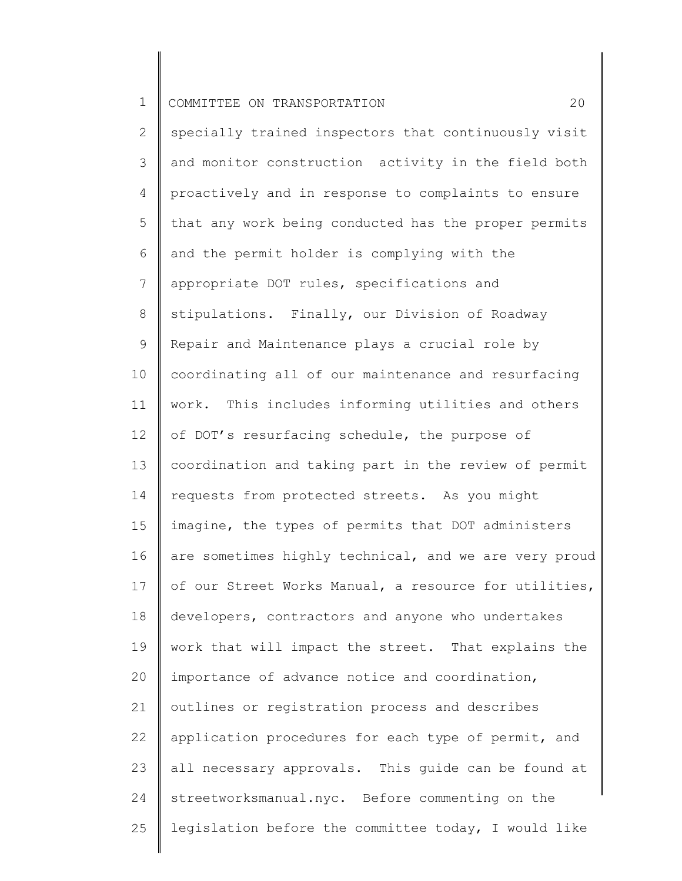specially trained inspectors that continuously visit and monitor construction  activity in the field both proactively and in response to complaints to ensure that any work being conducted has the proper permits and the permit holder is complying with the appropriate DOT rules, specifications and stipulations.  Finally, our Division of Roadway Repair and Maintenance plays a crucial role by coordinating all of our maintenance and resurfacing work.  This includes informing utilities and others of DOT's resurfacing schedule, the purpose of coordination and taking part in the review of permit requests from protected streets.  As you might imagine, the types of permits that DOT administers are sometimes highly technical, and we are very proud of our Street Works Manual, a resource for utilities, developers, contractors and anyone who undertakes work that will impact the street.  That explains the importance of advance notice and coordination, outlines or registration process and describes application procedures for each type of permit, and all necessary approvals.  This guide can be found at streetworksmanual.nyc.  Before commenting on the legislation before the committee today, I would like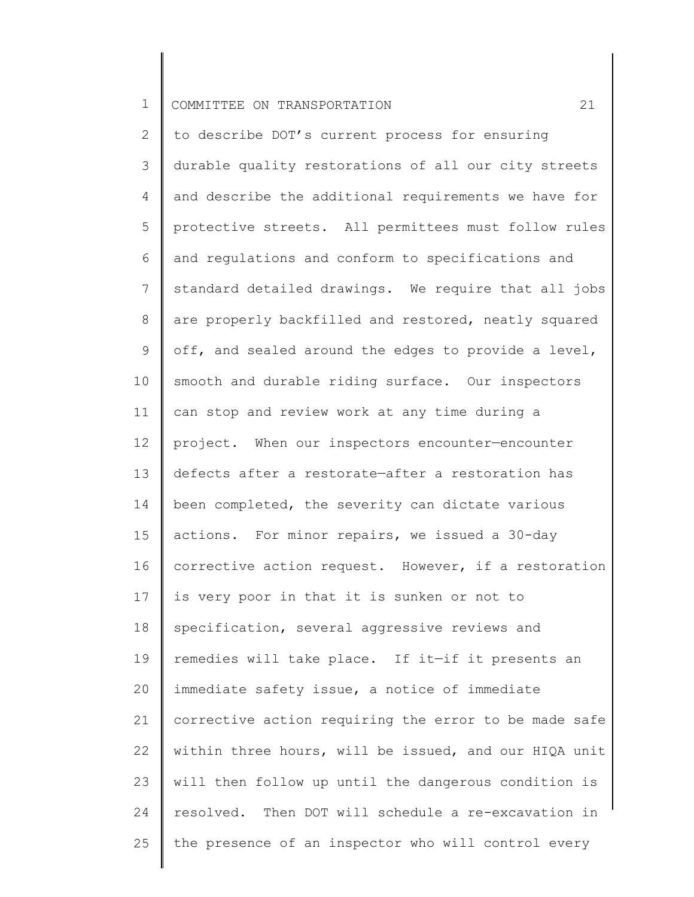to describe DOT's current process for ensuring durable quality restorations of all our city streets and describe the additional requirements we have for protective streets. All permittees must follow rules and regulations and conform to specifications and standard detailed drawings. We require that all jobs are properly backfilled and restored, neatly squared off, and sealed around the edges to provide a level, smooth and durable riding surface. Our inspectors can stop and review work at any time during a project. When our inspectors encounter—encounter defects after a restorate—after a restoration has been completed, the severity can dictate various actions. For minor repairs, we issued a 30-day corrective action request. However, if a restoration is very poor in that it is sunken or not to specification, several aggressive reviews and remedies will take place. If it—if it presents an immediate safety issue, a notice of immediate corrective action requiring the error to be made safe within three hours, will be issued, and our HIQA unit will then follow up until the dangerous condition is resolved. Then DOT will schedule a re-excavation in the presence of an inspector who will control every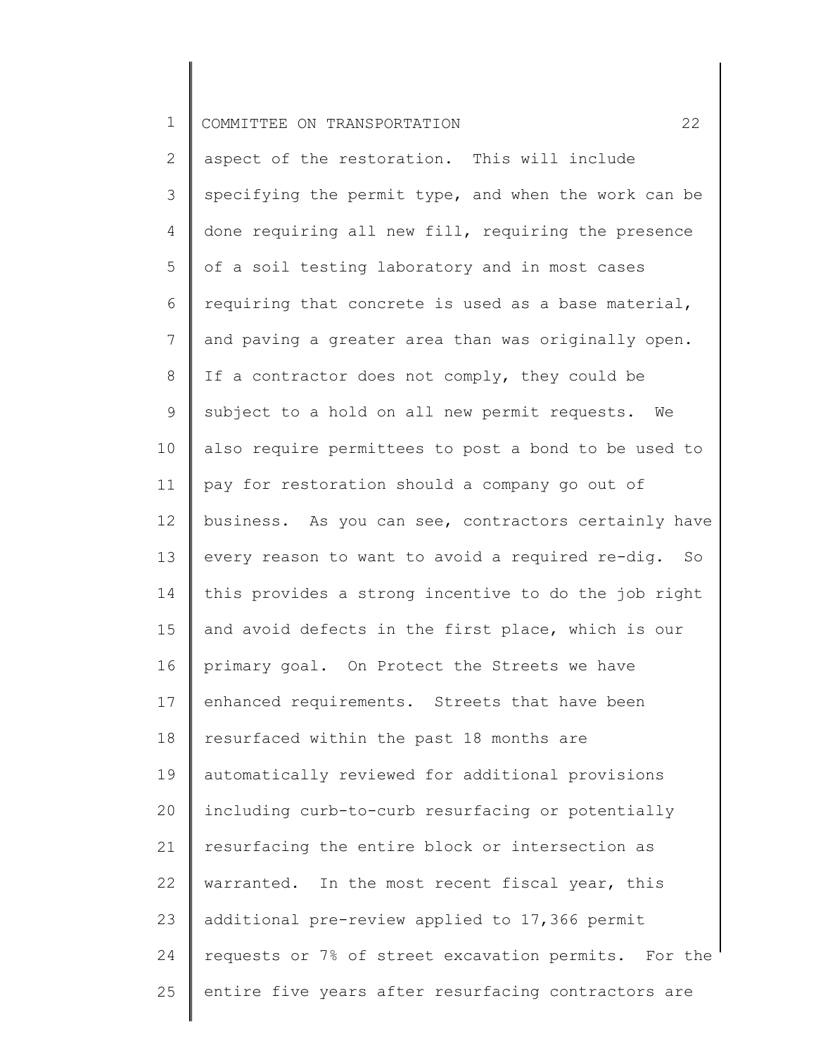aspect of the restoration. This will include specifying the permit type, and when the work can be done requiring all new fill, requiring the presence of a soil testing laboratory and in most cases requiring that concrete is used as a base material, and paving a greater area than was originally open. If a contractor does not comply, they could be subject to a hold on all new permit requests. We also require permittees to post a bond to be used to pay for restoration should a company go out of business. As you can see, contractors certainly have every reason to want to avoid a required re-dig. So this provides a strong incentive to do the job right and avoid defects in the first place, which is our primary goal. On Protect the Streets we have enhanced requirements. Streets that have been resurfaced within the past 18 months are automatically reviewed for additional provisions including curb-to-curb resurfacing or potentially resurfacing the entire block or intersection as warranted. In the most recent fiscal year, this additional pre-review applied to 17,366 permit requests or 7% of street excavation permits. For the entire five years after resurfacing contractors are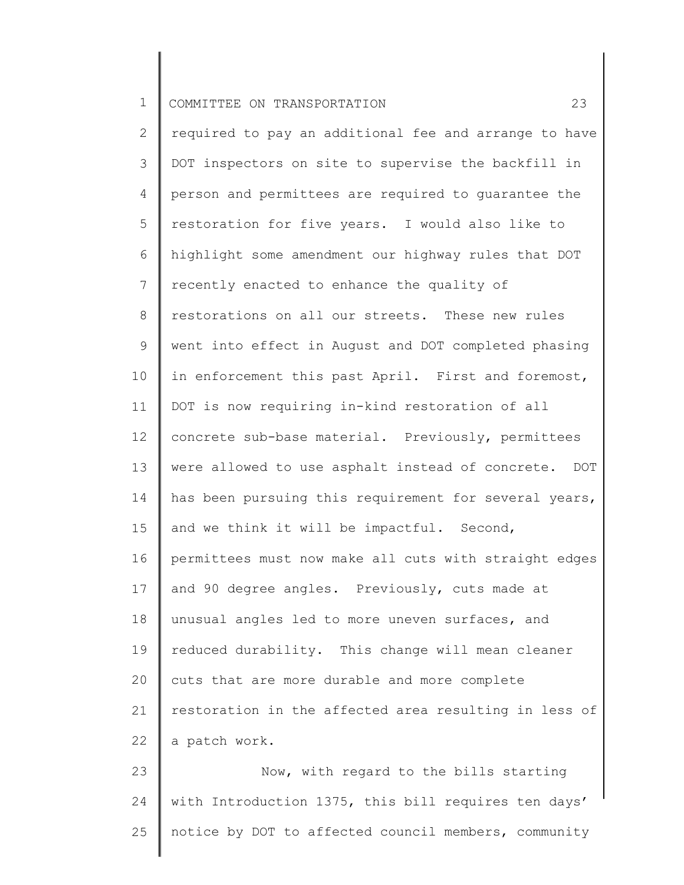required to pay an additional fee and arrange to have DOT inspectors on site to supervise the backfill in person and permittees are required to guarantee the restoration for five years. I would also like to highlight some amendment our highway rules that DOT recently enacted to enhance the quality of restorations on all our streets. These new rules went into effect in August and DOT completed phasing in enforcement this past April. First and foremost, DOT is now requiring in-kind restoration of all concrete sub-base material. Previously, permittees were allowed to use asphalt instead of concrete. DOT has been pursuing this requirement for several years, and we think it will be impactful. Second, permittees must now make all cuts with straight edges and 90 degree angles. Previously, cuts made at unusual angles led to more uneven surfaces, and reduced durability. This change will mean cleaner cuts that are more durable and more complete restoration in the affected area resulting in less of a patch work.

Now, with regard to the bills starting with Introduction 1375, this bill requires ten days' notice by DOT to affected council members, community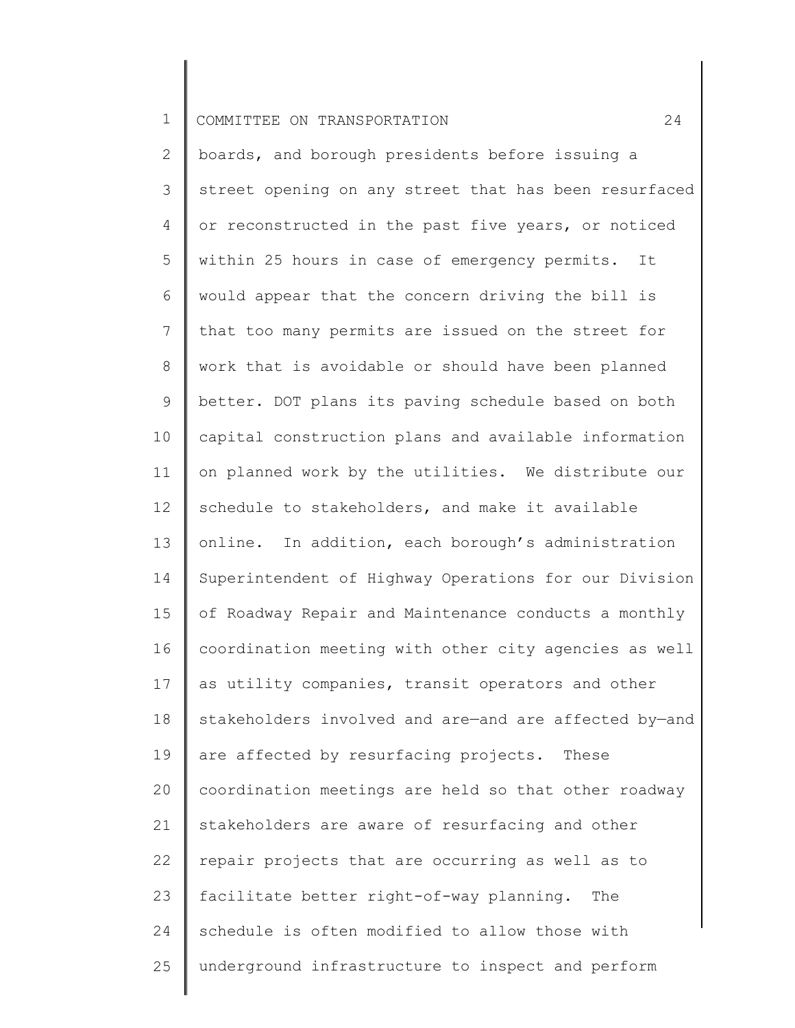boards, and borough presidents before issuing a street opening on any street that has been resurfaced or reconstructed in the past five years, or noticed within 25 hours in case of emergency permits. It would appear that the concern driving the bill is that too many permits are issued on the street for work that is avoidable or should have been planned better. DOT plans its paving schedule based on both capital construction plans and available information on planned work by the utilities. We distribute our schedule to stakeholders, and make it available online. In addition, each borough's administration Superintendent of Highway Operations for our Division of Roadway Repair and Maintenance conducts a monthly coordination meeting with other city agencies as well as utility companies, transit operators and other stakeholders involved and are—and are affected by—and are affected by resurfacing projects. These coordination meetings are held so that other roadway stakeholders are aware of resurfacing and other repair projects that are occurring as well as to facilitate better right-of-way planning. The schedule is often modified to allow those with underground infrastructure to inspect and perform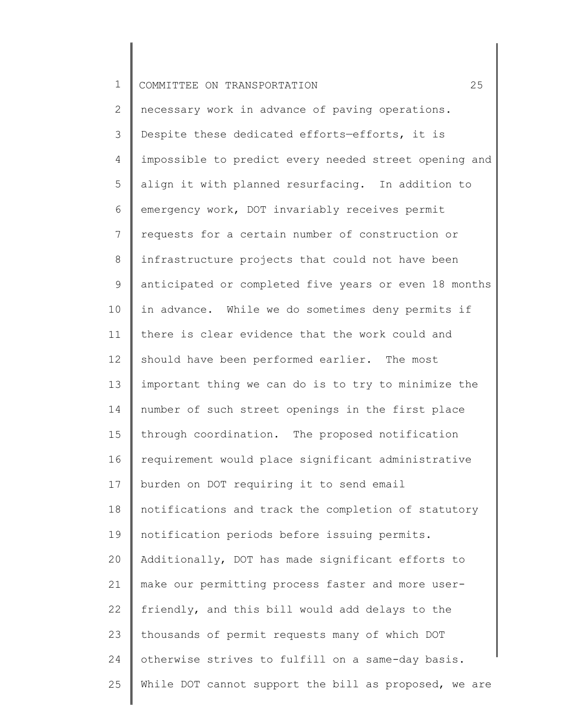necessary work in advance of paving operations. Despite these dedicated efforts—efforts, it is impossible to predict every needed street opening and align it with planned resurfacing. In addition to emergency work, DOT invariably receives permit requests for a certain number of construction or infrastructure projects that could not have been anticipated or completed five years or even 18 months in advance. While we do sometimes deny permits if there is clear evidence that the work could and should have been performed earlier. The most important thing we can do is to try to minimize the number of such street openings in the first place through coordination. The proposed notification requirement would place significant administrative burden on DOT requiring it to send email notifications and track the completion of statutory notification periods before issuing permits. Additionally, DOT has made significant efforts to make our permitting process faster and more user-friendly, and this bill would add delays to the thousands of permit requests many of which DOT otherwise strives to fulfill on a same-day basis. While DOT cannot support the bill as proposed, we are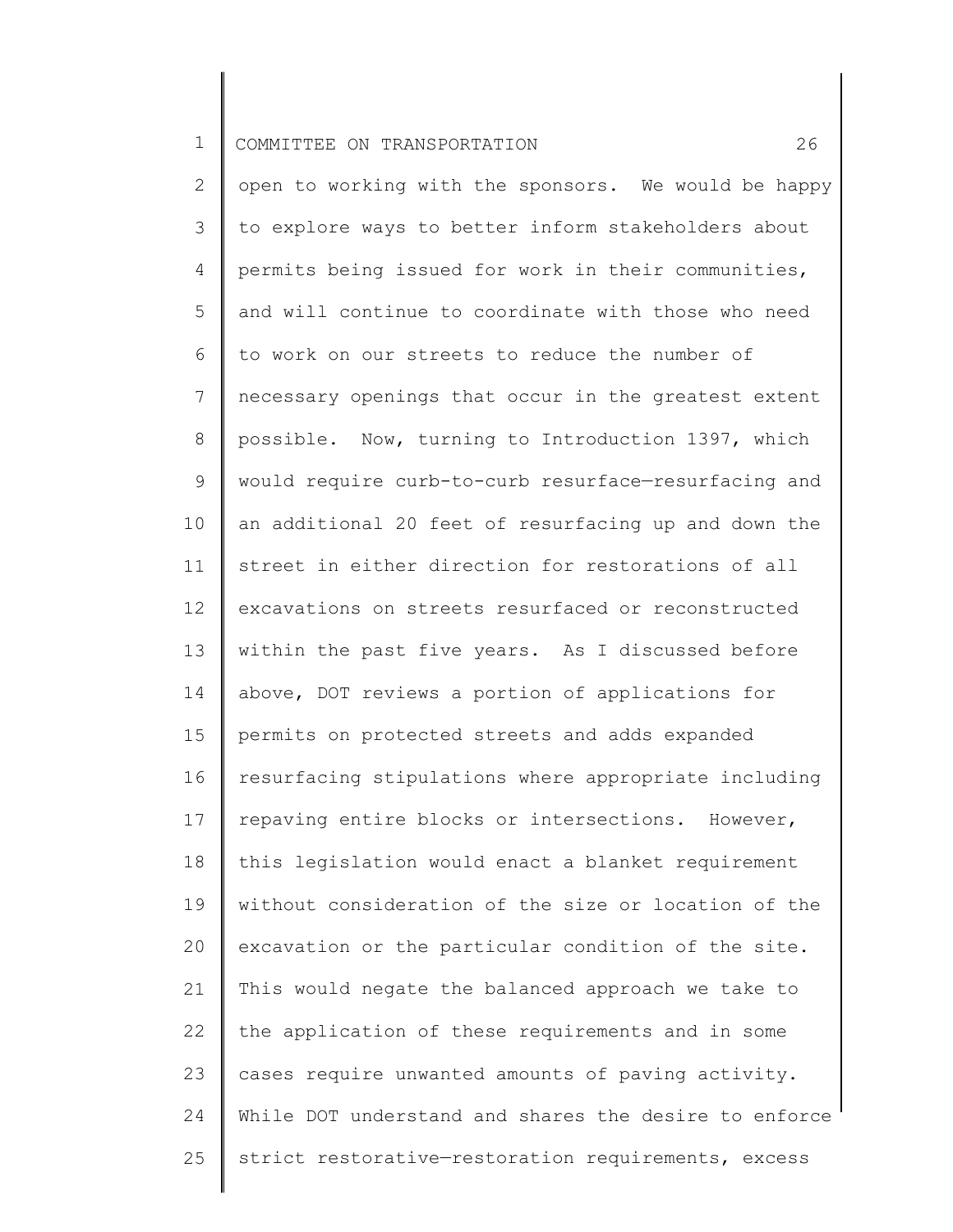open to working with the sponsors. We would be happy to explore ways to better inform stakeholders about permits being issued for work in their communities, and will continue to coordinate with those who need to work on our streets to reduce the number of necessary openings that occur in the greatest extent possible. Now, turning to Introduction 1397, which would require curb-to-curb resurface—resurfacing and an additional 20 feet of resurfacing up and down the street in either direction for restorations of all excavations on streets resurfaced or reconstructed within the past five years. As I discussed before above, DOT reviews a portion of applications for permits on protected streets and adds expanded resurfacing stipulations where appropriate including repaving entire blocks or intersections. However, this legislation would enact a blanket requirement without consideration of the size or location of the excavation or the particular condition of the site. This would negate the balanced approach we take to the application of these requirements and in some cases require unwanted amounts of paving activity. While DOT understand and shares the desire to enforce strict restorative—restoration requirements, excess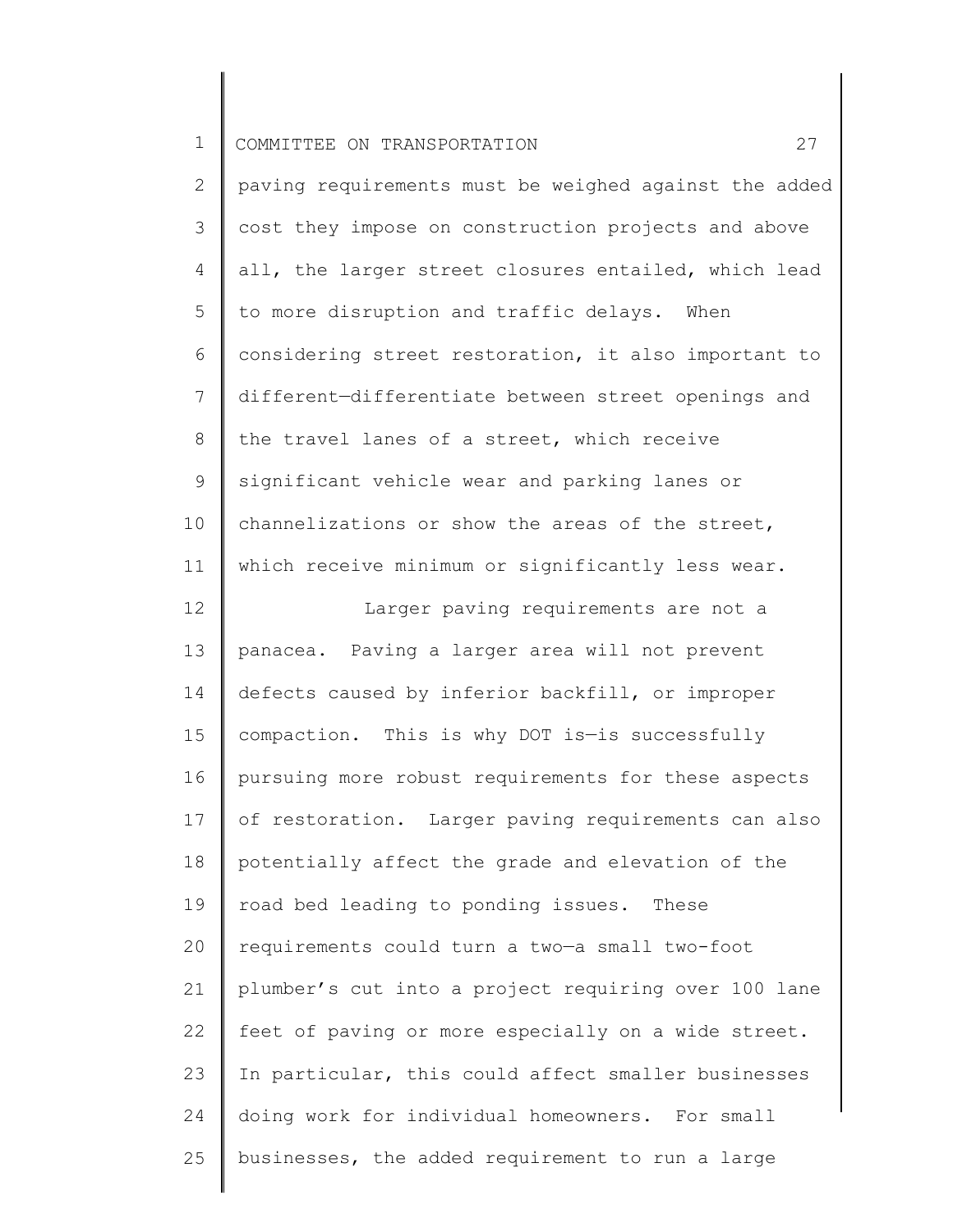paving requirements must be weighed against the added cost they impose on construction projects and above all, the larger street closures entailed, which lead to more disruption and traffic delays. When considering street restoration, it also important to different—differentiate between street openings and the travel lanes of a street, which receive significant vehicle wear and parking lanes or channelizations or show the areas of the street, which receive minimum or significantly less wear.

Larger paving requirements are not a panacea. Paving a larger area will not prevent defects caused by inferior backfill, or improper compaction. This is why DOT is—is successfully pursuing more robust requirements for these aspects of restoration. Larger paving requirements can also potentially affect the grade and elevation of the road bed leading to ponding issues. These requirements could turn a two—a small two-foot plumber's cut into a project requiring over 100 lane feet of paving or more especially on a wide street. In particular, this could affect smaller businesses doing work for individual homeowners. For small businesses, the added requirement to run a large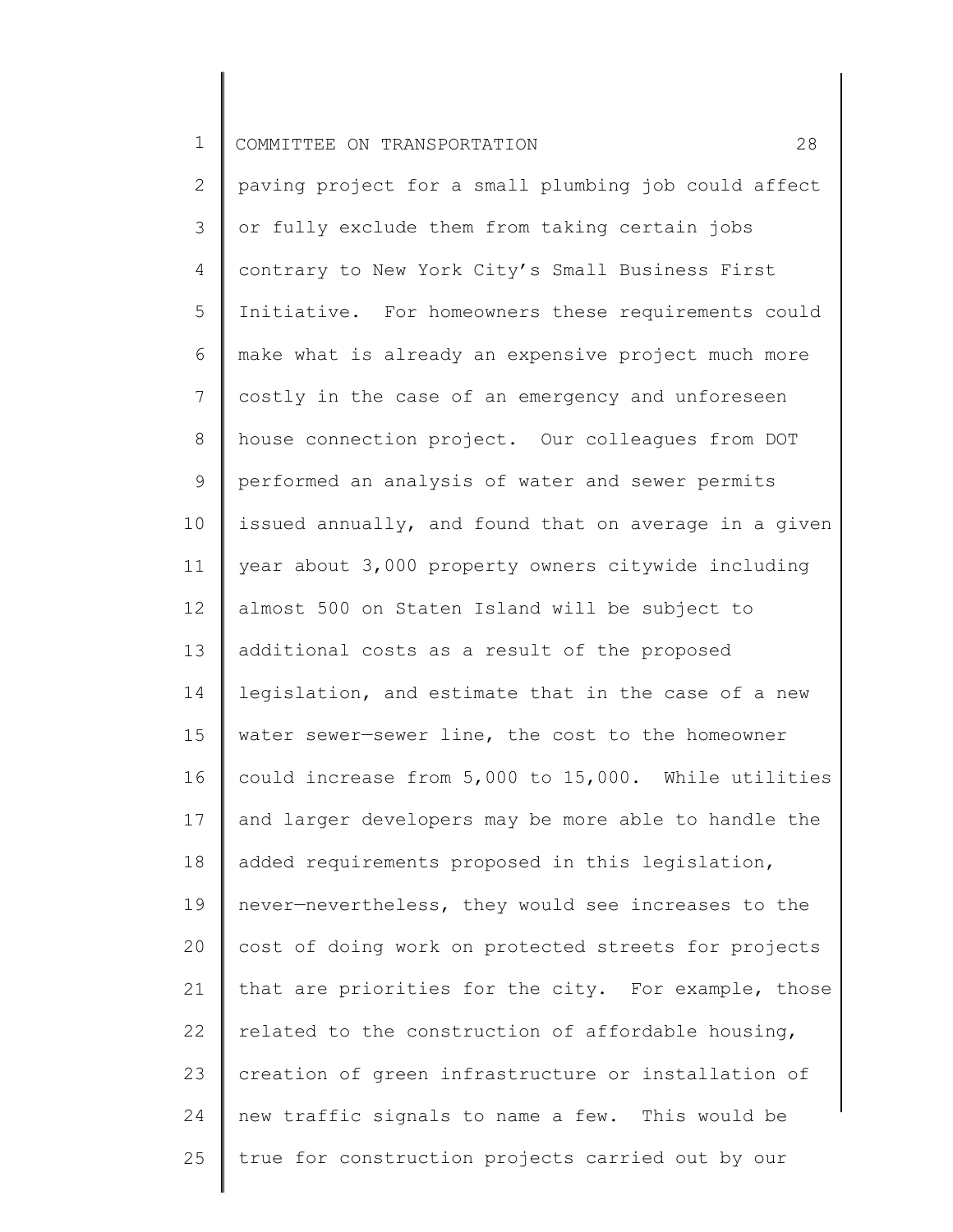paving project for a small plumbing job could affect or fully exclude them from taking certain jobs contrary to New York City's Small Business First Initiative. For homeowners these requirements could make what is already an expensive project much more costly in the case of an emergency and unforeseen house connection project. Our colleagues from DOT performed an analysis of water and sewer permits issued annually, and found that on average in a given year about 3,000 property owners citywide including almost 500 on Staten Island will be subject to additional costs as a result of the proposed legislation, and estimate that in the case of a new water sewer—sewer line, the cost to the homeowner could increase from 5,000 to 15,000. While utilities and larger developers may be more able to handle the added requirements proposed in this legislation, never—nevertheless, they would see increases to the cost of doing work on protected streets for projects that are priorities for the city. For example, those related to the construction of affordable housing, creation of green infrastructure or installation of new traffic signals to name a few. This would be true for construction projects carried out by our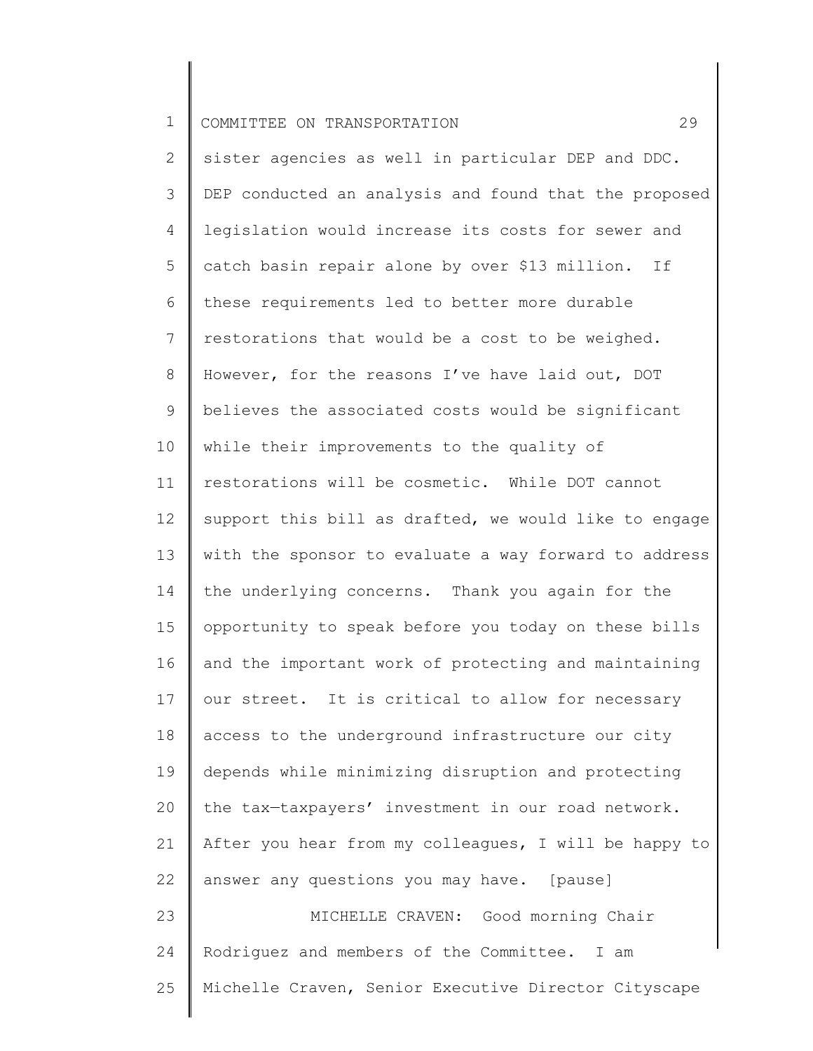sister agencies as well in particular DEP and DDC. DEP conducted an analysis and found that the proposed legislation would increase its costs for sewer and catch basin repair alone by over $13 million. If these requirements led to better more durable restorations that would be a cost to be weighed. However, for the reasons I've have laid out, DOT believes the associated costs would be significant while their improvements to the quality of restorations will be cosmetic. While DOT cannot support this bill as drafted, we would like to engage with the sponsor to evaluate a way forward to address the underlying concerns. Thank you again for the opportunity to speak before you today on these bills and the important work of protecting and maintaining our street. It is critical to allow for necessary access to the underground infrastructure our city depends while minimizing disruption and protecting the tax—taxpayers' investment in our road network. After you hear from my colleagues, I will be happy to answer any questions you may have. [pause]

MICHELLE CRAVEN: Good morning Chair Rodriguez and members of the Committee. I am Michelle Craven, Senior Executive Director Cityscape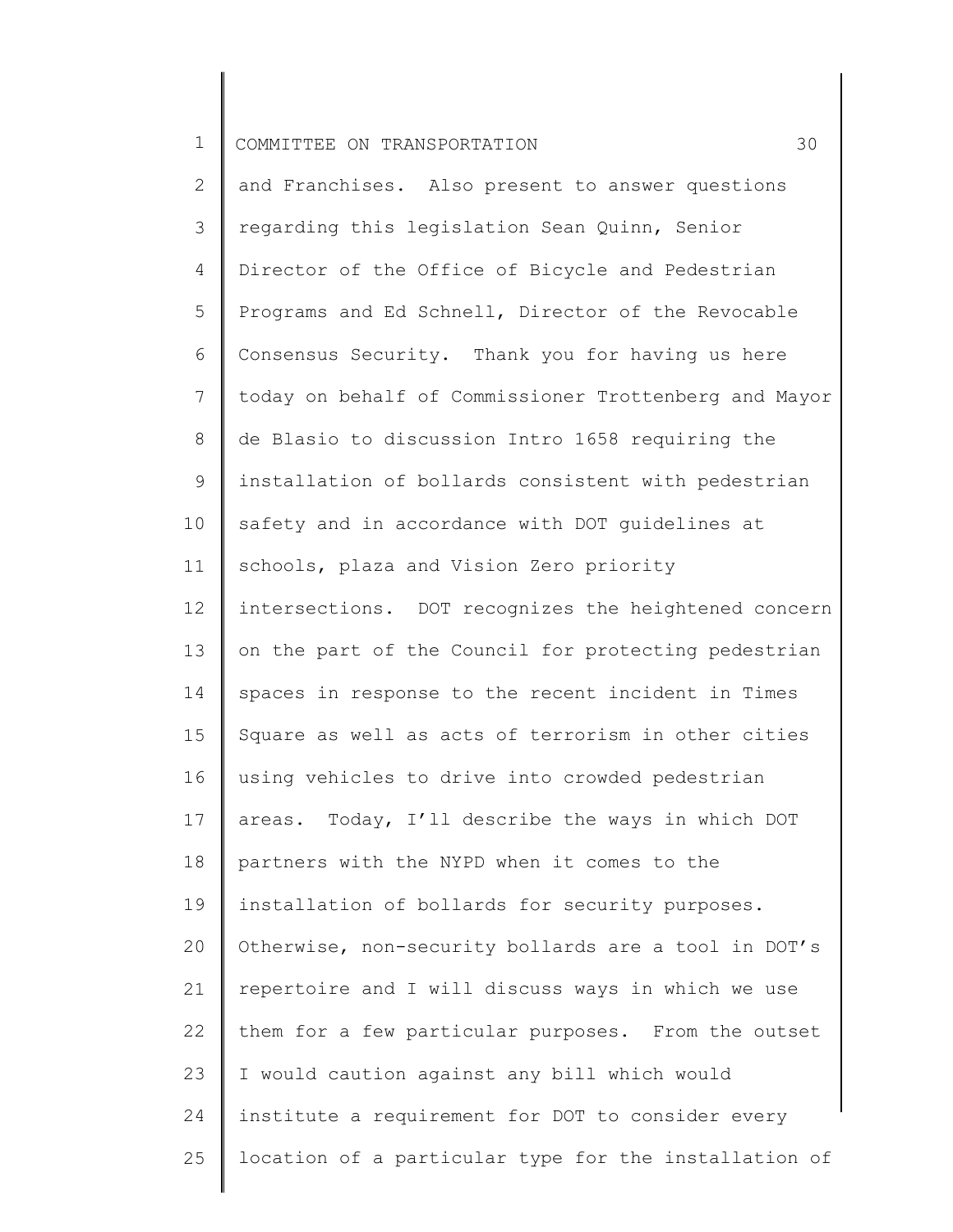and Franchises. Also present to answer questions regarding this legislation Sean Quinn, Senior Director of the Office of Bicycle and Pedestrian Programs and Ed Schnell, Director of the Revocable Consensus Security. Thank you for having us here today on behalf of Commissioner Trottenberg and Mayor de Blasio to discussion Intro 1658 requiring the installation of bollards consistent with pedestrian safety and in accordance with DOT guidelines at schools, plaza and Vision Zero priority intersections. DOT recognizes the heightened concern on the part of the Council for protecting pedestrian spaces in response to the recent incident in Times Square as well as acts of terrorism in other cities using vehicles to drive into crowded pedestrian areas. Today, I'll describe the ways in which DOT partners with the NYPD when it comes to the installation of bollards for security purposes. Otherwise, non-security bollards are a tool in DOT's repertoire and I will discuss ways in which we use them for a few particular purposes. From the outset I would caution against any bill which would institute a requirement for DOT to consider every location of a particular type for the installation of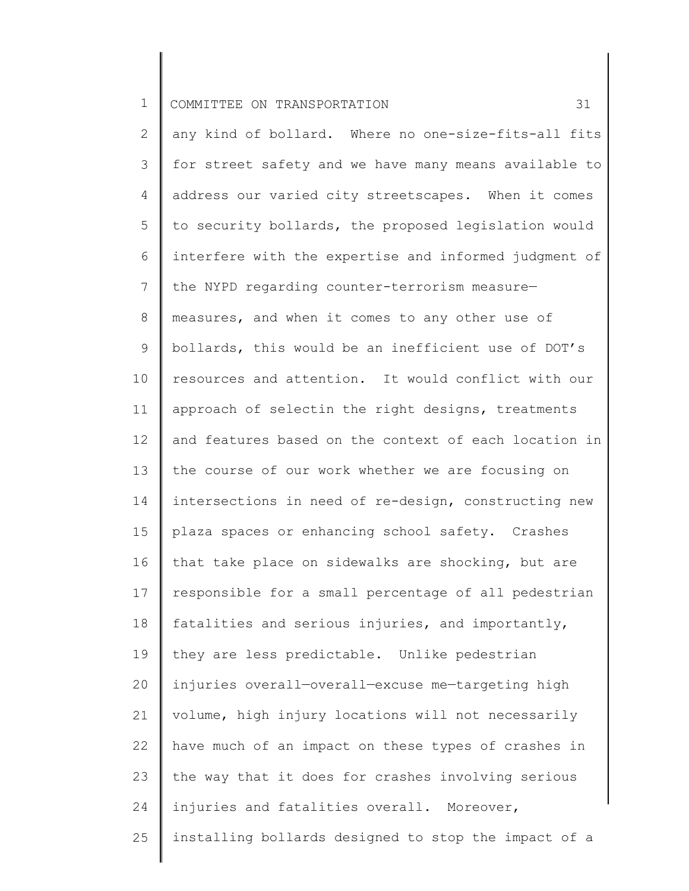any kind of bollard. Where no one-size-fits-all fits for street safety and we have many means available to address our varied city streetscapes. When it comes to security bollards, the proposed legislation would interfere with the expertise and informed judgment of the NYPD regarding counter-terrorism measure—measures, and when it comes to any other use of bollards, this would be an inefficient use of DOT's resources and attention. It would conflict with our approach of selectin the right designs, treatments and features based on the context of each location in the course of our work whether we are focusing on intersections in need of re-design, constructing new plaza spaces or enhancing school safety. Crashes that take place on sidewalks are shocking, but are responsible for a small percentage of all pedestrian fatalities and serious injuries, and importantly, they are less predictable. Unlike pedestrian injuries overall—overall—excuse me—targeting high volume, high injury locations will not necessarily have much of an impact on these types of crashes in the way that it does for crashes involving serious injuries and fatalities overall. Moreover, installing bollards designed to stop the impact of a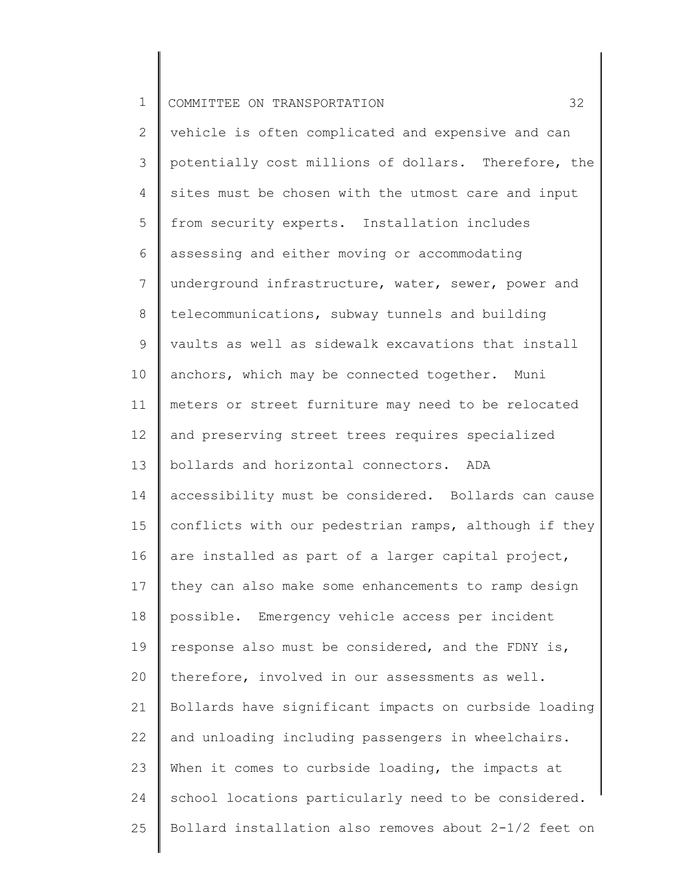vehicle is often complicated and expensive and can potentially cost millions of dollars. Therefore, the sites must be chosen with the utmost care and input from security experts. Installation includes assessing and either moving or accommodating underground infrastructure, water, sewer, power and telecommunications, subway tunnels and building vaults as well as sidewalk excavations that install anchors, which may be connected together. Muni meters or street furniture may need to be relocated and preserving street trees requires specialized bollards and horizontal connectors. ADA accessibility must be considered. Bollards can cause conflicts with our pedestrian ramps, although if they are installed as part of a larger capital project, they can also make some enhancements to ramp design possible. Emergency vehicle access per incident response also must be considered, and the FDNY is, therefore, involved in our assessments as well. Bollards have significant impacts on curbside loading and unloading including passengers in wheelchairs. When it comes to curbside loading, the impacts at school locations particularly need to be considered. Bollard installation also removes about 2-1/2 feet on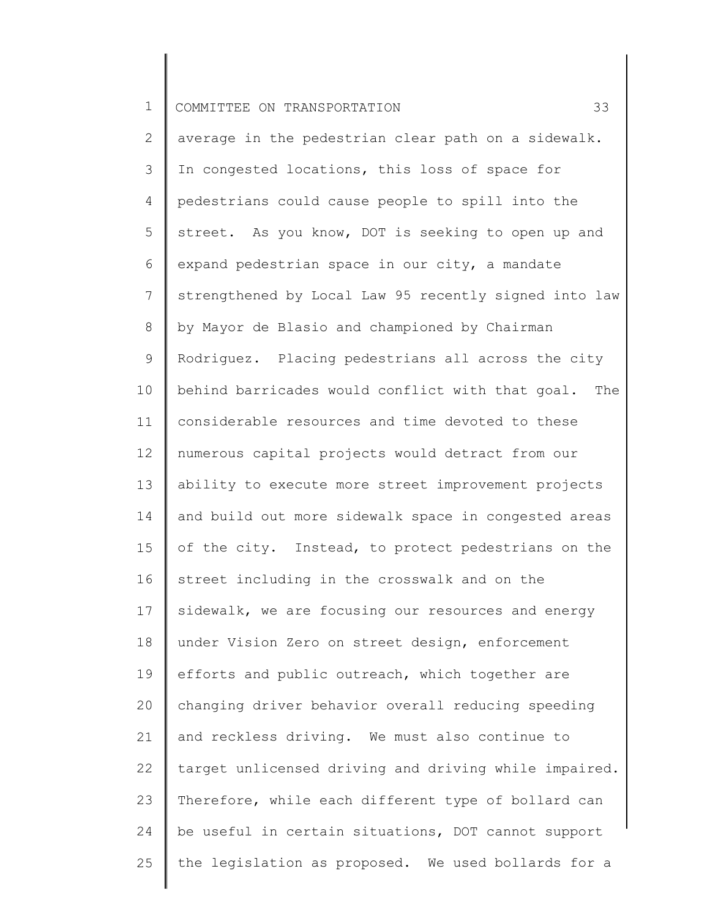average in the pedestrian clear path on a sidewalk. In congested locations, this loss of space for pedestrians could cause people to spill into the street. As you know, DOT is seeking to open up and expand pedestrian space in our city, a mandate strengthened by Local Law 95 recently signed into law by Mayor de Blasio and championed by Chairman Rodriguez. Placing pedestrians all across the city behind barricades would conflict with that goal. The considerable resources and time devoted to these numerous capital projects would detract from our ability to execute more street improvement projects and build out more sidewalk space in congested areas of the city. Instead, to protect pedestrians on the street including in the crosswalk and on the sidewalk, we are focusing our resources and energy under Vision Zero on street design, enforcement efforts and public outreach, which together are changing driver behavior overall reducing speeding and reckless driving. We must also continue to target unlicensed driving and driving while impaired. Therefore, while each different type of bollard can be useful in certain situations, DOT cannot support the legislation as proposed. We used bollards for a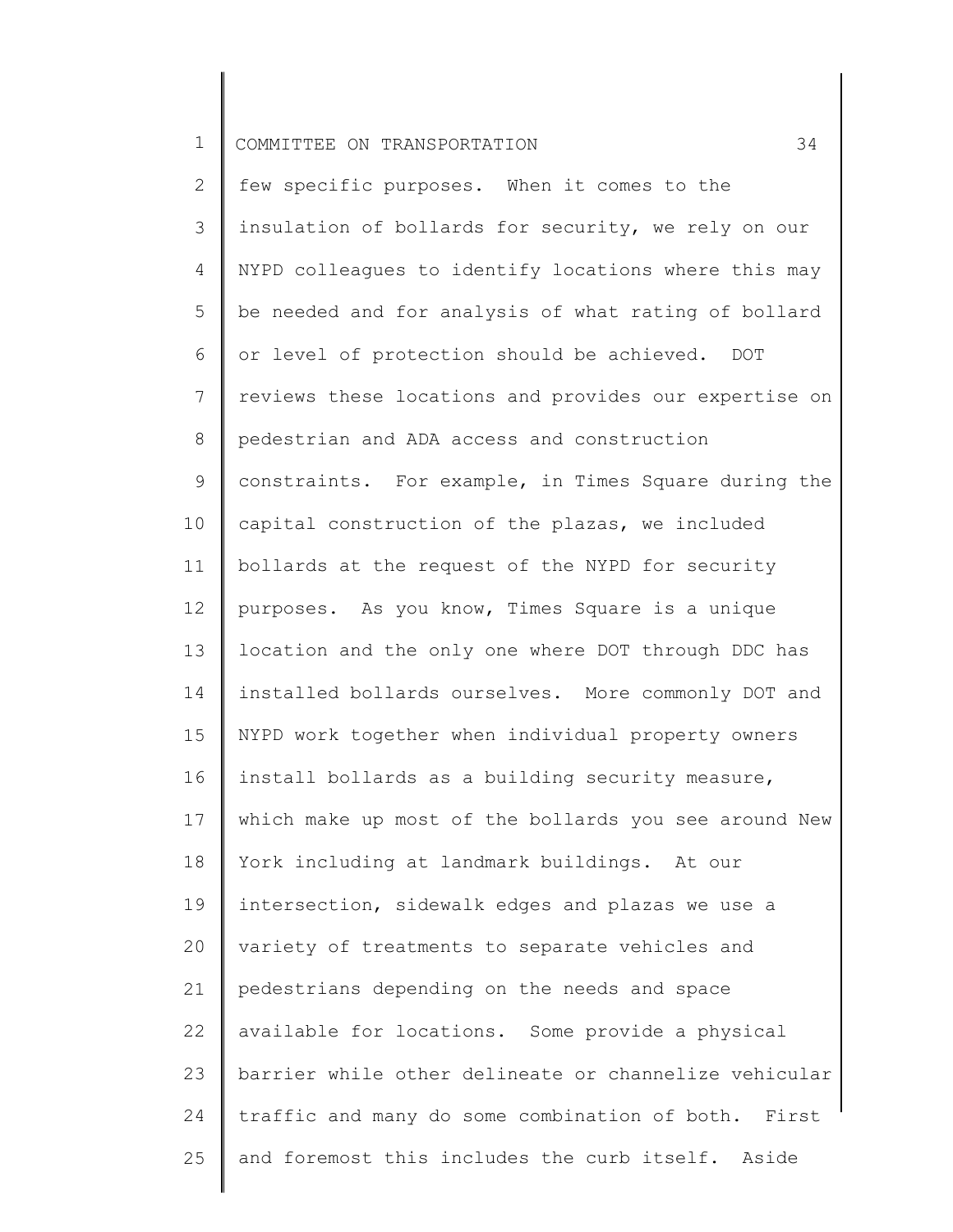few specific purposes. When it comes to the insulation of bollards for security, we rely on our NYPD colleagues to identify locations where this may be needed and for analysis of what rating of bollard or level of protection should be achieved. DOT reviews these locations and provides our expertise on pedestrian and ADA access and construction constraints. For example, in Times Square during the capital construction of the plazas, we included bollards at the request of the NYPD for security purposes. As you know, Times Square is a unique location and the only one where DOT through DDC has installed bollards ourselves. More commonly DOT and NYPD work together when individual property owners install bollards as a building security measure, which make up most of the bollards you see around New York including at landmark buildings. At our intersection, sidewalk edges and plazas we use a variety of treatments to separate vehicles and pedestrians depending on the needs and space available for locations. Some provide a physical barrier while other delineate or channelize vehicular traffic and many do some combination of both. First and foremost this includes the curb itself. Aside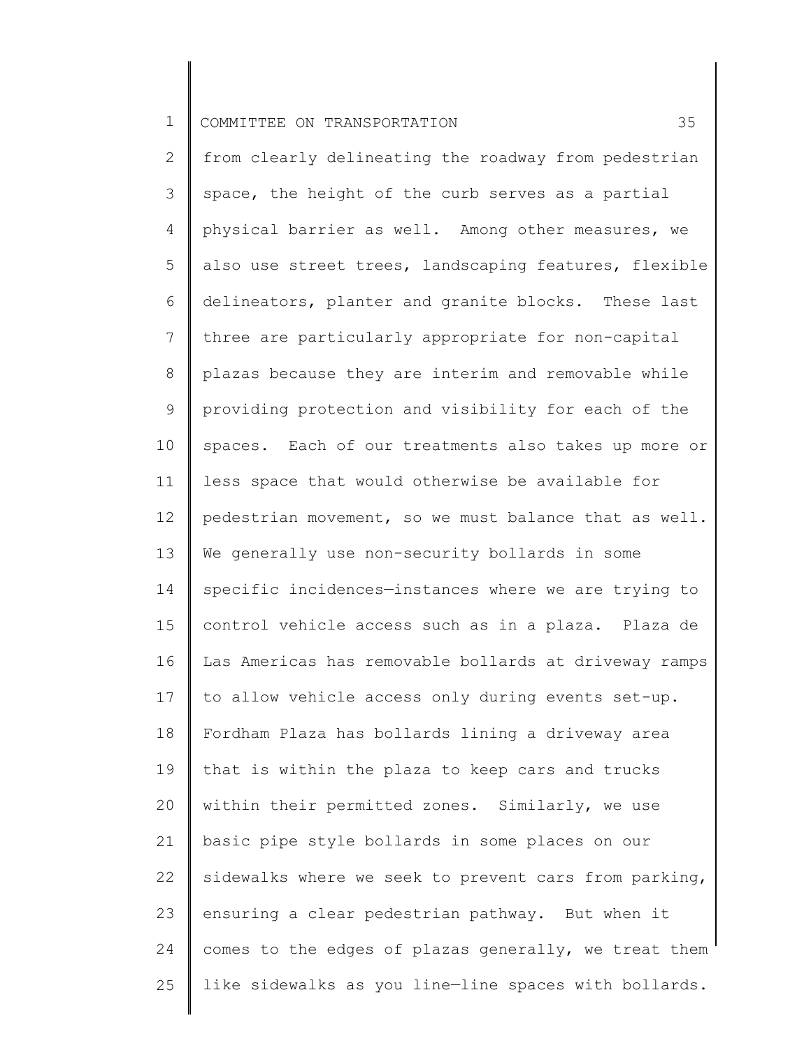from clearly delineating the roadway from pedestrian space, the height of the curb serves as a partial physical barrier as well. Among other measures, we also use street trees, landscaping features, flexible delineators, planter and granite blocks. These last three are particularly appropriate for non-capital plazas because they are interim and removable while providing protection and visibility for each of the spaces. Each of our treatments also takes up more or less space that would otherwise be available for pedestrian movement, so we must balance that as well. We generally use non-security bollards in some specific incidences—instances where we are trying to control vehicle access such as in a plaza. Plaza de Las Americas has removable bollards at driveway ramps to allow vehicle access only during events set-up. Fordham Plaza has bollards lining a driveway area that is within the plaza to keep cars and trucks within their permitted zones. Similarly, we use basic pipe style bollards in some places on our sidewalks where we seek to prevent cars from parking, ensuring a clear pedestrian pathway. But when it comes to the edges of plazas generally, we treat them like sidewalks as you line—line spaces with bollards.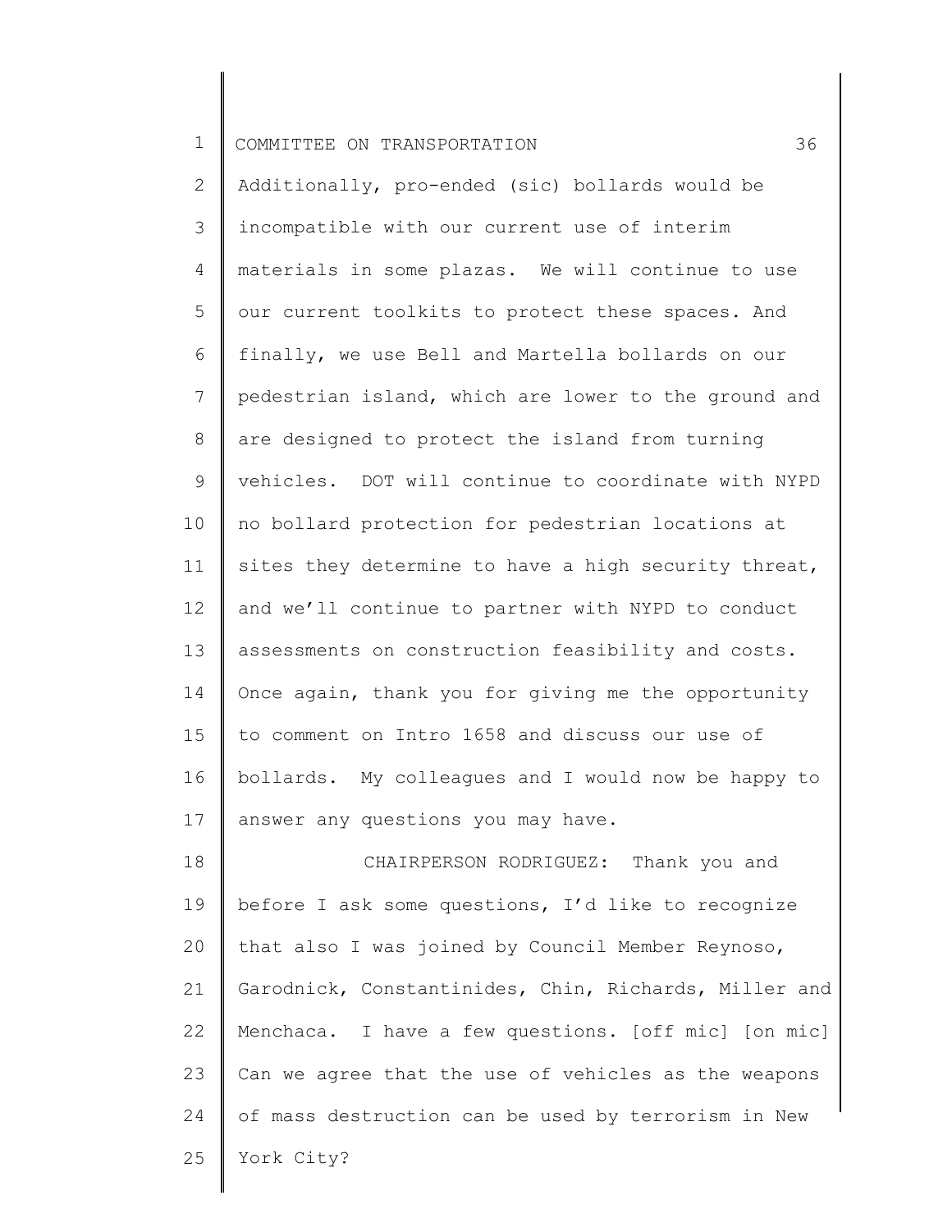Additionally, pro-ended (sic) bollards would be incompatible with our current use of interim materials in some plazas. We will continue to use our current toolkits to protect these spaces. And finally, we use Bell and Martella bollards on our pedestrian island, which are lower to the ground and are designed to protect the island from turning vehicles. DOT will continue to coordinate with NYPD no bollard protection for pedestrian locations at sites they determine to have a high security threat, and we'll continue to partner with NYPD to conduct assessments on construction feasibility and costs. Once again, thank you for giving me the opportunity to comment on Intro 1658 and discuss our use of bollards. My colleagues and I would now be happy to answer any questions you may have.

CHAIRPERSON RODRIGUEZ: Thank you and before I ask some questions, I'd like to recognize that also I was joined by Council Member Reynoso, Garodnick, Constantinides, Chin, Richards, Miller and Menchaca. I have a few questions. [off mic] [on mic] Can we agree that the use of vehicles as the weapons of mass destruction can be used by terrorism in New York City?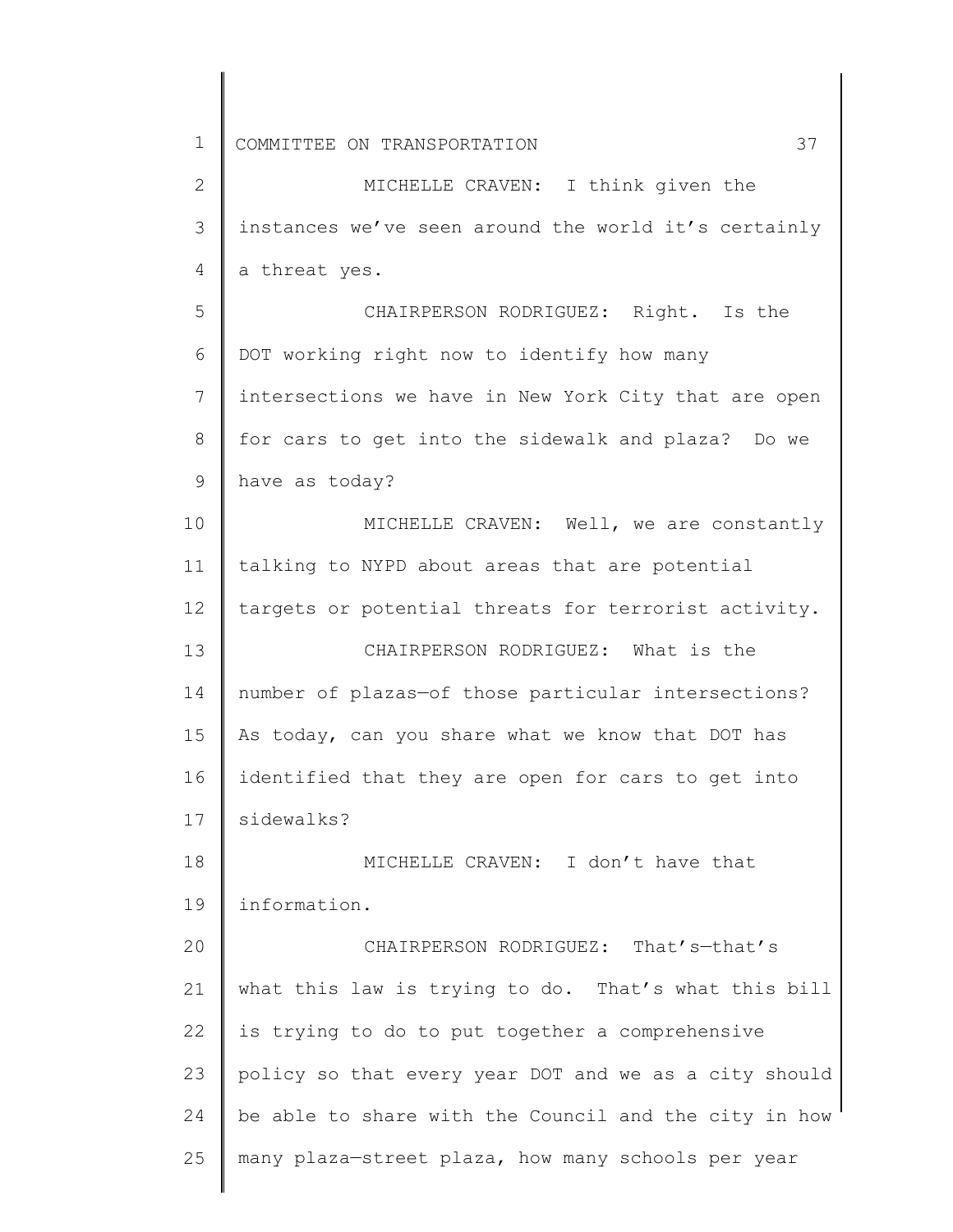MICHELLE CRAVEN: I think given the instances we've seen around the world it's certainly a threat yes.

CHAIRPERSON RODRIGUEZ: Right. Is the DOT working right now to identify how many intersections we have in New York City that are open for cars to get into the sidewalk and plaza? Do we have as today?

MICHELLE CRAVEN: Well, we are constantly talking to NYPD about areas that are potential targets or potential threats for terrorist activity.

CHAIRPERSON RODRIGUEZ: What is the number of plazas—of those particular intersections? As today, can you share what we know that DOT has identified that they are open for cars to get into sidewalks?

MICHELLE CRAVEN: I don't have that information.

CHAIRPERSON RODRIGUEZ: That's—that's what this law is trying to do. That's what this bill is trying to do to put together a comprehensive policy so that every year DOT and we as a city should be able to share with the Council and the city in how many plaza—street plaza, how many schools per year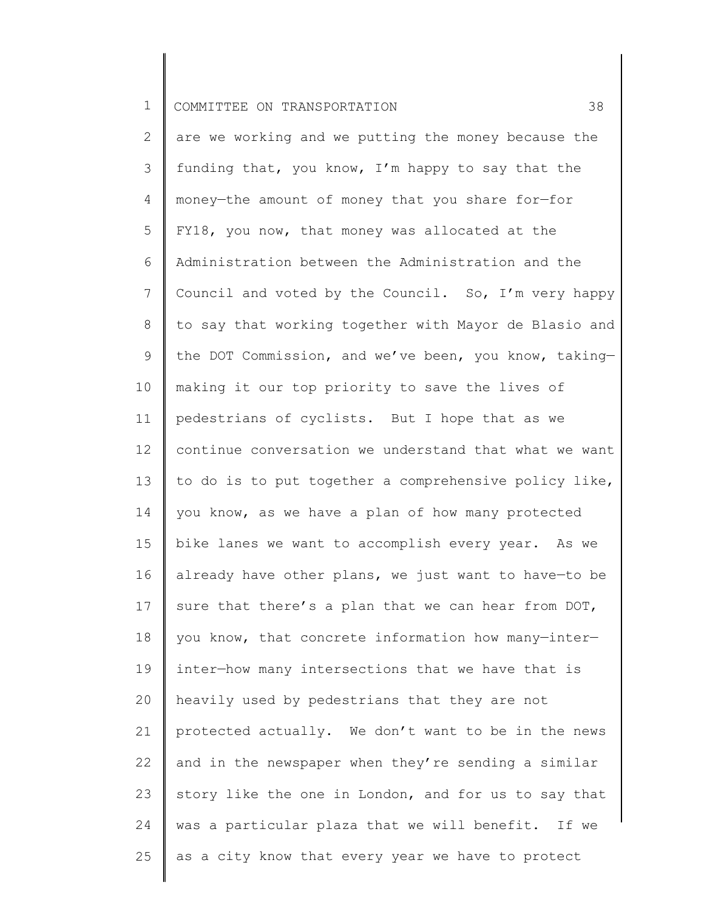are we working and we putting the money because the funding that, you know, I'm happy to say that the money—the amount of money that you share for—for FY18, you now, that money was allocated at the Administration between the Administration and the Council and voted by the Council. So, I'm very happy to say that working together with Mayor de Blasio and the DOT Commission, and we've been, you know, taking—making it our top priority to save the lives of pedestrians of cyclists. But I hope that as we continue conversation we understand that what we want to do is to put together a comprehensive policy like, you know, as we have a plan of how many protected bike lanes we want to accomplish every year. As we already have other plans, we just want to have—to be sure that there's a plan that we can hear from DOT, you know, that concrete information how many—inter—inter—how many intersections that we have that is heavily used by pedestrians that they are not protected actually. We don't want to be in the news and in the newspaper when they're sending a similar story like the one in London, and for us to say that was a particular plaza that we will benefit. If we as a city know that every year we have to protect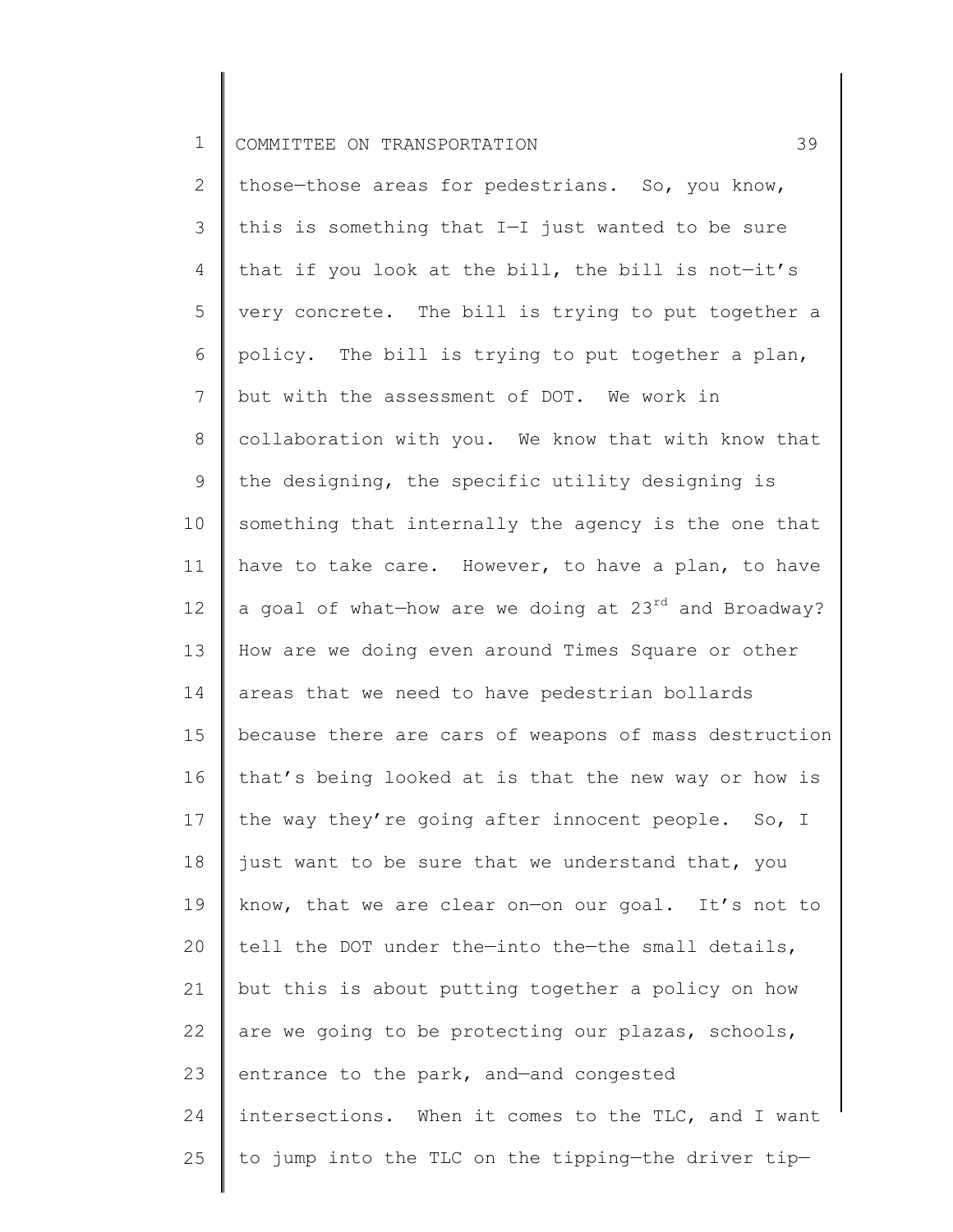those—those areas for pedestrians. So, you know, this is something that I—I just wanted to be sure that if you look at the bill, the bill is not—it's very concrete. The bill is trying to put together a policy. The bill is trying to put together a plan, but with the assessment of DOT. We work in collaboration with you. We know that with know that the designing, the specific utility designing is something that internally the agency is the one that have to take care. However, to have a plan, to have a goal of what—how are we doing at 23rd and Broadway? How are we doing even around Times Square or other areas that we need to have pedestrian bollards because there are cars of weapons of mass destruction that's being looked at is that the new way or how is the way they're going after innocent people. So, I just want to be sure that we understand that, you know, that we are clear on—on our goal. It's not to tell the DOT under the—into the—the small details, but this is about putting together a policy on how are we going to be protecting our plazas, schools, entrance to the park, and—and congested intersections. When it comes to the TLC, and I want to jump into the TLC on the tipping—the driver tip—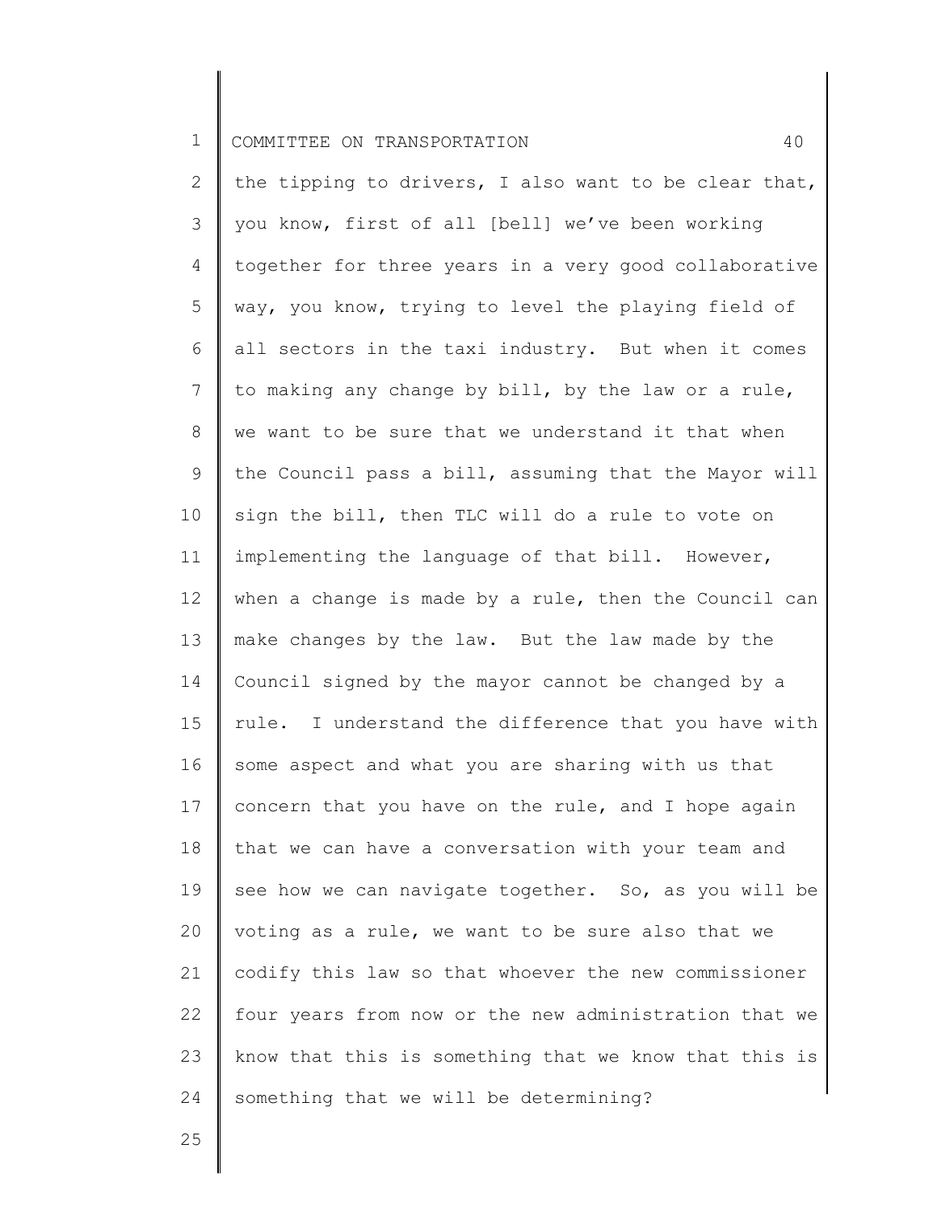the tipping to drivers, I also want to be clear that, you know, first of all [bell] we've been working together for three years in a very good collaborative way, you know, trying to level the playing field of all sectors in the taxi industry. But when it comes to making any change by bill, by the law or a rule, we want to be sure that we understand it that when the Council pass a bill, assuming that the Mayor will sign the bill, then TLC will do a rule to vote on implementing the language of that bill. However, when a change is made by a rule, then the Council can make changes by the law. But the law made by the Council signed by the mayor cannot be changed by a rule. I understand the difference that you have with some aspect and what you are sharing with us that concern that you have on the rule, and I hope again that we can have a conversation with your team and see how we can navigate together. So, as you will be voting as a rule, we want to be sure also that we codify this law so that whoever the new commissioner four years from now or the new administration that we know that this is something that we know that this is something that we will be determining?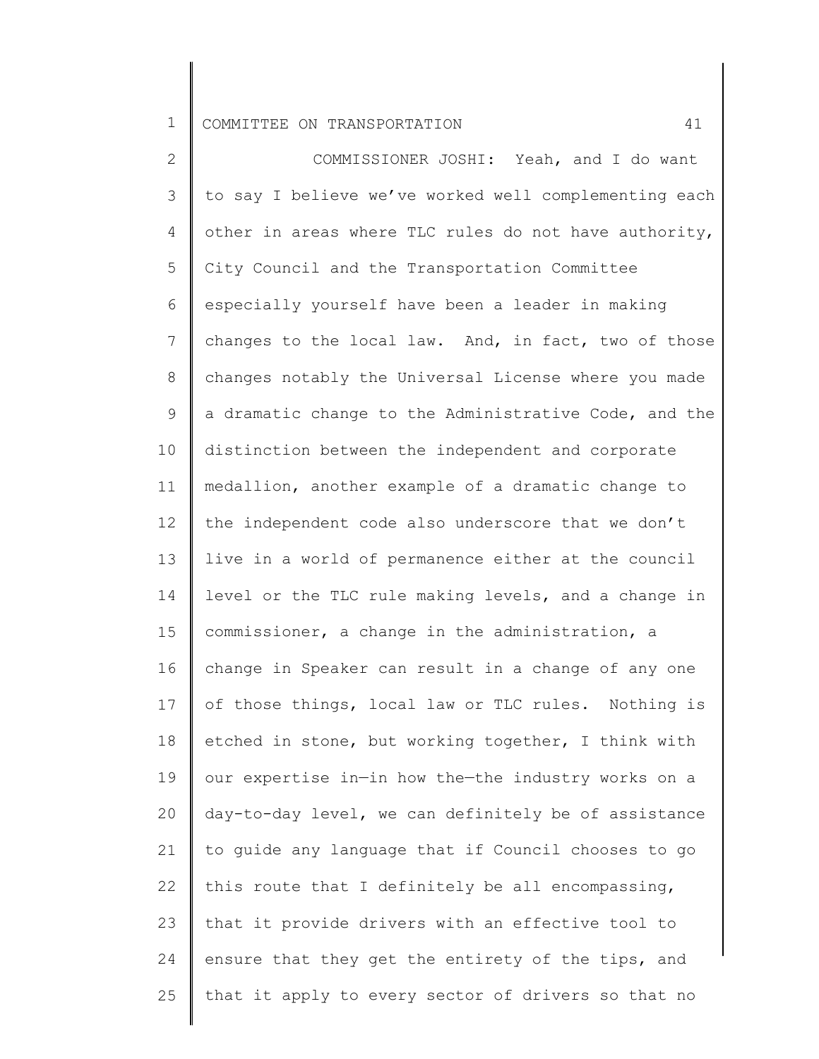COMMISSIONER JOSHI: Yeah, and I do want to say I believe we've worked well complementing each other in areas where TLC rules do not have authority, City Council and the Transportation Committee especially yourself have been a leader in making changes to the local law. And, in fact, two of those changes notably the Universal License where you made a dramatic change to the Administrative Code, and the distinction between the independent and corporate medallion, another example of a dramatic change to the independent code also underscore that we don't live in a world of permanence either at the council level or the TLC rule making levels, and a change in commissioner, a change in the administration, a change in Speaker can result in a change of any one of those things, local law or TLC rules. Nothing is etched in stone, but working together, I think with our expertise in—in how the—the industry works on a day-to-day level, we can definitely be of assistance to guide any language that if Council chooses to go this route that I definitely be all encompassing, that it provide drivers with an effective tool to ensure that they get the entirety of the tips, and that it apply to every sector of drivers so that no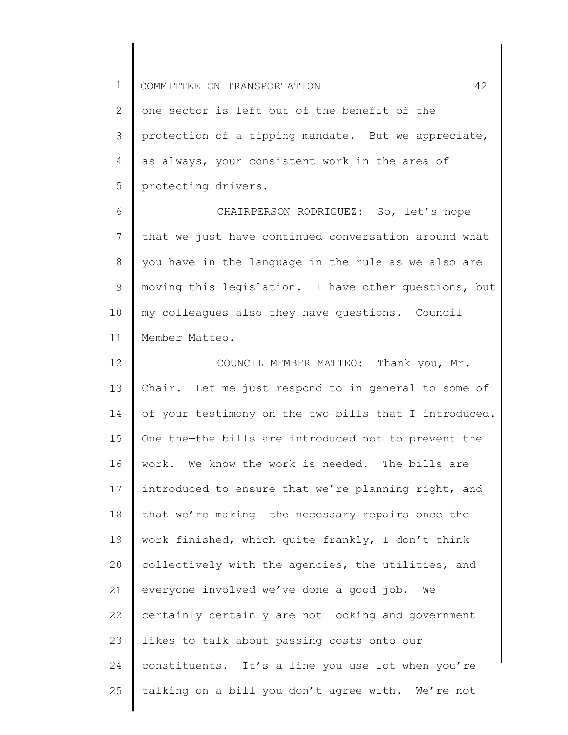one sector is left out of the benefit of the protection of a tipping mandate. But we appreciate, as always, your consistent work in the area of protecting drivers.

CHAIRPERSON RODRIGUEZ: So, let's hope that we just have continued conversation around what you have in the language in the rule as we also are moving this legislation. I have other questions, but my colleagues also they have questions. Council Member Matteo.

COUNCIL MEMBER MATTEO: Thank you, Mr. Chair. Let me just respond to—in general to some of—of your testimony on the two bills that I introduced. One the—the bills are introduced not to prevent the work. We know the work is needed. The bills are introduced to ensure that we're planning right, and that we're making the necessary repairs once the work finished, which quite frankly, I don't think collectively with the agencies, the utilities, and everyone involved we've done a good job. We certainly—certainly are not looking and government likes to talk about passing costs onto our constituents. It's a line you use lot when you're talking on a bill you don't agree with. We're not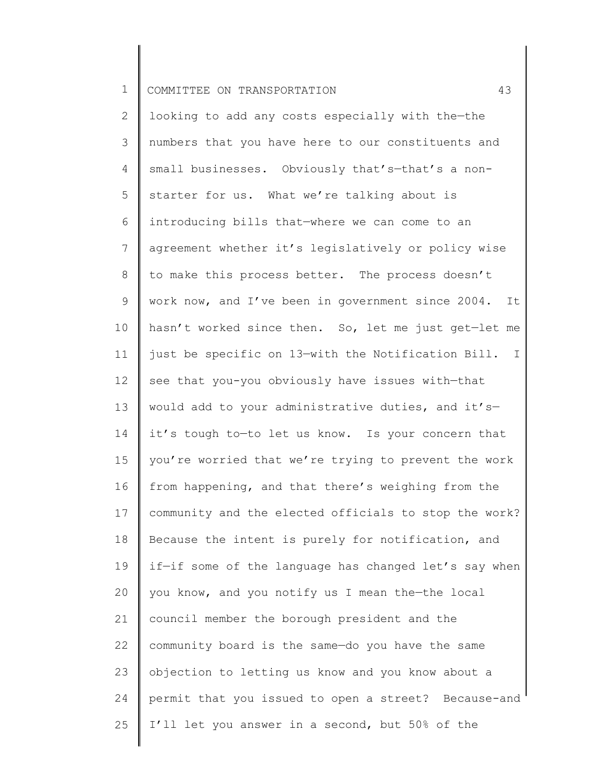looking to add any costs especially with the—the numbers that you have here to our constituents and small businesses. Obviously that's—that's a non-starter for us. What we're talking about is introducing bills that—where we can come to an agreement whether it's legislatively or policy wise to make this process better. The process doesn't work now, and I've been in government since 2004. It hasn't worked since then. So, let me just get—let me just be specific on 13—with the Notification Bill. I see that you-you obviously have issues with—that would add to your administrative duties, and it's—it's tough to—to let us know. Is your concern that you're worried that we're trying to prevent the work from happening, and that there's weighing from the community and the elected officials to stop the work? Because the intent is purely for notification, and if—if some of the language has changed let's say when you know, and you notify us I mean the—the local council member the borough president and the community board is the same—do you have the same objection to letting us know and you know about a permit that you issued to open a street? Because-and I'll let you answer in a second, but 50% of the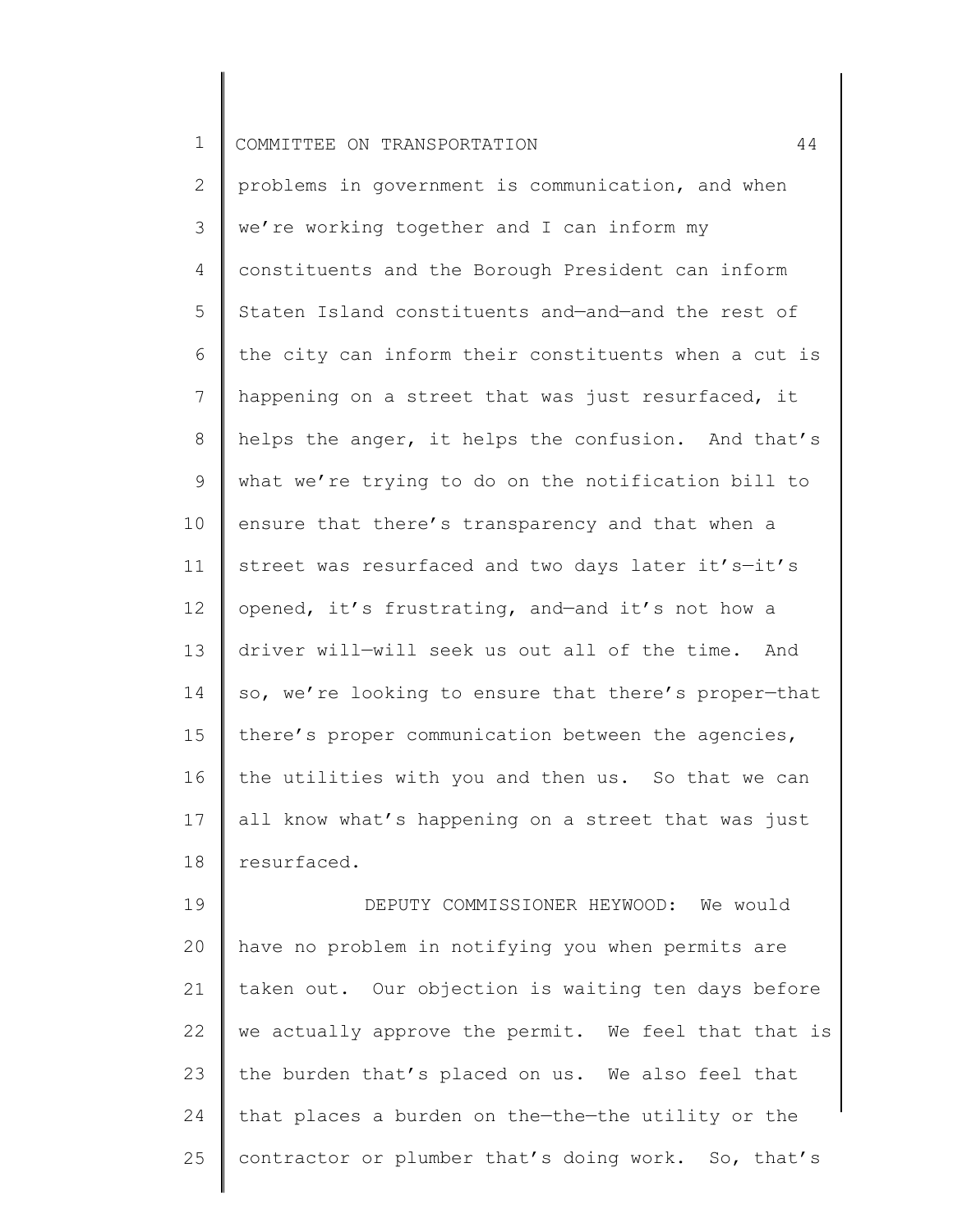problems in government is communication, and when we're working together and I can inform my constituents and the Borough President can inform Staten Island constituents and—and—and the rest of the city can inform their constituents when a cut is happening on a street that was just resurfaced, it helps the anger, it helps the confusion. And that's what we're trying to do on the notification bill to ensure that there's transparency and that when a street was resurfaced and two days later it's—it's opened, it's frustrating, and—and it's not how a driver will—will seek us out all of the time. And so, we're looking to ensure that there's proper—that there's proper communication between the agencies, the utilities with you and then us. So that we can all know what's happening on a street that was just resurfaced.

DEPUTY COMMISSIONER HEYWOOD: We would have no problem in notifying you when permits are taken out. Our objection is waiting ten days before we actually approve the permit. We feel that that is the burden that's placed on us. We also feel that that places a burden on the—the—the utility or the contractor or plumber that's doing work. So, that's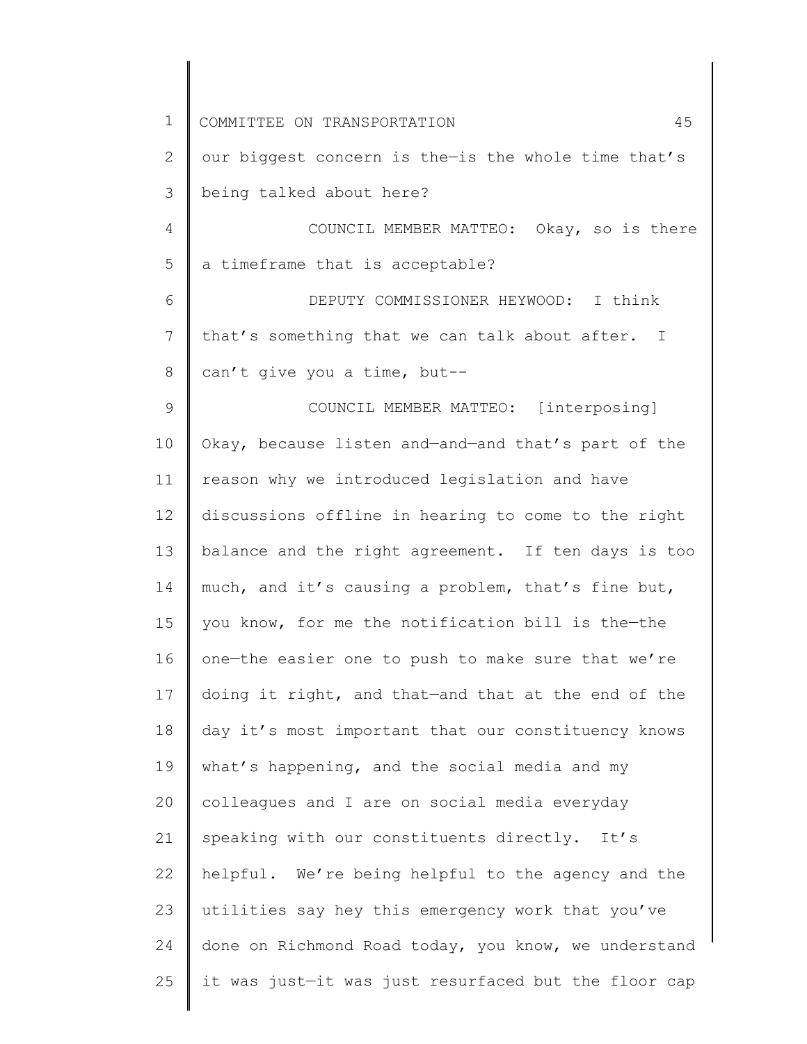our biggest concern is the—is the whole time that's being talked about here?

COUNCIL MEMBER MATTEO: Okay, so is there a timeframe that is acceptable?

DEPUTY COMMISSIONER HEYWOOD: I think that's something that we can talk about after. I can't give you a time, but--

COUNCIL MEMBER MATTEO: [interposing] Okay, because listen and—and—and that's part of the reason why we introduced legislation and have discussions offline in hearing to come to the right balance and the right agreement. If ten days is too much, and it's causing a problem, that's fine but, you know, for me the notification bill is the—the one—the easier one to push to make sure that we're doing it right, and that—and that at the end of the day it's most important that our constituency knows what's happening, and the social media and my colleagues and I are on social media everyday speaking with our constituents directly. It's helpful. We're being helpful to the agency and the utilities say hey this emergency work that you've done on Richmond Road today, you know, we understand it was just—it was just resurfaced but the floor cap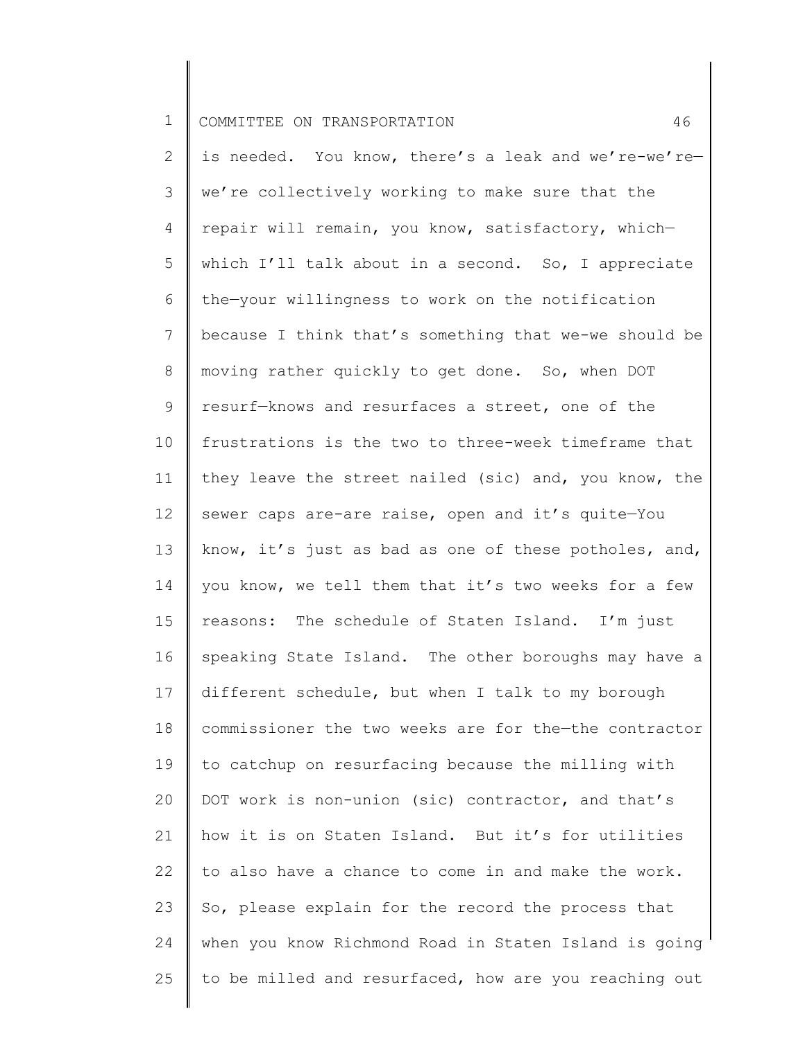is needed. You know, there's a leak and we're-we're—we're collectively working to make sure that the repair will remain, you know, satisfactory, which—which I'll talk about in a second. So, I appreciate the—your willingness to work on the notification because I think that's something that we-we should be moving rather quickly to get done. So, when DOT resurf—knows and resurfaces a street, one of the frustrations is the two to three-week timeframe that they leave the street nailed (sic) and, you know, the sewer caps are-are raise, open and it's quite—You know, it's just as bad as one of these potholes, and, you know, we tell them that it's two weeks for a few reasons: The schedule of Staten Island. I'm just speaking State Island. The other boroughs may have a different schedule, but when I talk to my borough commissioner the two weeks are for the—the contractor to catchup on resurfacing because the milling with DOT work is non-union (sic) contractor, and that's how it is on Staten Island. But it's for utilities to also have a chance to come in and make the work. So, please explain for the record the process that when you know Richmond Road in Staten Island is going to be milled and resurfaced, how are you reaching out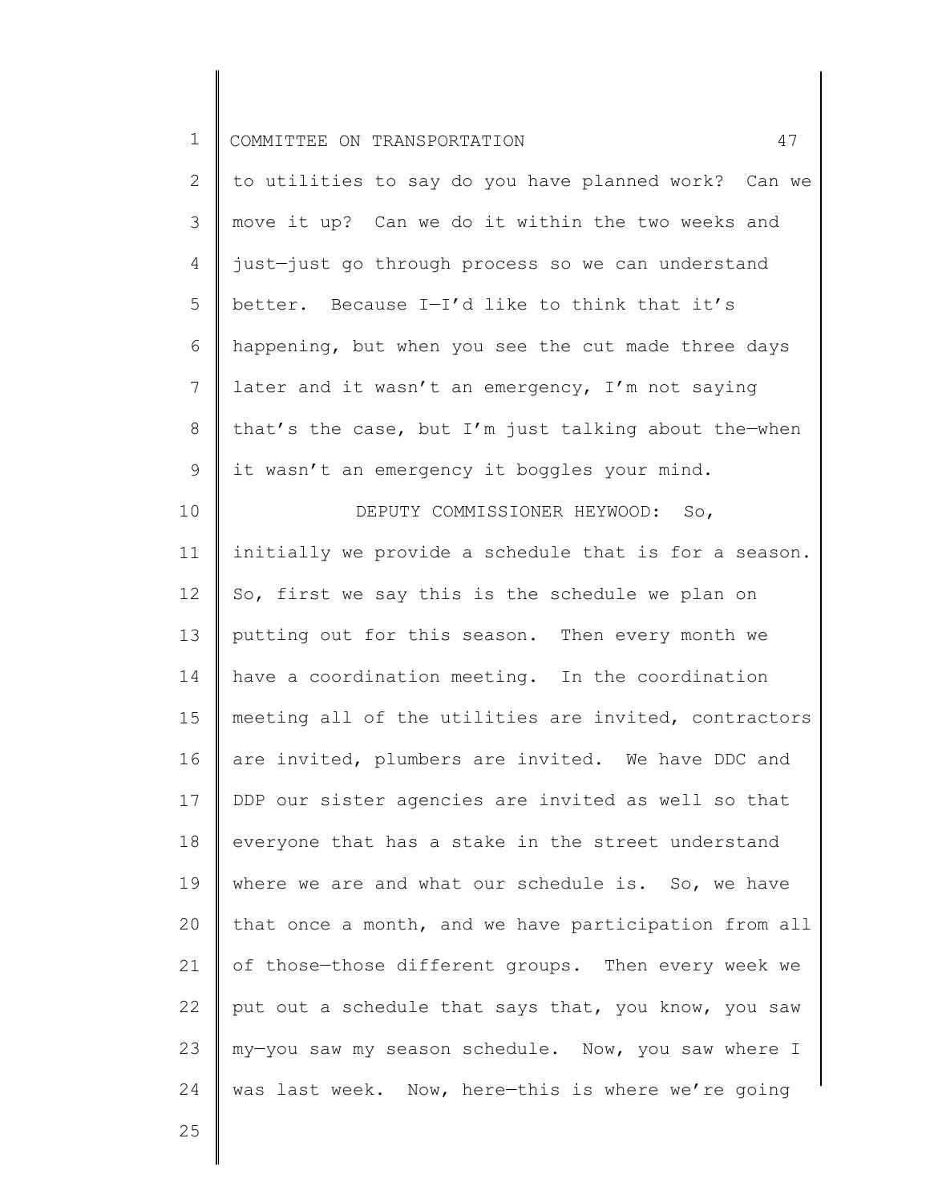to utilities to say do you have planned work? Can we move it up? Can we do it within the two weeks and just—just go through process so we can understand better. Because I—I'd like to think that it's happening, but when you see the cut made three days later and it wasn't an emergency, I'm not saying that's the case, but I'm just talking about the—when it wasn't an emergency it boggles your mind.

DEPUTY COMMISSIONER HEYWOOD: So, initially we provide a schedule that is for a season. So, first we say this is the schedule we plan on putting out for this season. Then every month we have a coordination meeting. In the coordination meeting all of the utilities are invited, contractors are invited, plumbers are invited. We have DDC and DDP our sister agencies are invited as well so that everyone that has a stake in the street understand where we are and what our schedule is. So, we have that once a month, and we have participation from all of those—those different groups. Then every week we put out a schedule that says that, you know, you saw my—you saw my season schedule. Now, you saw where I was last week. Now, here—this is where we're going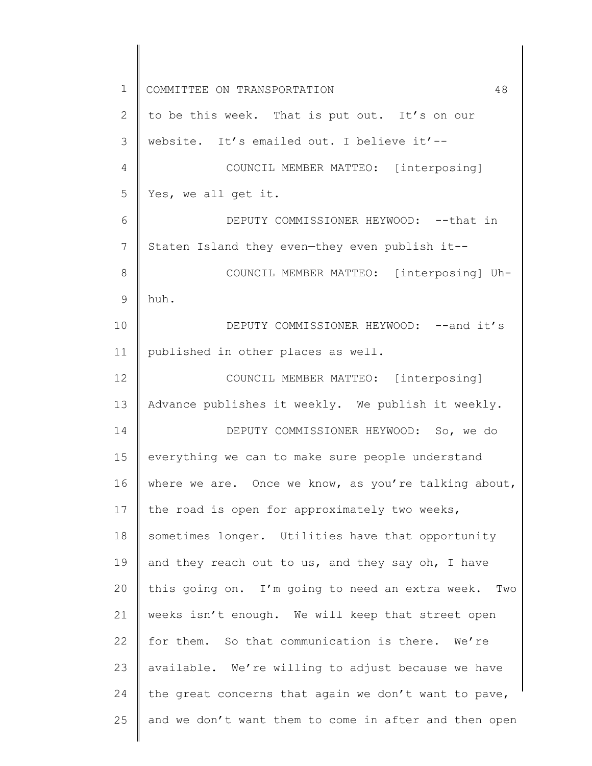to be this week. That is put out. It's on our website. It's emailed out. I believe it'--

COUNCIL MEMBER MATTEO: [interposing] Yes, we all get it.

DEPUTY COMMISSIONER HEYWOOD: --that in Staten Island they even—they even publish it--

COUNCIL MEMBER MATTEO: [interposing] Uh-huh.

DEPUTY COMMISSIONER HEYWOOD: --and it's published in other places as well.

COUNCIL MEMBER MATTEO: [interposing] Advance publishes it weekly. We publish it weekly.

DEPUTY COMMISSIONER HEYWOOD: So, we do everything we can to make sure people understand where we are. Once we know, as you're talking about, the road is open for approximately two weeks, sometimes longer. Utilities have that opportunity and they reach out to us, and they say oh, I have this going on. I'm going to need an extra week. Two weeks isn't enough. We will keep that street open for them. So that communication is there. We're available. We're willing to adjust because we have the great concerns that again we don't want to pave, and we don't want them to come in after and then open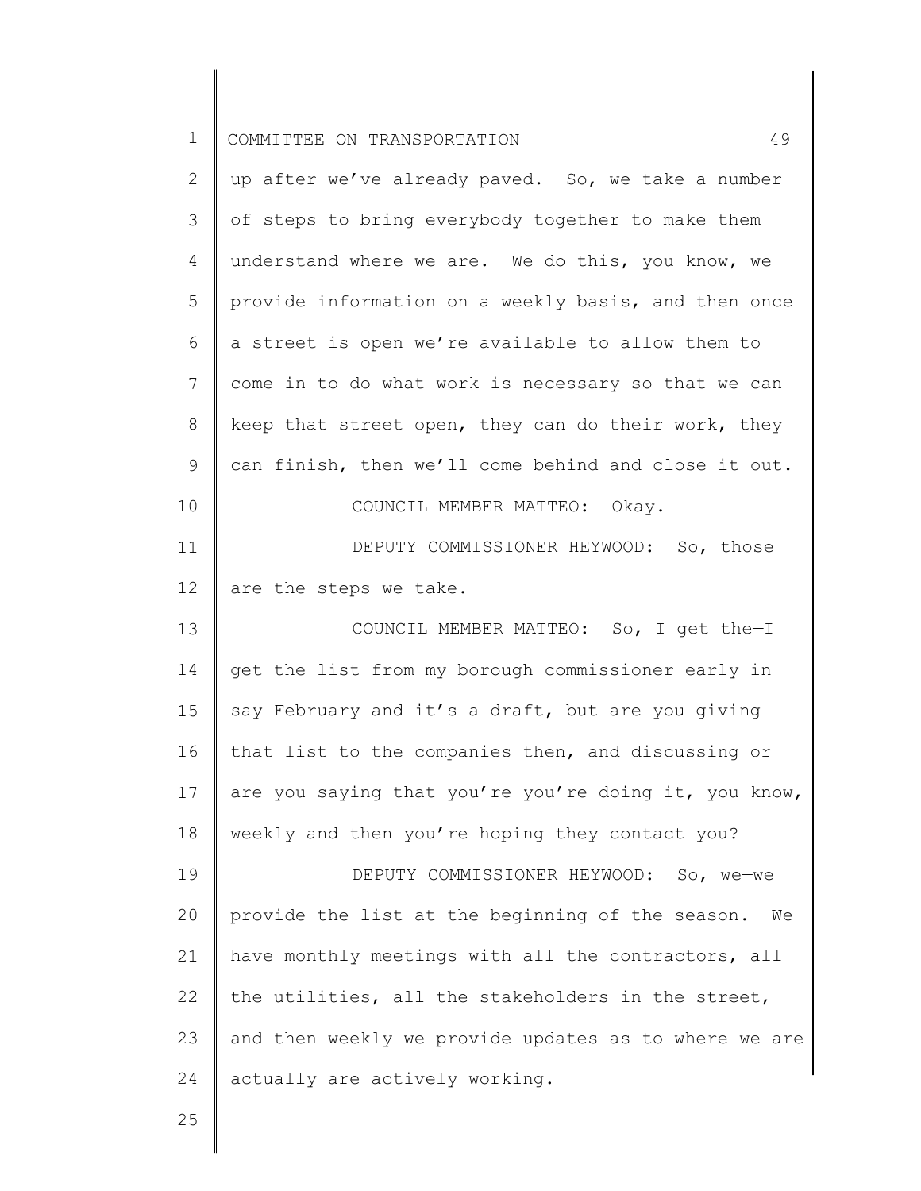up after we've already paved. So, we take a number of steps to bring everybody together to make them understand where we are. We do this, you know, we provide information on a weekly basis, and then once a street is open we're available to allow them to come in to do what work is necessary so that we can keep that street open, they can do their work, they can finish, then we'll come behind and close it out.

COUNCIL MEMBER MATTEO: Okay.

DEPUTY COMMISSIONER HEYWOOD: So, those are the steps we take.

COUNCIL MEMBER MATTEO: So, I get the—I get the list from my borough commissioner early in say February and it's a draft, but are you giving that list to the companies then, and discussing or are you saying that you're—you're doing it, you know, weekly and then you're hoping they contact you?

DEPUTY COMMISSIONER HEYWOOD: So, we—we provide the list at the beginning of the season. We have monthly meetings with all the contractors, all the utilities, all the stakeholders in the street, and then weekly we provide updates as to where we are actually are actively working.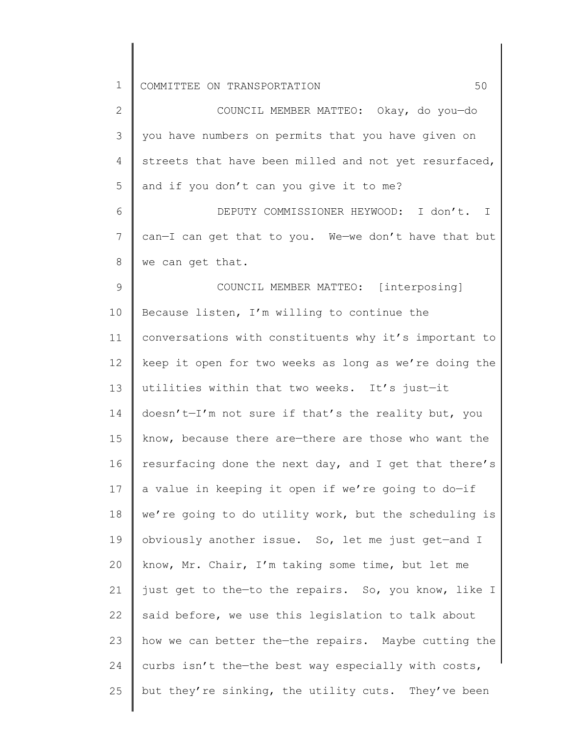COUNCIL MEMBER MATTEO: Okay, do you—do you have numbers on permits that you have given on streets that have been milled and not yet resurfaced, and if you don't can you give it to me?

DEPUTY COMMISSIONER HEYWOOD: I don't. I can—I can get that to you. We—we don't have that but we can get that.

COUNCIL MEMBER MATTEO: [interposing] Because listen, I'm willing to continue the conversations with constituents why it's important to keep it open for two weeks as long as we're doing the utilities within that two weeks. It's just—it doesn't—I'm not sure if that's the reality but, you know, because there are—there are those who want the resurfacing done the next day, and I get that there's a value in keeping it open if we're going to do—if we're going to do utility work, but the scheduling is obviously another issue. So, let me just get—and I know, Mr. Chair, I'm taking some time, but let me just get to the—to the repairs. So, you know, like I said before, we use this legislation to talk about how we can better the—the repairs. Maybe cutting the curbs isn't the—the best way especially with costs, but they're sinking, the utility cuts. They've been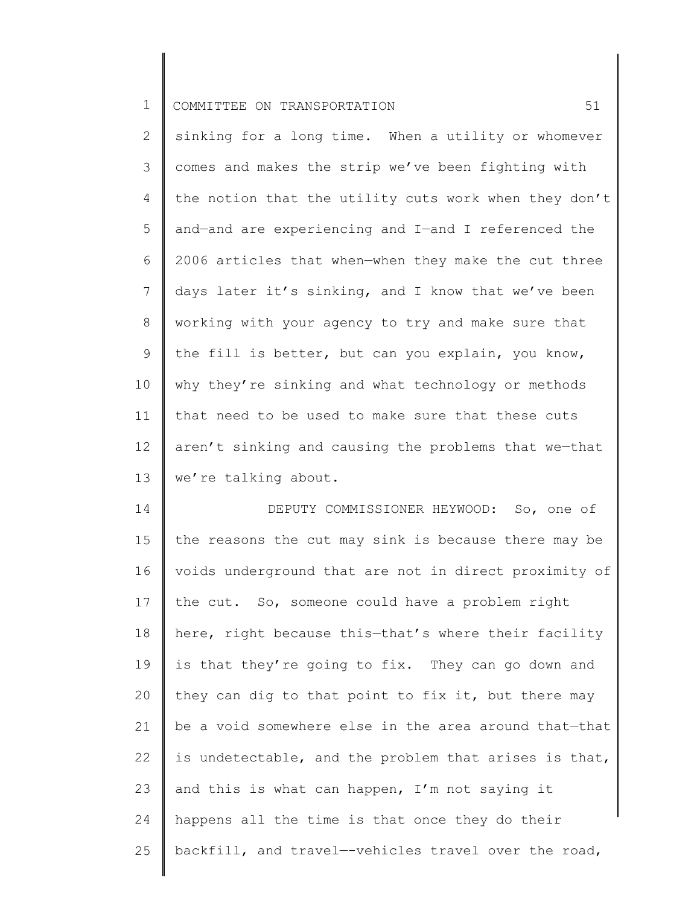sinking for a long time. When a utility or whomever comes and makes the strip we've been fighting with the notion that the utility cuts work when they don't and—and are experiencing and I—and I referenced the 2006 articles that when—when they make the cut three days later it's sinking, and I know that we've been working with your agency to try and make sure that the fill is better, but can you explain, you know, why they're sinking and what technology or methods that need to be used to make sure that these cuts aren't sinking and causing the problems that we—that we're talking about.

DEPUTY COMMISSIONER HEYWOOD: So, one of the reasons the cut may sink is because there may be voids underground that are not in direct proximity of the cut. So, someone could have a problem right here, right because this—that's where their facility is that they're going to fix. They can go down and they can dig to that point to fix it, but there may be a void somewhere else in the area around that—that is undetectable, and the problem that arises is that, and this is what can happen, I'm not saying it happens all the time is that once they do their backfill, and travel—-vehicles travel over the road,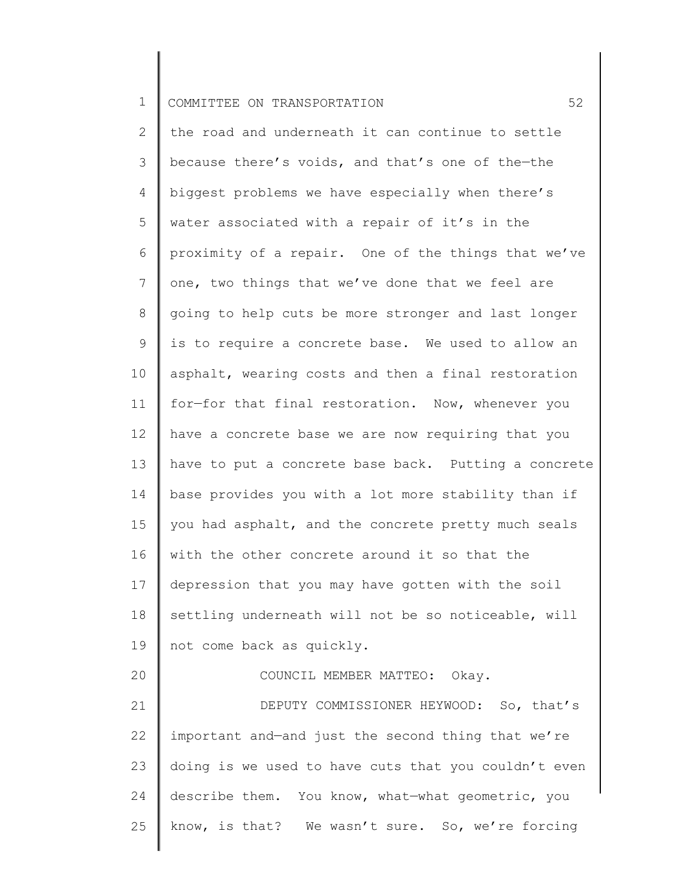the road and underneath it can continue to settle because there's voids, and that's one of the—the biggest problems we have especially when there's water associated with a repair of it's in the proximity of a repair. One of the things that we've one, two things that we've done that we feel are going to help cuts be more stronger and last longer is to require a concrete base. We used to allow an asphalt, wearing costs and then a final restoration for—for that final restoration. Now, whenever you have a concrete base we are now requiring that you have to put a concrete base back. Putting a concrete base provides you with a lot more stability than if you had asphalt, and the concrete pretty much seals with the other concrete around it so that the depression that you may have gotten with the soil settling underneath will not be so noticeable, will not come back as quickly.

COUNCIL MEMBER MATTEO: Okay.

DEPUTY COMMISSIONER HEYWOOD: So, that's important and—and just the second thing that we're doing is we used to have cuts that you couldn't even describe them. You know, what—what geometric, you know, is that? We wasn't sure. So, we're forcing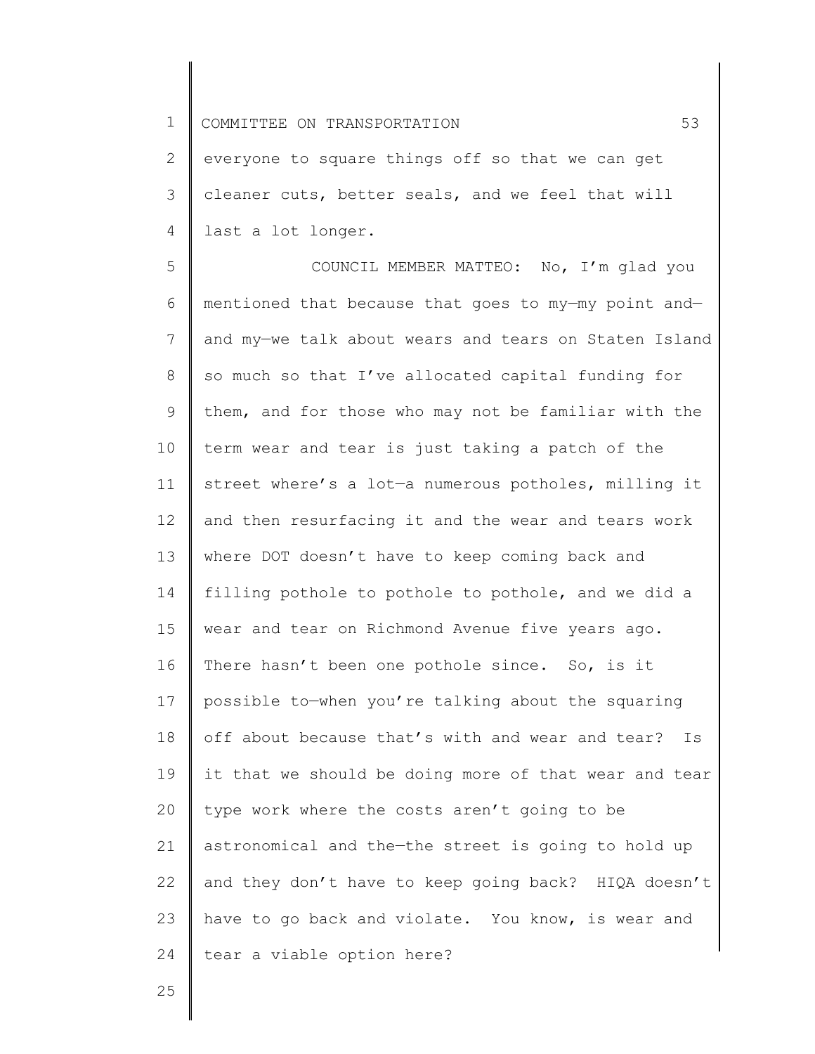everyone to square things off so that we can get cleaner cuts, better seals, and we feel that will last a lot longer.

COUNCIL MEMBER MATTEO: No, I'm glad you mentioned that because that goes to my—my point and—and my—we talk about wears and tears on Staten Island so much so that I've allocated capital funding for them, and for those who may not be familiar with the term wear and tear is just taking a patch of the street where's a lot—a numerous potholes, milling it and then resurfacing it and the wear and tears work where DOT doesn't have to keep coming back and filling pothole to pothole to pothole, and we did a wear and tear on Richmond Avenue five years ago. There hasn't been one pothole since. So, is it possible to—when you're talking about the squaring off about because that's with and wear and tear? Is it that we should be doing more of that wear and tear type work where the costs aren't going to be astronomical and the—the street is going to hold up and they don't have to keep going back? HIQA doesn't have to go back and violate. You know, is wear and tear a viable option here?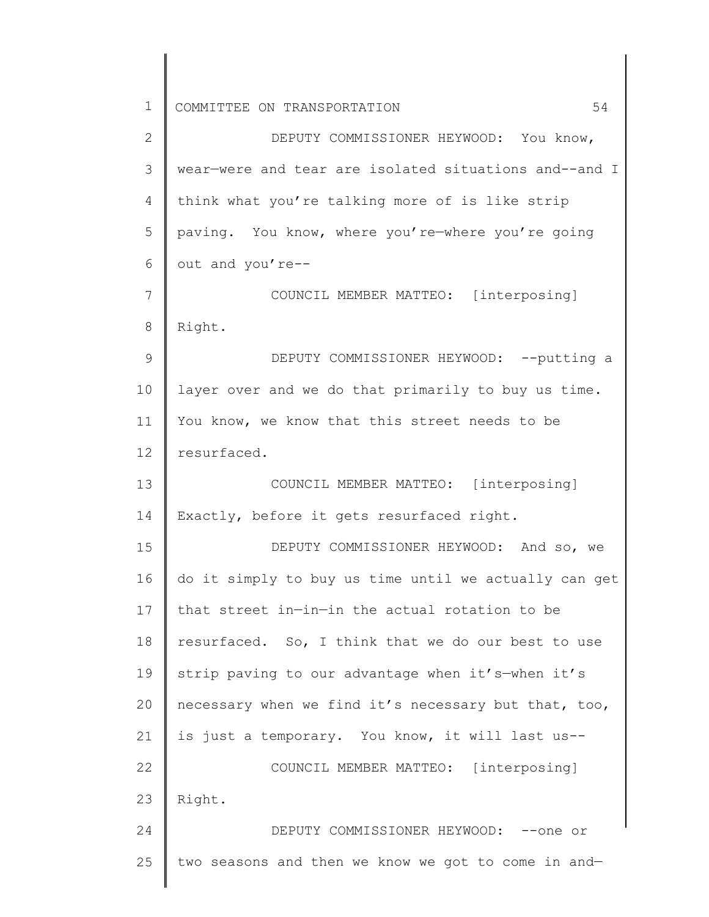DEPUTY COMMISSIONER HEYWOOD: You know, wear—were and tear are isolated situations and--and I think what you're talking more of is like strip paving. You know, where you're—where you're going out and you're--

COUNCIL MEMBER MATTEO: [interposing] Right.

DEPUTY COMMISSIONER HEYWOOD: --putting a layer over and we do that primarily to buy us time. You know, we know that this street needs to be resurfaced.

COUNCIL MEMBER MATTEO: [interposing] Exactly, before it gets resurfaced right.

DEPUTY COMMISSIONER HEYWOOD: And so, we do it simply to buy us time until we actually can get that street in—in—in the actual rotation to be resurfaced. So, I think that we do our best to use strip paving to our advantage when it's—when it's necessary when we find it's necessary but that, too, is just a temporary. You know, it will last us--

COUNCIL MEMBER MATTEO: [interposing] Right.

DEPUTY COMMISSIONER HEYWOOD: --one or two seasons and then we know we got to come in and—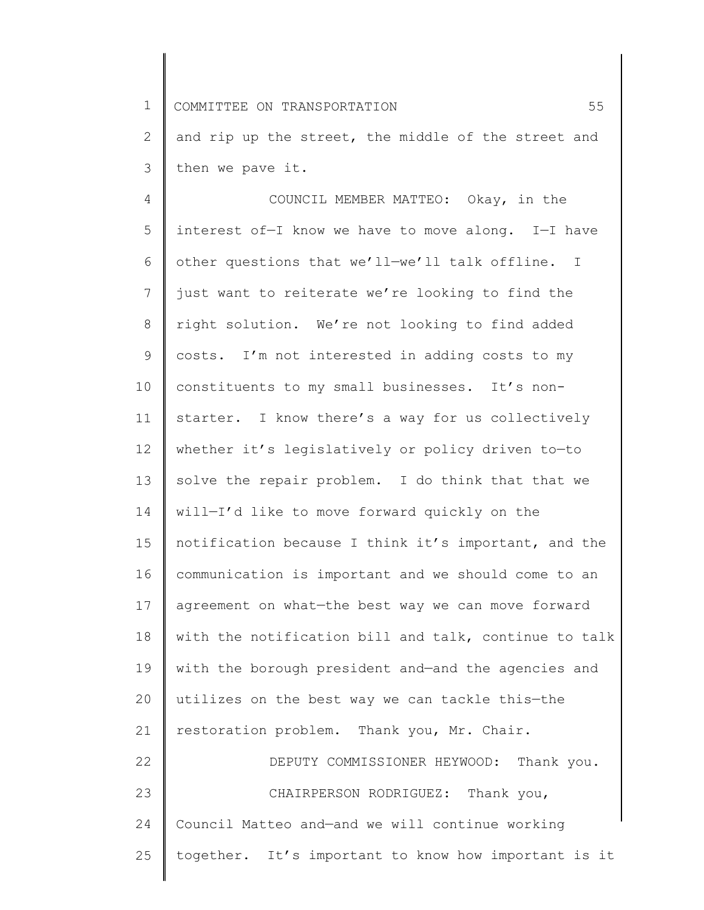and rip up the street, the middle of the street and then we pave it.

COUNCIL MEMBER MATTEO: Okay, in the interest of—I know we have to move along. I—I have other questions that we'll—we'll talk offline. I just want to reiterate we're looking to find the right solution. We're not looking to find added costs. I'm not interested in adding costs to my constituents to my small businesses. It's non-starter. I know there's a way for us collectively whether it's legislatively or policy driven to—to solve the repair problem. I do think that that we will—I'd like to move forward quickly on the notification because I think it's important, and the communication is important and we should come to an agreement on what—the best way we can move forward with the notification bill and talk, continue to talk with the borough president and—and the agencies and utilizes on the best way we can tackle this—the restoration problem. Thank you, Mr. Chair.

DEPUTY COMMISSIONER HEYWOOD: Thank you.

CHAIRPERSON RODRIGUEZ: Thank you, Council Matteo and—and we will continue working together. It's important to know how important is it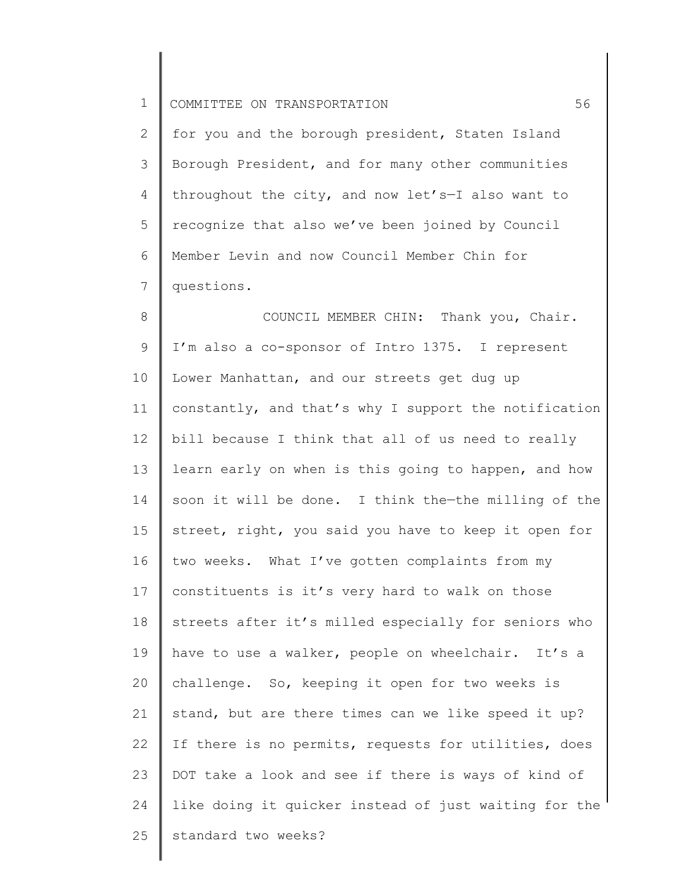for you and the borough president, Staten Island Borough President, and for many other communities throughout the city, and now let's—I also want to recognize that also we've been joined by Council Member Levin and now Council Member Chin for questions.

COUNCIL MEMBER CHIN: Thank you, Chair. I'm also a co-sponsor of Intro 1375. I represent Lower Manhattan, and our streets get dug up constantly, and that's why I support the notification bill because I think that all of us need to really learn early on when is this going to happen, and how soon it will be done. I think the—the milling of the street, right, you said you have to keep it open for two weeks. What I've gotten complaints from my constituents is it's very hard to walk on those streets after it's milled especially for seniors who have to use a walker, people on wheelchair. It's a challenge. So, keeping it open for two weeks is stand, but are there times can we like speed it up? If there is no permits, requests for utilities, does DOT take a look and see if there is ways of kind of like doing it quicker instead of just waiting for the standard two weeks?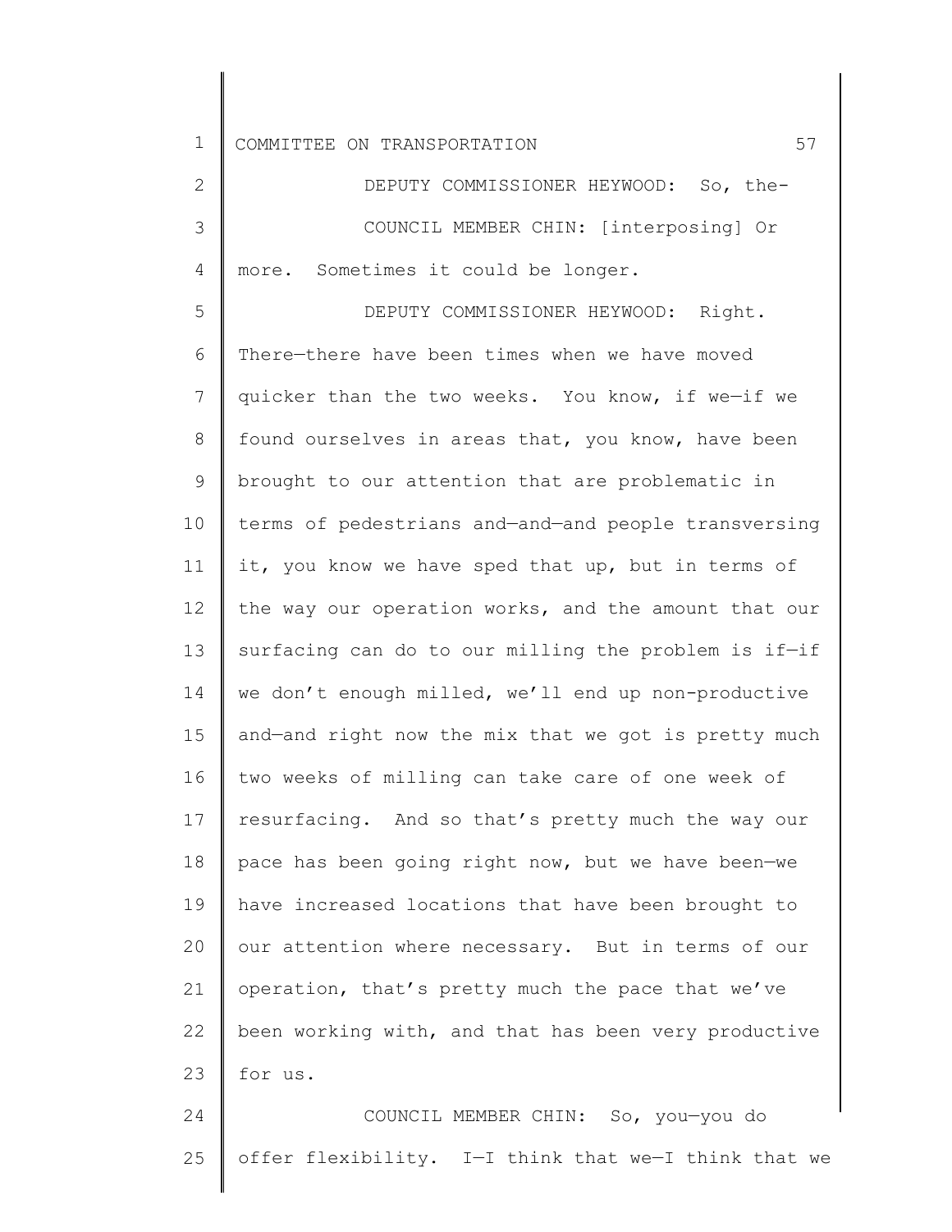DEPUTY COMMISSIONER HEYWOOD: So, the-

COUNCIL MEMBER CHIN: [interposing] Or more. Sometimes it could be longer.

DEPUTY COMMISSIONER HEYWOOD: Right. There—there have been times when we have moved quicker than the two weeks. You know, if we—if we found ourselves in areas that, you know, have been brought to our attention that are problematic in terms of pedestrians and—and—and people transversing it, you know we have sped that up, but in terms of the way our operation works, and the amount that our surfacing can do to our milling the problem is if—if we don't enough milled, we'll end up non-productive and—and right now the mix that we got is pretty much two weeks of milling can take care of one week of resurfacing. And so that's pretty much the way our pace has been going right now, but we have been—we have increased locations that have been brought to our attention where necessary. But in terms of our operation, that's pretty much the pace that we've been working with, and that has been very productive for us.

COUNCIL MEMBER CHIN: So, you—you do offer flexibility. I—I think that we—I think that we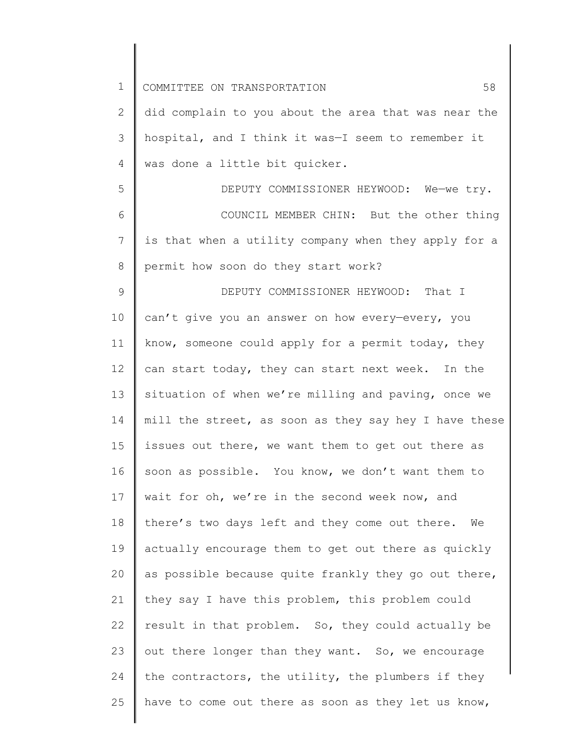did complain to you about the area that was near the hospital, and I think it was—I seem to remember it was done a little bit quicker.

DEPUTY COMMISSIONER HEYWOOD: We—we try.

COUNCIL MEMBER CHIN: But the other thing is that when a utility company when they apply for a permit how soon do they start work?

DEPUTY COMMISSIONER HEYWOOD: That I can't give you an answer on how every—every, you know, someone could apply for a permit today, they can start today, they can start next week. In the situation of when we're milling and paving, once we mill the street, as soon as they say hey I have these issues out there, we want them to get out there as soon as possible. You know, we don't want them to wait for oh, we're in the second week now, and there's two days left and they come out there. We actually encourage them to get out there as quickly as possible because quite frankly they go out there, they say I have this problem, this problem could result in that problem. So, they could actually be out there longer than they want. So, we encourage the contractors, the utility, the plumbers if they have to come out there as soon as they let us know,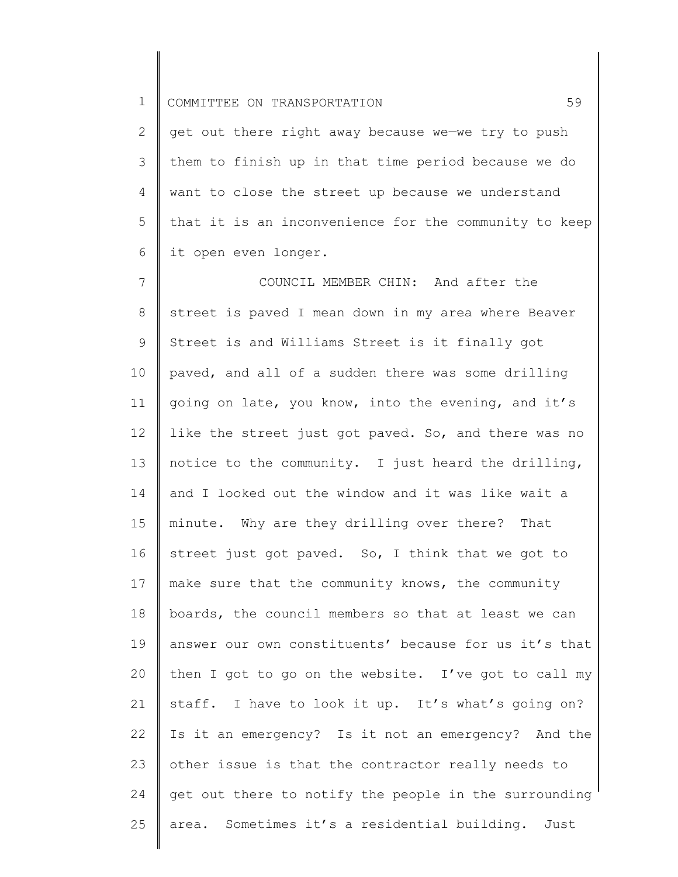get out there right away because we—we try to push them to finish up in that time period because we do want to close the street up because we understand that it is an inconvenience for the community to keep it open even longer.

COUNCIL MEMBER CHIN: And after the street is paved I mean down in my area where Beaver Street is and Williams Street is it finally got paved, and all of a sudden there was some drilling going on late, you know, into the evening, and it's like the street just got paved. So, and there was no notice to the community. I just heard the drilling, and I looked out the window and it was like wait a minute. Why are they drilling over there? That street just got paved. So, I think that we got to make sure that the community knows, the community boards, the council members so that at least we can answer our own constituents' because for us it's that then I got to go on the website. I've got to call my staff. I have to look it up. It's what's going on? Is it an emergency? Is it not an emergency? And the other issue is that the contractor really needs to get out there to notify the people in the surrounding area. Sometimes it's a residential building. Just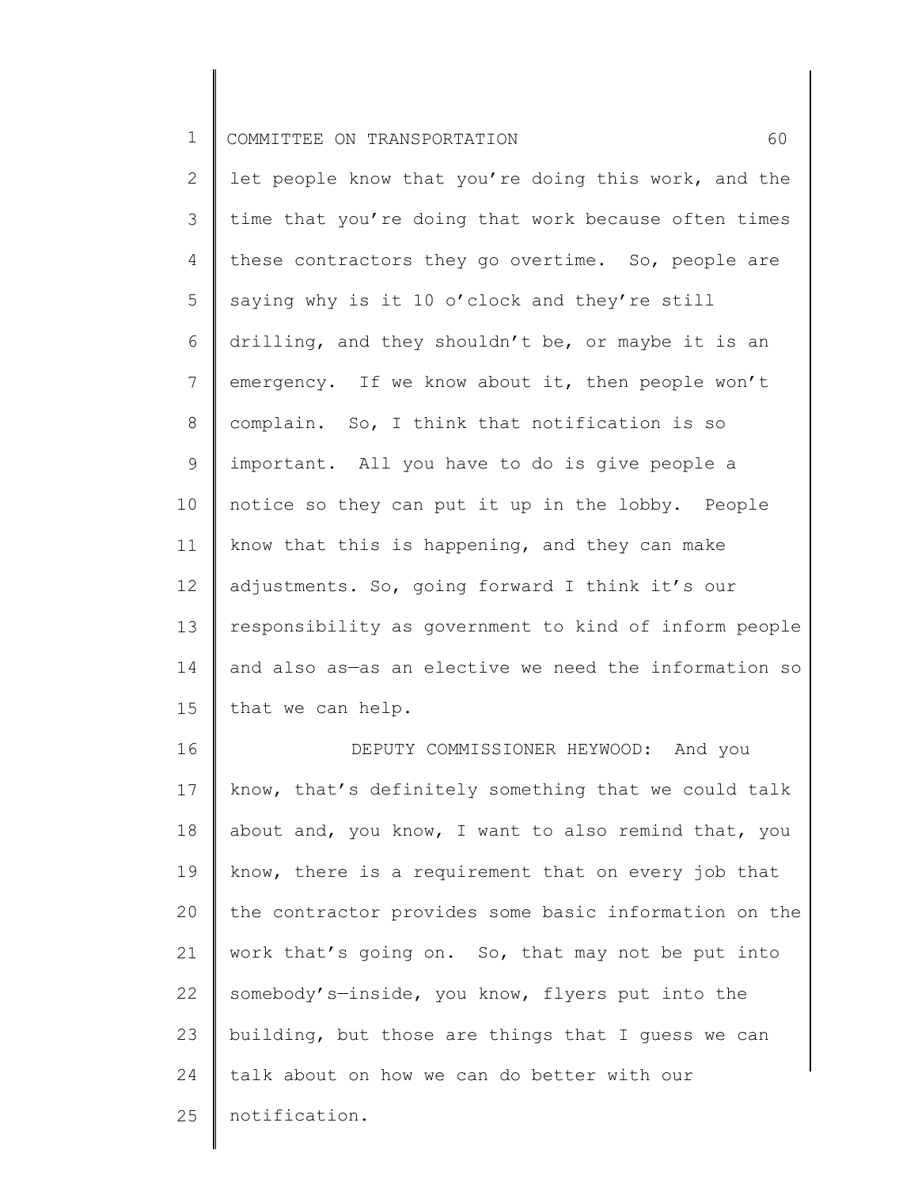let people know that you're doing this work, and the time that you're doing that work because often times these contractors they go overtime. So, people are saying why is it 10 o'clock and they're still drilling, and they shouldn't be, or maybe it is an emergency. If we know about it, then people won't complain. So, I think that notification is so important. All you have to do is give people a notice so they can put it up in the lobby. People know that this is happening, and they can make adjustments. So, going forward I think it's our responsibility as government to kind of inform people and also as—as an elective we need the information so that we can help.

DEPUTY COMMISSIONER HEYWOOD: And you know, that's definitely something that we could talk about and, you know, I want to also remind that, you know, there is a requirement that on every job that the contractor provides some basic information on the work that's going on. So, that may not be put into somebody's—inside, you know, flyers put into the building, but those are things that I guess we can talk about on how we can do better with our notification.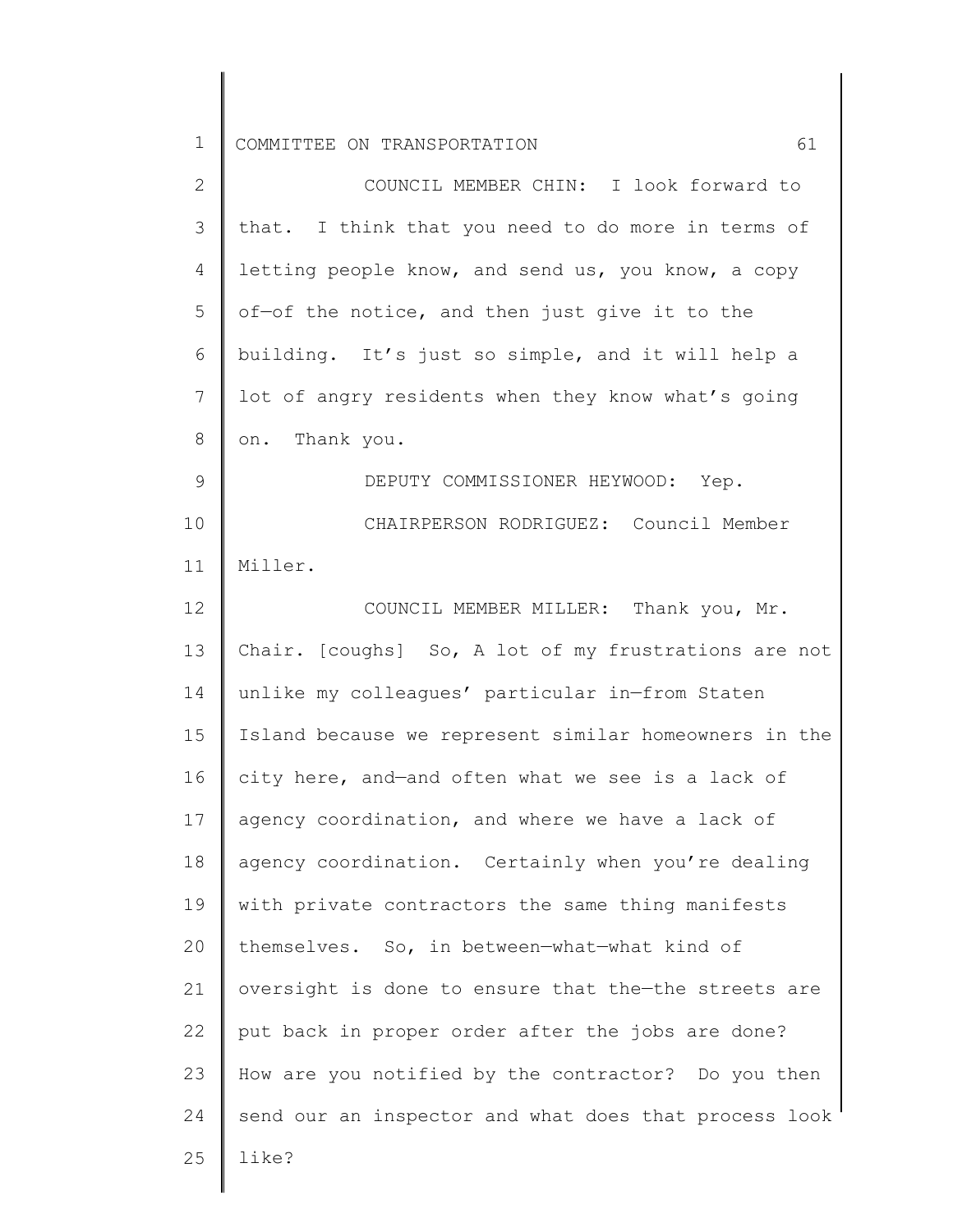COUNCIL MEMBER CHIN: I look forward to that. I think that you need to do more in terms of letting people know, and send us, you know, a copy of—of the notice, and then just give it to the building. It's just so simple, and it will help a lot of angry residents when they know what's going on. Thank you.

DEPUTY COMMISSIONER HEYWOOD: Yep.

CHAIRPERSON RODRIGUEZ: Council Member Miller.

COUNCIL MEMBER MILLER: Thank you, Mr. Chair. [coughs] So, A lot of my frustrations are not unlike my colleagues' particular in—from Staten Island because we represent similar homeowners in the city here, and—and often what we see is a lack of agency coordination, and where we have a lack of agency coordination. Certainly when you're dealing with private contractors the same thing manifests themselves. So, in between—what—what kind of oversight is done to ensure that the—the streets are put back in proper order after the jobs are done? How are you notified by the contractor? Do you then send our an inspector and what does that process look like?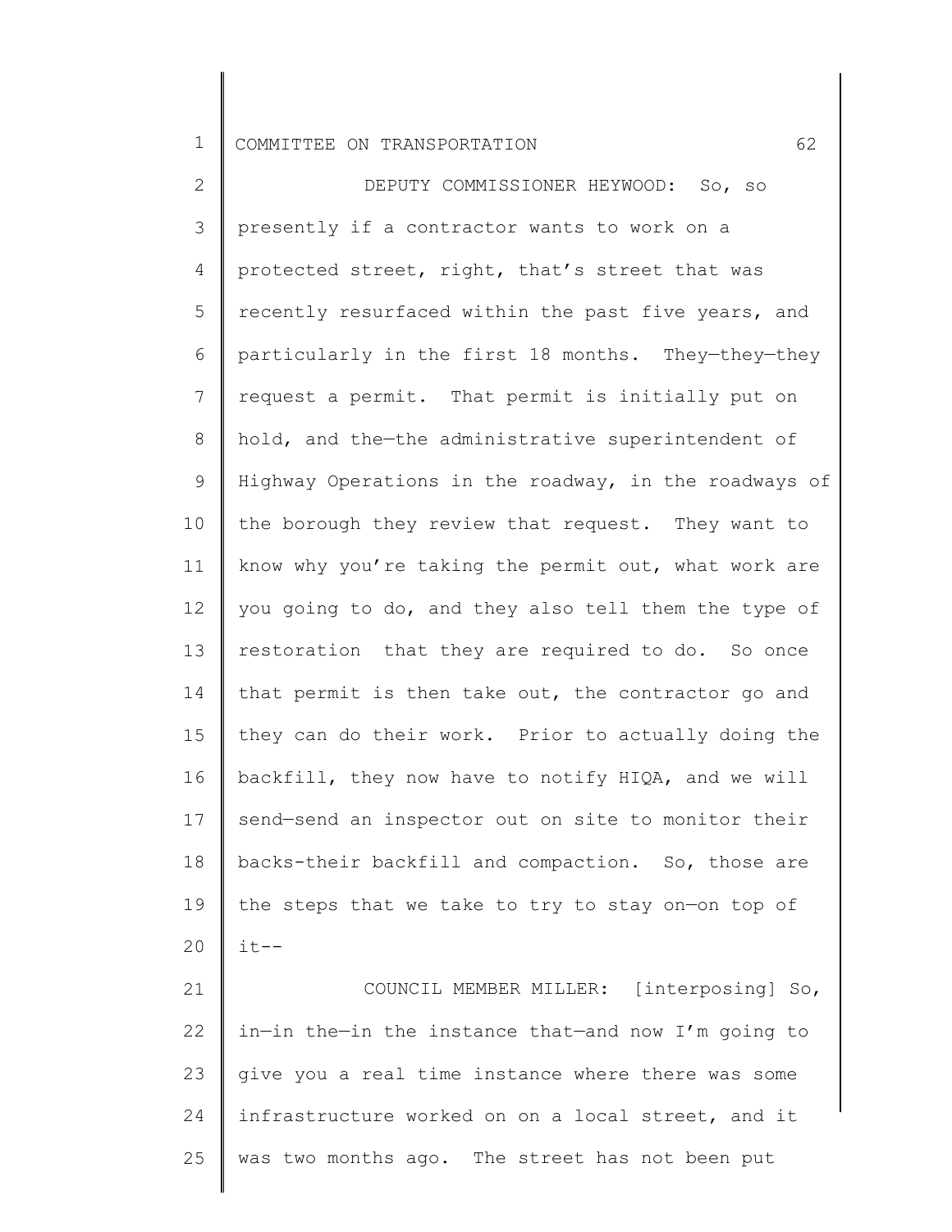DEPUTY COMMISSIONER HEYWOOD: So, so presently if a contractor wants to work on a protected street, right, that's street that was recently resurfaced within the past five years, and particularly in the first 18 months. They—they—they request a permit. That permit is initially put on hold, and the—the administrative superintendent of Highway Operations in the roadway, in the roadways of the borough they review that request. They want to know why you're taking the permit out, what work are you going to do, and they also tell them the type of restoration that they are required to do. So once that permit is then take out, the contractor go and they can do their work. Prior to actually doing the backfill, they now have to notify HIQA, and we will send—send an inspector out on site to monitor their backs-their backfill and compaction. So, those are the steps that we take to try to stay on—on top of it--

COUNCIL MEMBER MILLER: [interposing] So, in—in the—in the instance that—and now I'm going to give you a real time instance where there was some infrastructure worked on on a local street, and it was two months ago. The street has not been put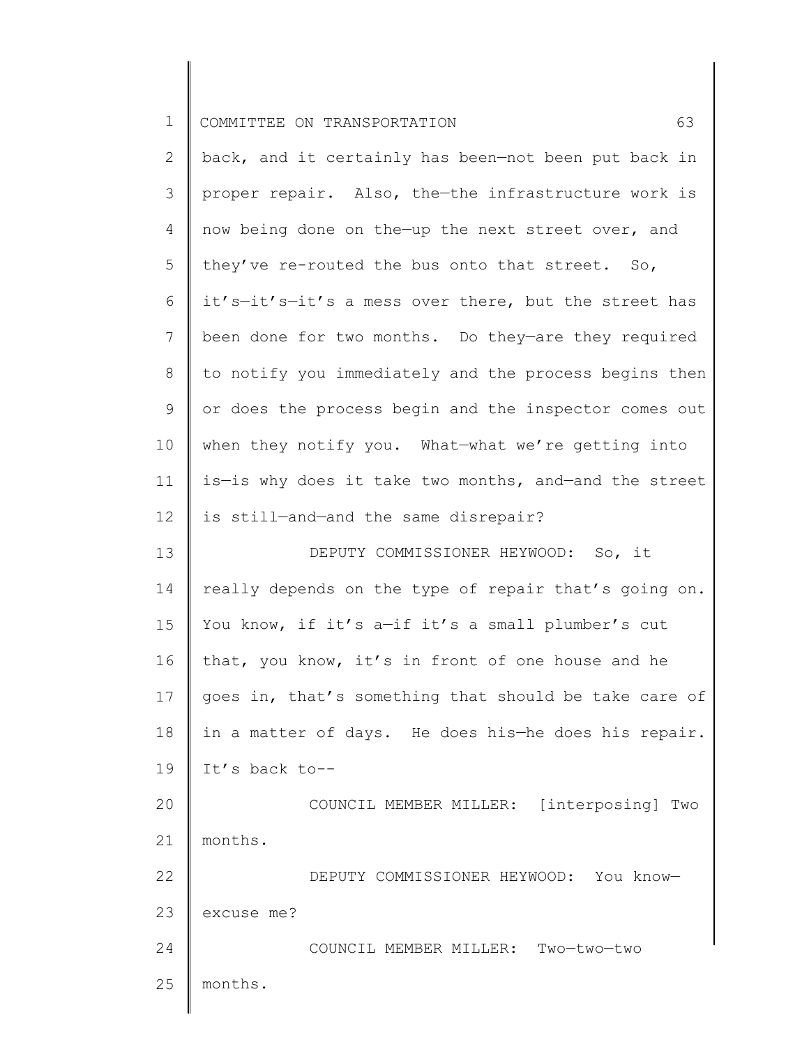back, and it certainly has been—not been put back in proper repair. Also, the—the infrastructure work is now being done on the—up the next street over, and they've re-routed the bus onto that street. So, it's—it's—it's a mess over there, but the street has been done for two months. Do they—are they required to notify you immediately and the process begins then or does the process begin and the inspector comes out when they notify you. What—what we're getting into is—is why does it take two months, and—and the street is still—and—and the same disrepair?

DEPUTY COMMISSIONER HEYWOOD: So, it really depends on the type of repair that's going on. You know, if it's a—if it's a small plumber's cut that, you know, it's in front of one house and he goes in, that's something that should be take care of in a matter of days. He does his—he does his repair. It's back to--

COUNCIL MEMBER MILLER: [interposing] Two months.

DEPUTY COMMISSIONER HEYWOOD: You know—excuse me?

COUNCIL MEMBER MILLER: Two—two—two months.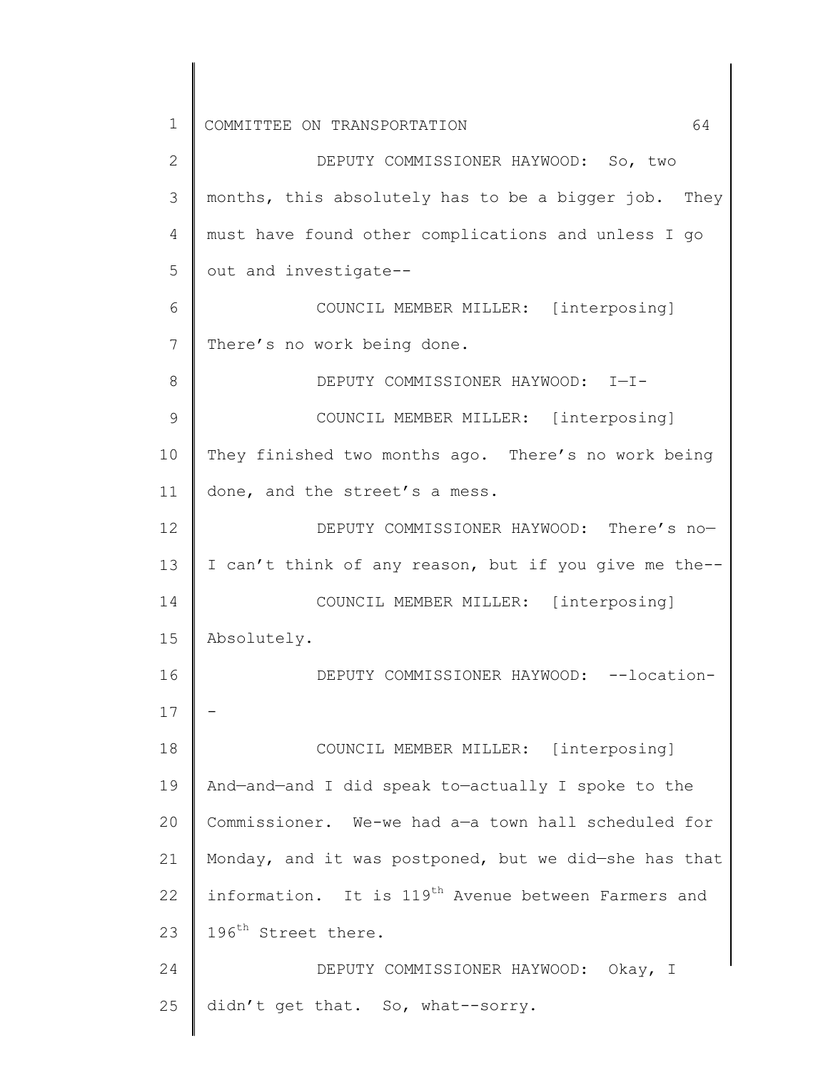DEPUTY COMMISSIONER HAYWOOD: So, two months, this absolutely has to be a bigger job. They must have found other complications and unless I go out and investigate--

COUNCIL MEMBER MILLER: [interposing] There's no work being done.

DEPUTY COMMISSIONER HAYWOOD: I—I-

COUNCIL MEMBER MILLER: [interposing] They finished two months ago. There's no work being done, and the street's a mess.

DEPUTY COMMISSIONER HAYWOOD: There's no—I can't think of any reason, but if you give me the--

COUNCIL MEMBER MILLER: [interposing] Absolutely.

DEPUTY COMMISSIONER HAYWOOD: --location--

COUNCIL MEMBER MILLER: [interposing] And—and—and I did speak to—actually I spoke to the Commissioner. We-we had a—a town hall scheduled for Monday, and it was postponed, but we did—she has that information. It is 119th Avenue between Farmers and 196th Street there.

DEPUTY COMMISSIONER HAYWOOD: Okay, I didn't get that. So, what--sorry.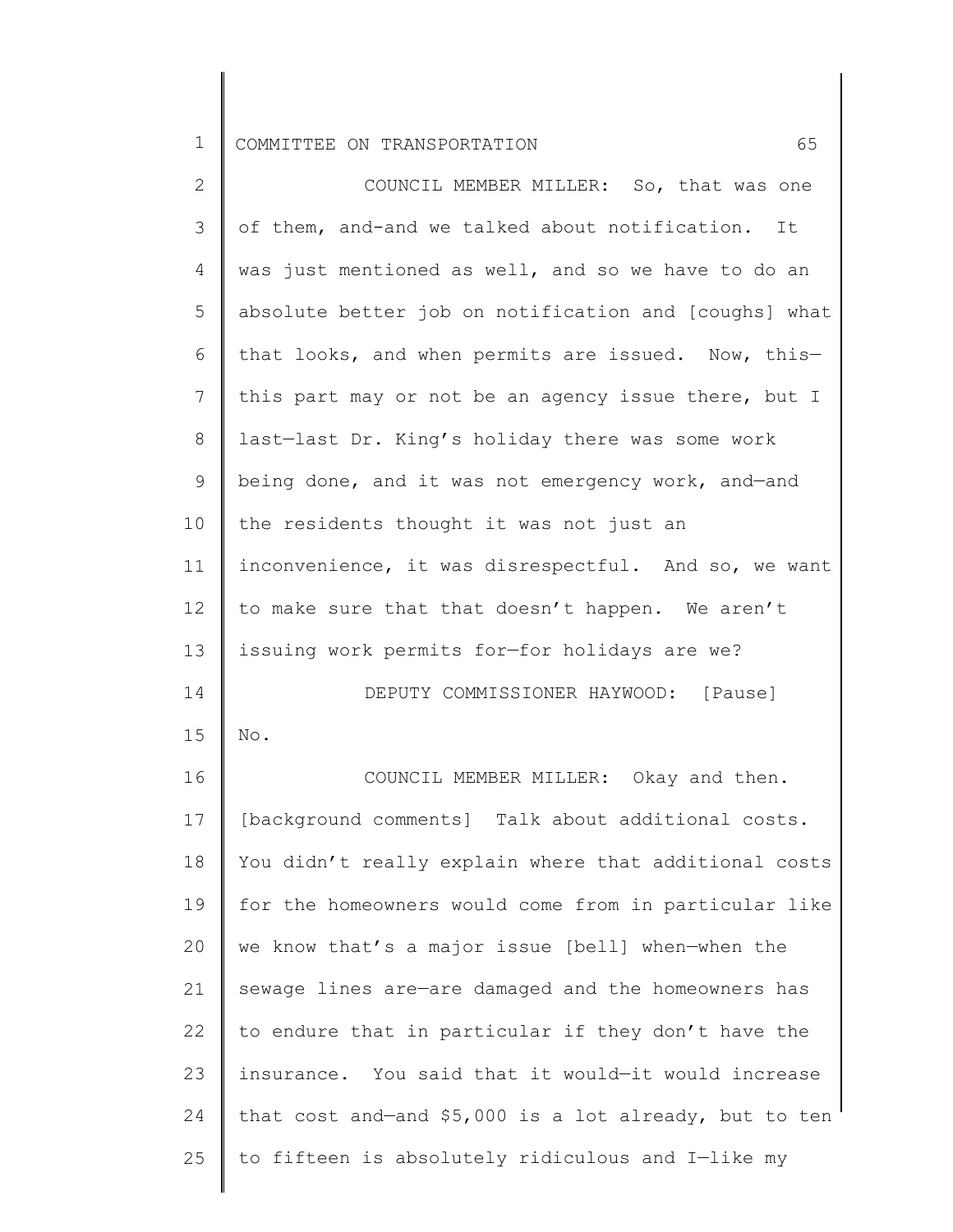COUNCIL MEMBER MILLER: So, that was one of them, and-and we talked about notification. It was just mentioned as well, and so we have to do an absolute better job on notification and [coughs] what that looks, and when permits are issued. Now, this—this part may or not be an agency issue there, but I last—last Dr. King's holiday there was some work being done, and it was not emergency work, and—and the residents thought it was not just an inconvenience, it was disrespectful. And so, we want to make sure that that doesn't happen. We aren't issuing work permits for—for holidays are we?

DEPUTY COMMISSIONER HAYWOOD: [Pause] No.

COUNCIL MEMBER MILLER: Okay and then. [background comments] Talk about additional costs. You didn't really explain where that additional costs for the homeowners would come from in particular like we know that's a major issue [bell] when—when the sewage lines are—are damaged and the homeowners has to endure that in particular if they don't have the insurance. You said that it would—it would increase that cost and—and $5,000 is a lot already, but to ten to fifteen is absolutely ridiculous and I—like my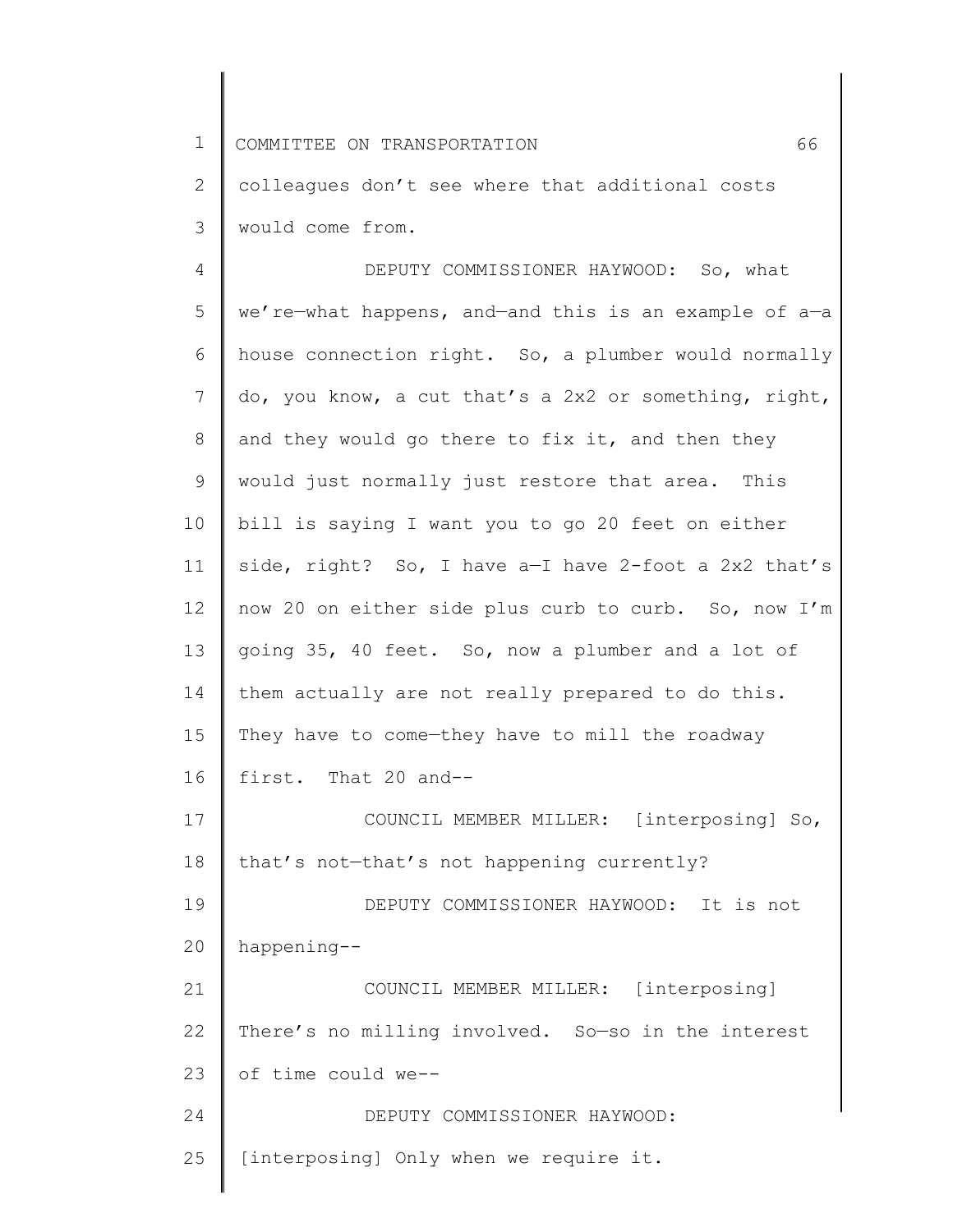colleagues don't see where that additional costs would come from.

DEPUTY COMMISSIONER HAYWOOD: So, what we're—what happens, and—and this is an example of a—a house connection right. So, a plumber would normally do, you know, a cut that's a 2x2 or something, right, and they would go there to fix it, and then they would just normally just restore that area. This bill is saying I want you to go 20 feet on either side, right? So, I have a—I have 2-foot a 2x2 that's now 20 on either side plus curb to curb. So, now I'm going 35, 40 feet. So, now a plumber and a lot of them actually are not really prepared to do this. They have to come—they have to mill the roadway first. That 20 and--

COUNCIL MEMBER MILLER: [interposing] So, that's not—that's not happening currently?

DEPUTY COMMISSIONER HAYWOOD: It is not happening--

COUNCIL MEMBER MILLER: [interposing] There's no milling involved. So—so in the interest of time could we--

DEPUTY COMMISSIONER HAYWOOD: [interposing] Only when we require it.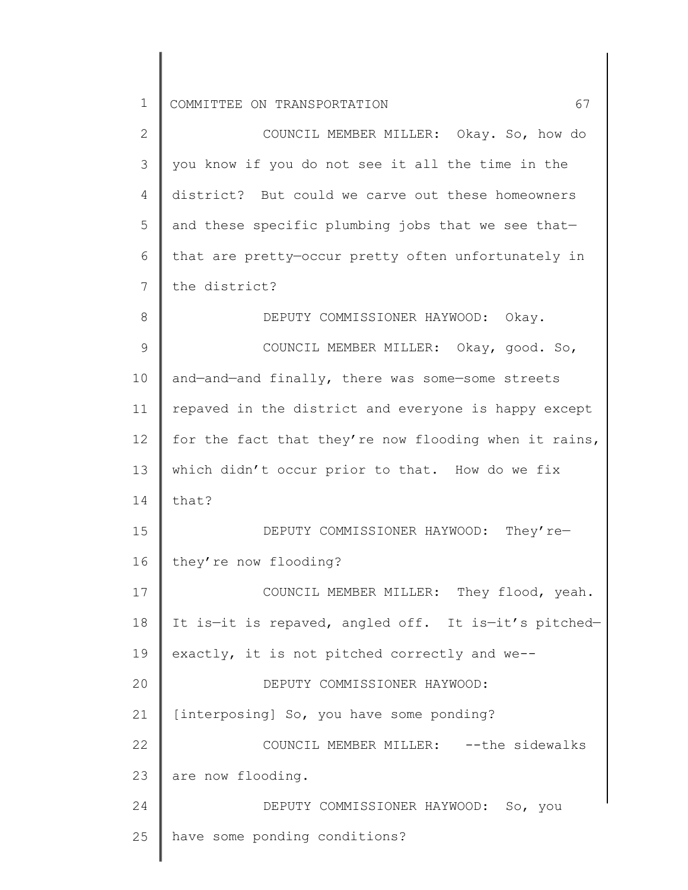COUNCIL MEMBER MILLER: Okay. So, how do you know if you do not see it all the time in the district? But could we carve out these homeowners and these specific plumbing jobs that we see that—that are pretty—occur pretty often unfortunately in the district?

DEPUTY COMMISSIONER HAYWOOD: Okay.

COUNCIL MEMBER MILLER: Okay, good. So, and—and—and finally, there was some—some streets repaved in the district and everyone is happy except for the fact that they're now flooding when it rains, which didn't occur prior to that. How do we fix that?

DEPUTY COMMISSIONER HAYWOOD: They're—they're now flooding?

COUNCIL MEMBER MILLER: They flood, yeah. It is—it is repaved, angled off. It is—it's pitched—exactly, it is not pitched correctly and we--

DEPUTY COMMISSIONER HAYWOOD: [interposing] So, you have some ponding?

COUNCIL MEMBER MILLER: --the sidewalks are now flooding.

DEPUTY COMMISSIONER HAYWOOD: So, you have some ponding conditions?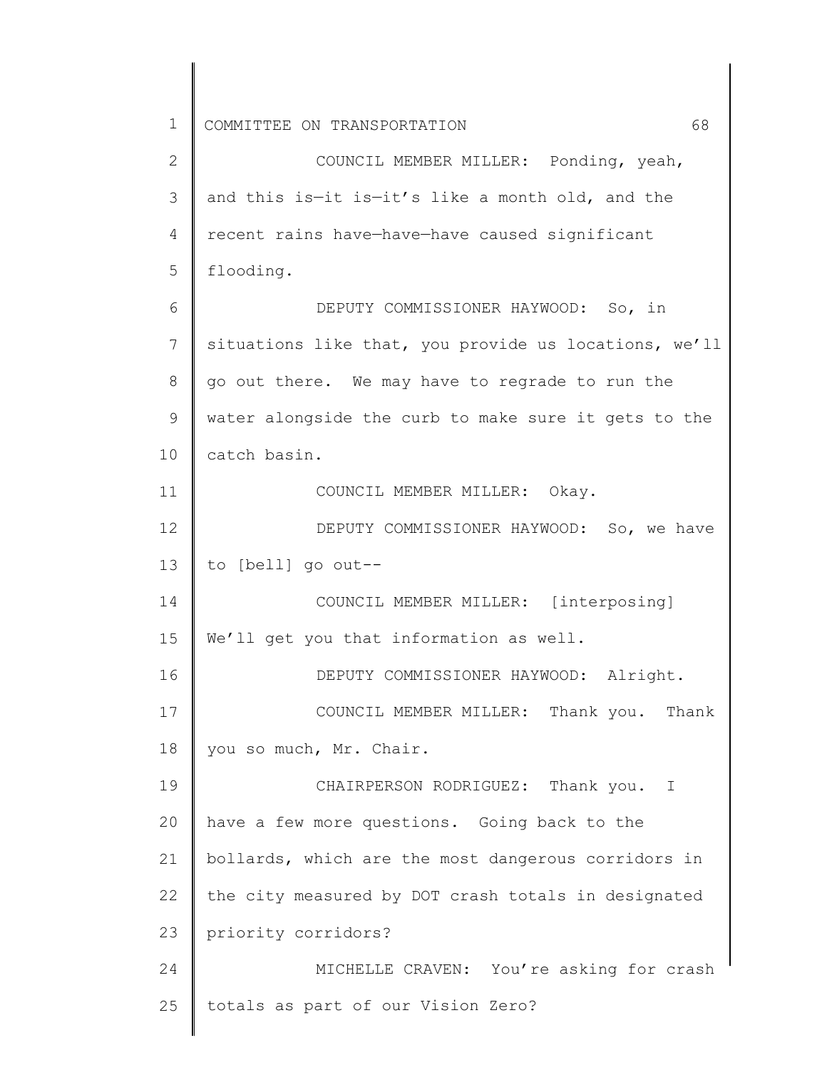COUNCIL MEMBER MILLER: Ponding, yeah, and this is—it is—it's like a month old, and the recent rains have—have—have caused significant flooding.

DEPUTY COMMISSIONER HAYWOOD: So, in situations like that, you provide us locations, we'll go out there. We may have to regrade to run the water alongside the curb to make sure it gets to the catch basin.

COUNCIL MEMBER MILLER: Okay.

DEPUTY COMMISSIONER HAYWOOD: So, we have to [bell] go out--

COUNCIL MEMBER MILLER: [interposing] We'll get you that information as well.

DEPUTY COMMISSIONER HAYWOOD: Alright.

COUNCIL MEMBER MILLER: Thank you. Thank you so much, Mr. Chair.

CHAIRPERSON RODRIGUEZ: Thank you. I have a few more questions. Going back to the bollards, which are the most dangerous corridors in the city measured by DOT crash totals in designated priority corridors?

MICHELLE CRAVEN: You're asking for crash totals as part of our Vision Zero?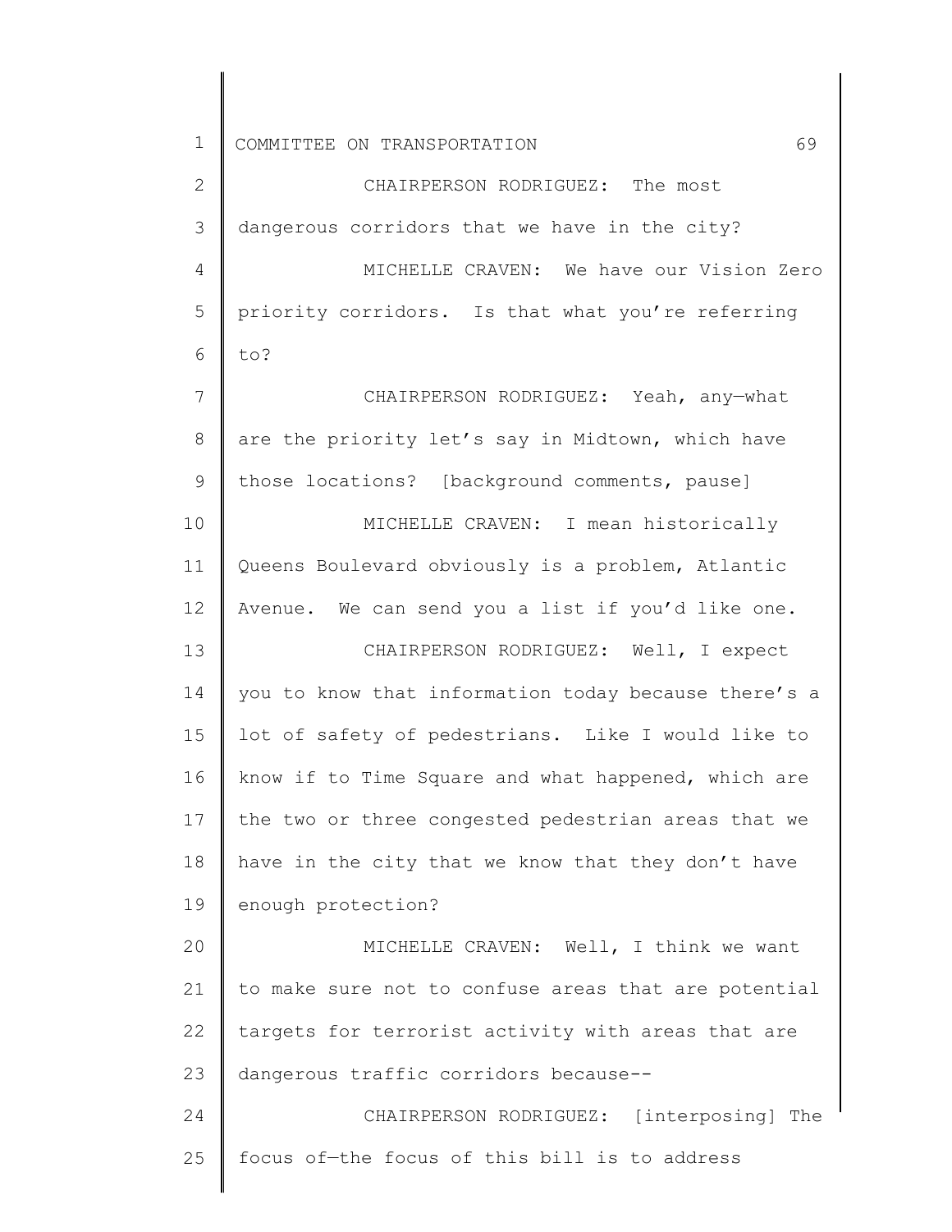CHAIRPERSON RODRIGUEZ: The most dangerous corridors that we have in the city?

MICHELLE CRAVEN: We have our Vision Zero priority corridors. Is that what you're referring to?

CHAIRPERSON RODRIGUEZ: Yeah, any—what are the priority let's say in Midtown, which have those locations? [background comments, pause]

MICHELLE CRAVEN: I mean historically Queens Boulevard obviously is a problem, Atlantic Avenue. We can send you a list if you'd like one.

CHAIRPERSON RODRIGUEZ: Well, I expect you to know that information today because there's a lot of safety of pedestrians. Like I would like to know if to Time Square and what happened, which are the two or three congested pedestrian areas that we have in the city that we know that they don't have enough protection?

MICHELLE CRAVEN: Well, I think we want to make sure not to confuse areas that are potential targets for terrorist activity with areas that are dangerous traffic corridors because--

CHAIRPERSON RODRIGUEZ: [interposing] The focus of—the focus of this bill is to address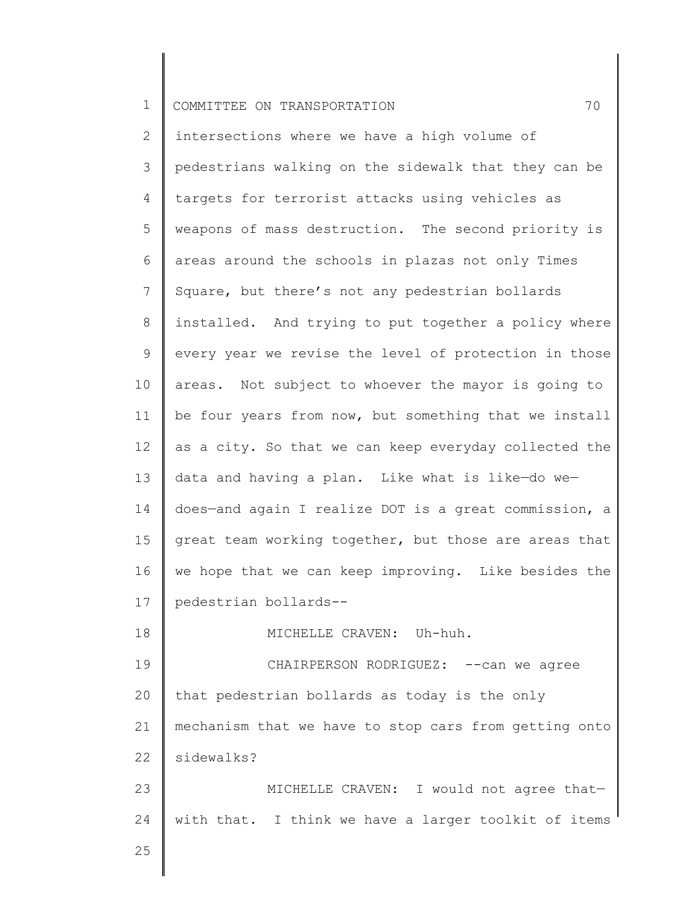intersections where we have a high volume of pedestrians walking on the sidewalk that they can be targets for terrorist attacks using vehicles as weapons of mass destruction. The second priority is areas around the schools in plazas not only Times Square, but there's not any pedestrian bollards installed. And trying to put together a policy where every year we revise the level of protection in those areas. Not subject to whoever the mayor is going to be four years from now, but something that we install as a city. So that we can keep everyday collected the data and having a plan. Like what is like—do we—does—and again I realize DOT is a great commission, a great team working together, but those are areas that we hope that we can keep improving. Like besides the pedestrian bollards--

MICHELLE CRAVEN: Uh-huh.

CHAIRPERSON RODRIGUEZ: --can we agree that pedestrian bollards as today is the only mechanism that we have to stop cars from getting onto sidewalks?

MICHELLE CRAVEN: I would not agree that—with that. I think we have a larger toolkit of items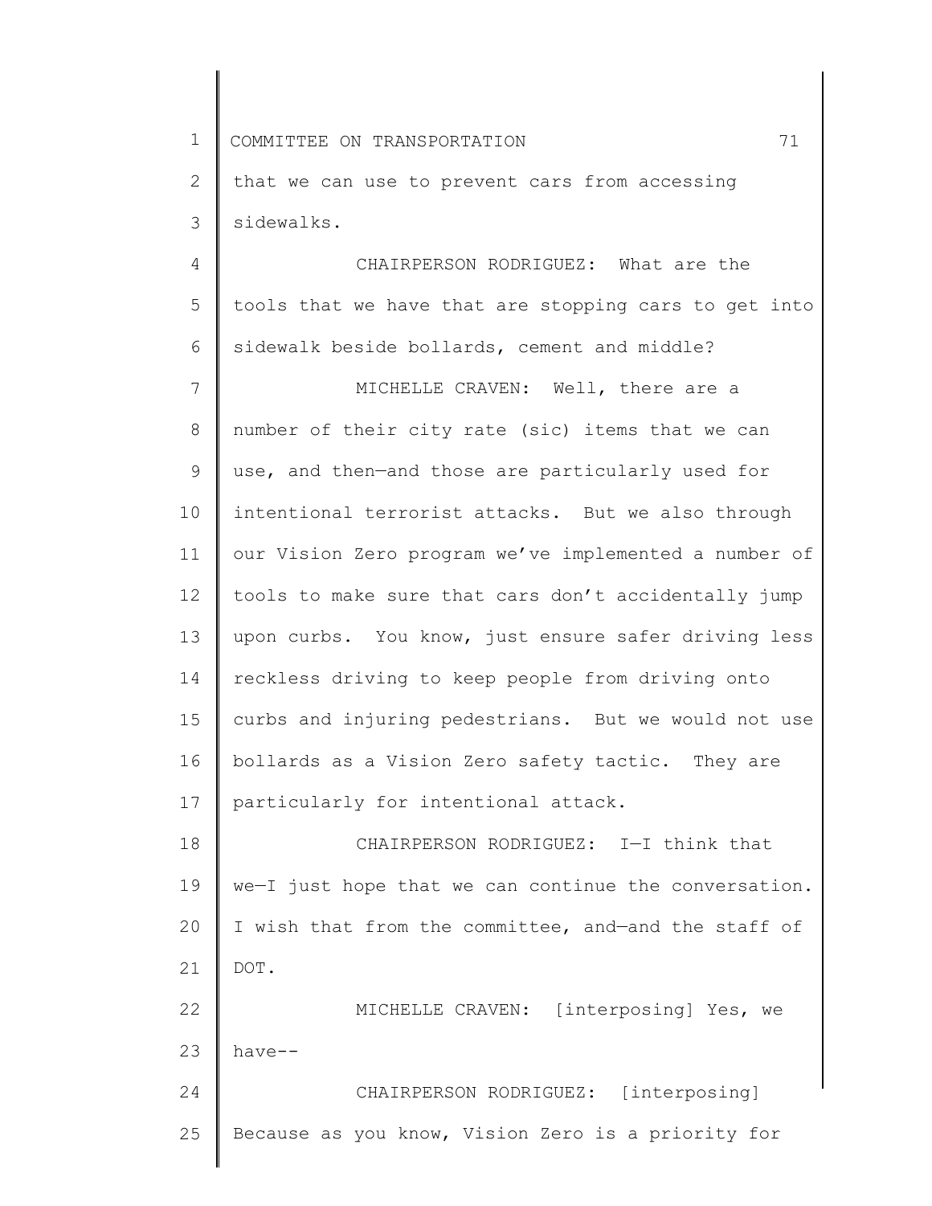that we can use to prevent cars from accessing sidewalks.

CHAIRPERSON RODRIGUEZ: What are the tools that we have that are stopping cars to get into sidewalk beside bollards, cement and middle?

MICHELLE CRAVEN: Well, there are a number of their city rate (sic) items that we can use, and then—and those are particularly used for intentional terrorist attacks. But we also through our Vision Zero program we've implemented a number of tools to make sure that cars don't accidentally jump upon curbs. You know, just ensure safer driving less reckless driving to keep people from driving onto curbs and injuring pedestrians. But we would not use bollards as a Vision Zero safety tactic. They are particularly for intentional attack.

CHAIRPERSON RODRIGUEZ: I—I think that we—I just hope that we can continue the conversation. I wish that from the committee, and—and the staff of DOT.

MICHELLE CRAVEN: [interposing] Yes, we have--

CHAIRPERSON RODRIGUEZ: [interposing] Because as you know, Vision Zero is a priority for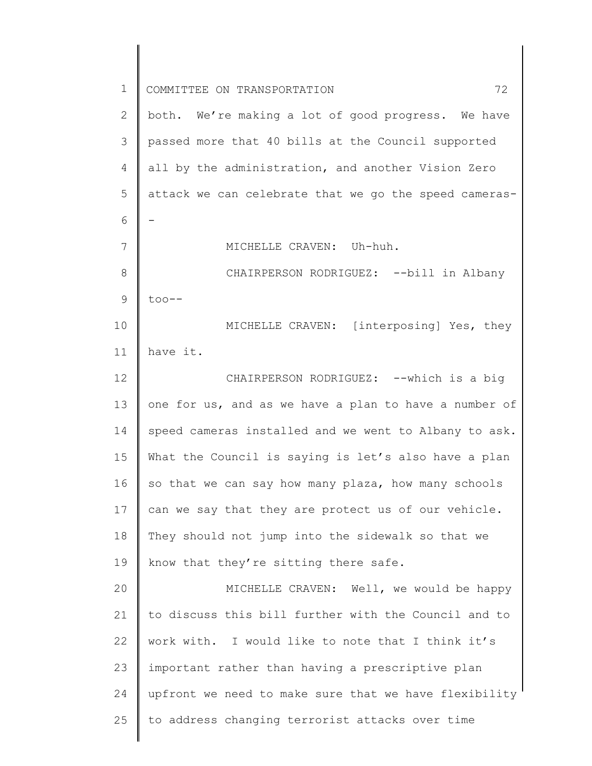both. We're making a lot of good progress. We have passed more that 40 bills at the Council supported all by the administration, and another Vision Zero attack we can celebrate that we go the speed cameras--

MICHELLE CRAVEN: Uh-huh.

CHAIRPERSON RODRIGUEZ: --bill in Albany too--

MICHELLE CRAVEN: [interposing] Yes, they have it.

CHAIRPERSON RODRIGUEZ: --which is a big one for us, and as we have a plan to have a number of speed cameras installed and we went to Albany to ask. What the Council is saying is let's also have a plan so that we can say how many plaza, how many schools can we say that they are protect us of our vehicle. They should not jump into the sidewalk so that we know that they're sitting there safe.

MICHELLE CRAVEN: Well, we would be happy to discuss this bill further with the Council and to work with. I would like to note that I think it's important rather than having a prescriptive plan upfront we need to make sure that we have flexibility to address changing terrorist attacks over time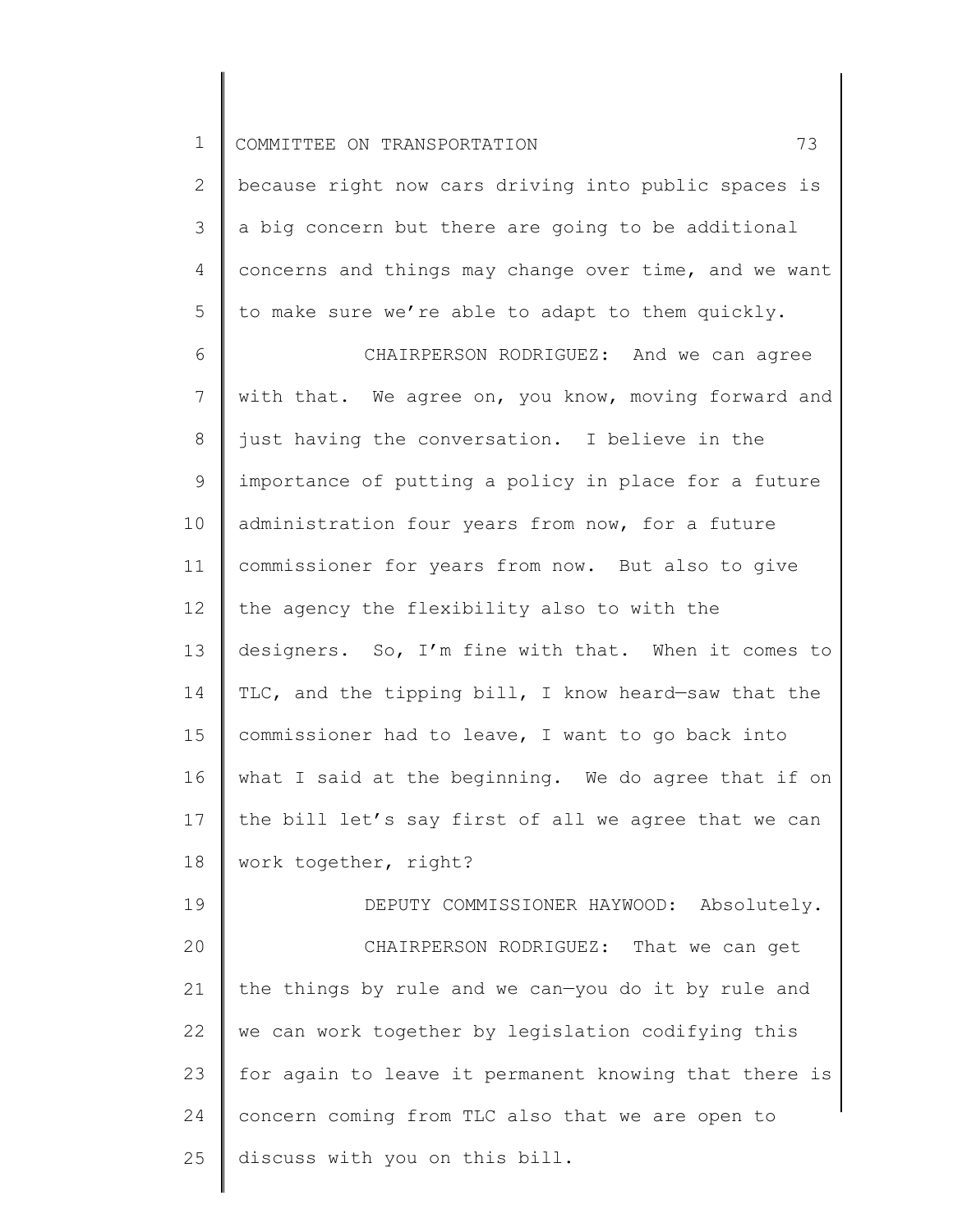because right now cars driving into public spaces is a big concern but there are going to be additional concerns and things may change over time, and we want to make sure we're able to adapt to them quickly.

CHAIRPERSON RODRIGUEZ: And we can agree with that. We agree on, you know, moving forward and just having the conversation. I believe in the importance of putting a policy in place for a future administration four years from now, for a future commissioner for years from now. But also to give the agency the flexibility also to with the designers. So, I'm fine with that. When it comes to TLC, and the tipping bill, I know heard—saw that the commissioner had to leave, I want to go back into what I said at the beginning. We do agree that if on the bill let's say first of all we agree that we can work together, right?

DEPUTY COMMISSIONER HAYWOOD: Absolutely.

CHAIRPERSON RODRIGUEZ: That we can get the things by rule and we can—you do it by rule and we can work together by legislation codifying this for again to leave it permanent knowing that there is concern coming from TLC also that we are open to discuss with you on this bill.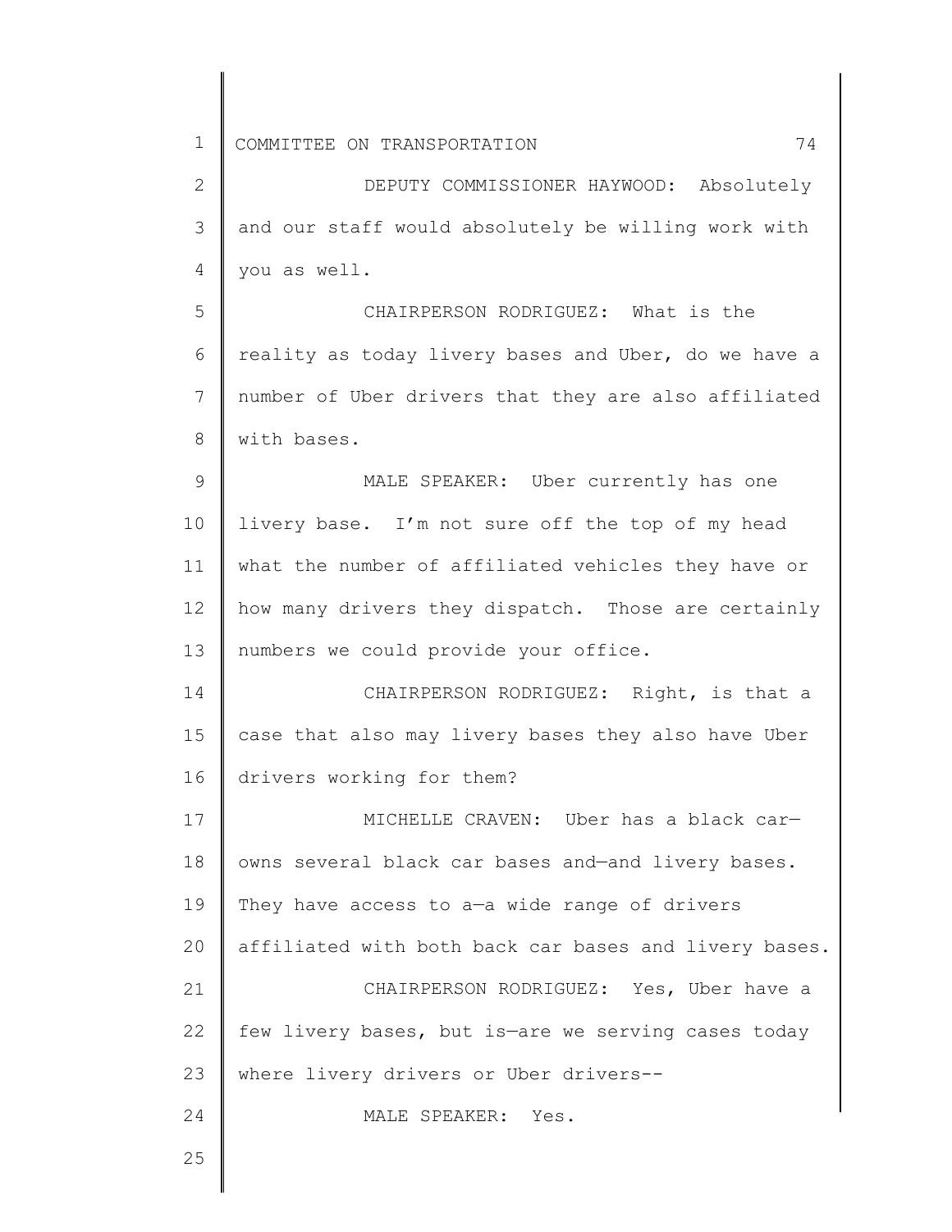DEPUTY COMMISSIONER HAYWOOD: Absolutely and our staff would absolutely be willing work with you as well.

CHAIRPERSON RODRIGUEZ: What is the reality as today livery bases and Uber, do we have a number of Uber drivers that they are also affiliated with bases.

MALE SPEAKER: Uber currently has one livery base. I'm not sure off the top of my head what the number of affiliated vehicles they have or how many drivers they dispatch. Those are certainly numbers we could provide your office.

CHAIRPERSON RODRIGUEZ: Right, is that a case that also may livery bases they also have Uber drivers working for them?

MICHELLE CRAVEN: Uber has a black car—owns several black car bases and—and livery bases. They have access to a—a wide range of drivers affiliated with both back car bases and livery bases.

CHAIRPERSON RODRIGUEZ: Yes, Uber have a few livery bases, but is—are we serving cases today where livery drivers or Uber drivers--

MALE SPEAKER: Yes.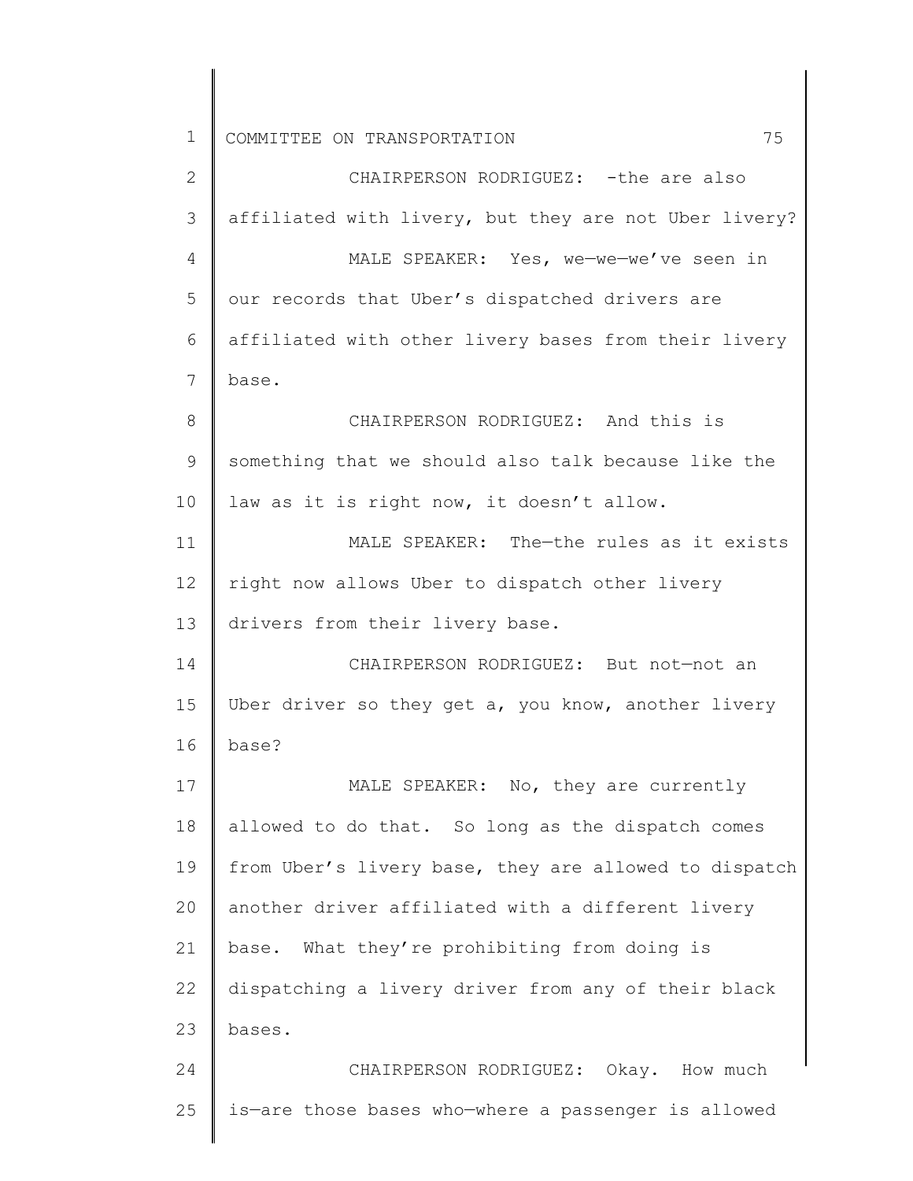CHAIRPERSON RODRIGUEZ: -the are also affiliated with livery, but they are not Uber livery?

MALE SPEAKER: Yes, we—we—we've seen in our records that Uber's dispatched drivers are affiliated with other livery bases from their livery base.

CHAIRPERSON RODRIGUEZ: And this is something that we should also talk because like the law as it is right now, it doesn't allow.

MALE SPEAKER: The—the rules as it exists right now allows Uber to dispatch other livery drivers from their livery base.

CHAIRPERSON RODRIGUEZ: But not—not an Uber driver so they get a, you know, another livery base?

MALE SPEAKER: No, they are currently allowed to do that. So long as the dispatch comes from Uber's livery base, they are allowed to dispatch another driver affiliated with a different livery base. What they're prohibiting from doing is dispatching a livery driver from any of their black bases.

CHAIRPERSON RODRIGUEZ: Okay. How much is—are those bases who—where a passenger is allowed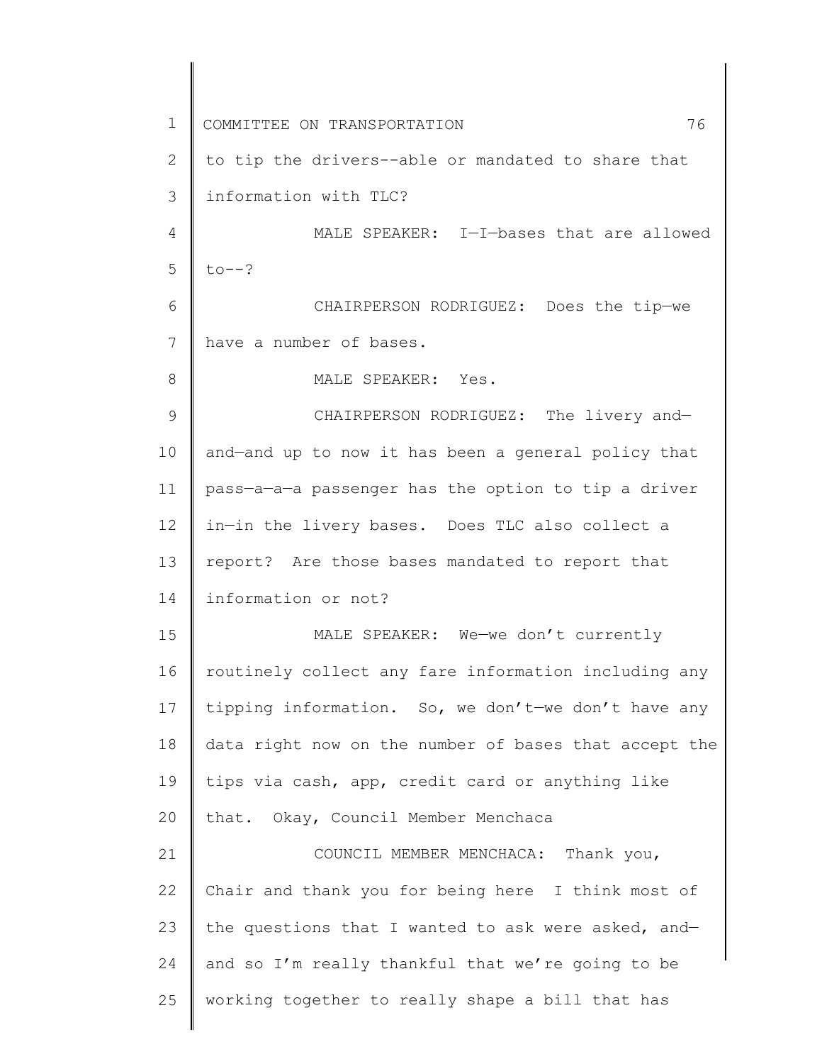to tip the drivers--able or mandated to share that information with TLC?

MALE SPEAKER: I—I—bases that are allowed to--?

CHAIRPERSON RODRIGUEZ: Does the tip—we have a number of bases.

MALE SPEAKER: Yes.

CHAIRPERSON RODRIGUEZ: The livery and—and—and up to now it has been a general policy that pass—a—a—a passenger has the option to tip a driver in—in the livery bases. Does TLC also collect a report? Are those bases mandated to report that information or not?

MALE SPEAKER: We—we don't currently routinely collect any fare information including any tipping information. So, we don't—we don't have any data right now on the number of bases that accept the tips via cash, app, credit card or anything like that. Okay, Council Member Menchaca

COUNCIL MEMBER MENCHACA: Thank you, Chair and thank you for being here I think most of the questions that I wanted to ask were asked, and—and so I'm really thankful that we're going to be working together to really shape a bill that has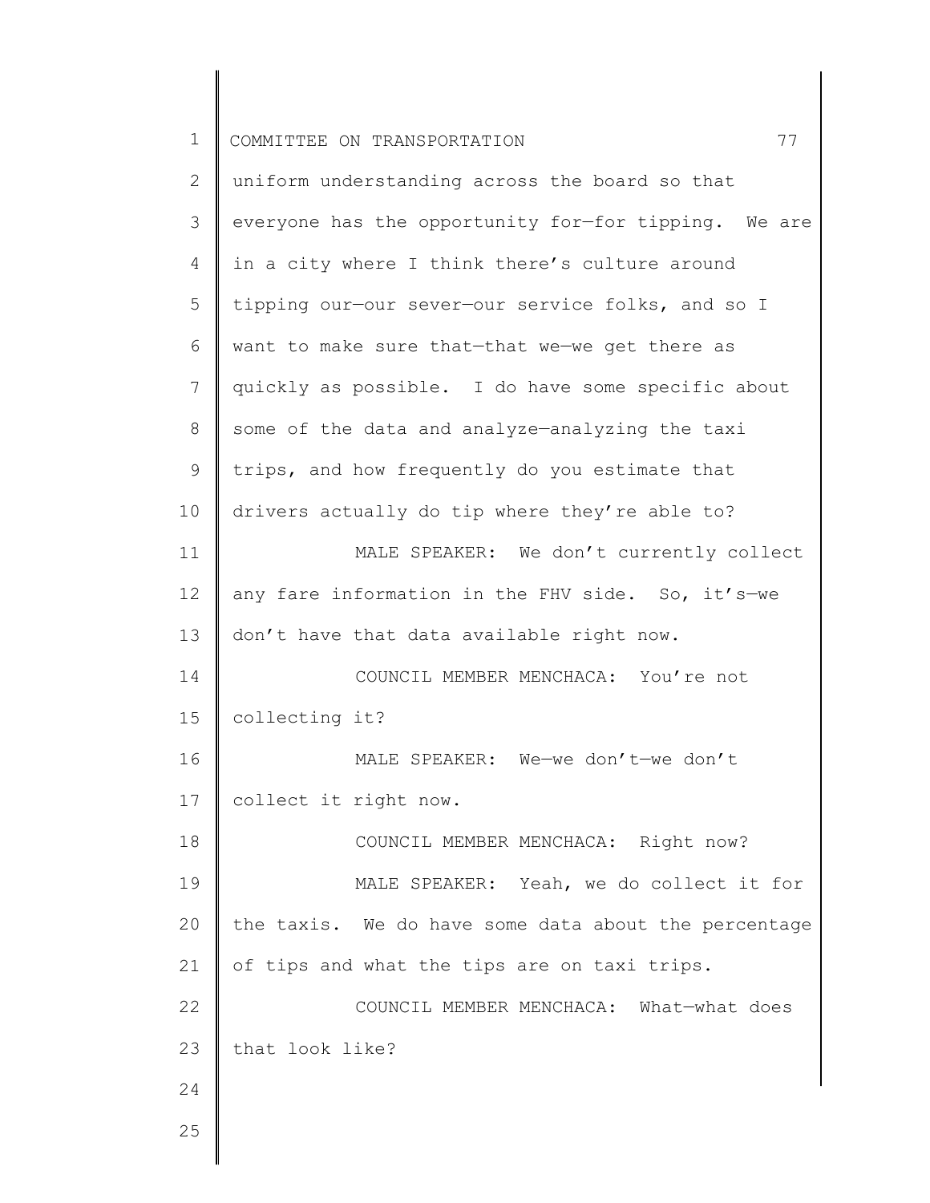uniform understanding across the board so that everyone has the opportunity for—for tipping. We are in a city where I think there's culture around tipping our—our sever—our service folks, and so I want to make sure that—that we—we get there as quickly as possible. I do have some specific about some of the data and analyze—analyzing the taxi trips, and how frequently do you estimate that drivers actually do tip where they're able to?

MALE SPEAKER: We don't currently collect any fare information in the FHV side. So, it's—we don't have that data available right now.

COUNCIL MEMBER MENCHACA: You're not collecting it?

MALE SPEAKER: We—we don't—we don't collect it right now.

COUNCIL MEMBER MENCHACA: Right now?

MALE SPEAKER: Yeah, we do collect it for the taxis. We do have some data about the percentage of tips and what the tips are on taxi trips.

COUNCIL MEMBER MENCHACA: What—what does that look like?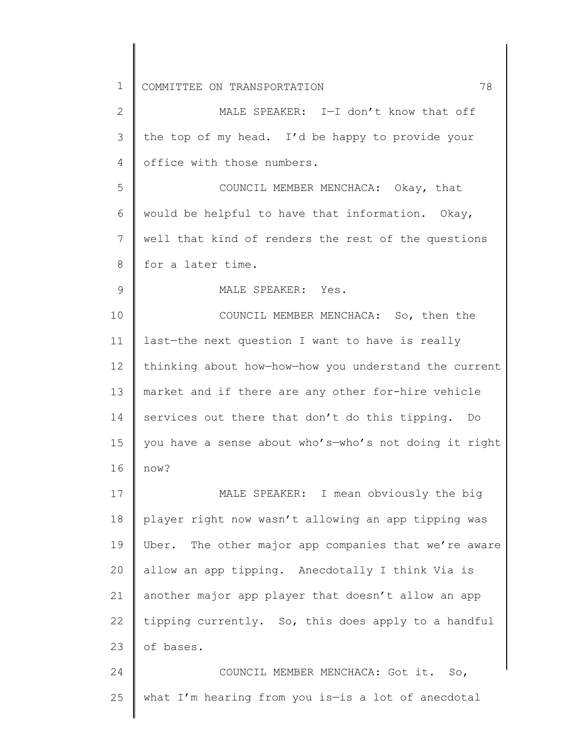MALE SPEAKER: I—I don't know that off the top of my head. I'd be happy to provide your office with those numbers.

COUNCIL MEMBER MENCHACA: Okay, that would be helpful to have that information. Okay, well that kind of renders the rest of the questions for a later time.

MALE SPEAKER: Yes.

COUNCIL MEMBER MENCHACA: So, then the last—the next question I want to have is really thinking about how—how—how you understand the current market and if there are any other for-hire vehicle services out there that don't do this tipping. Do you have a sense about who's—who's not doing it right now?

MALE SPEAKER: I mean obviously the big player right now wasn't allowing an app tipping was Uber. The other major app companies that we're aware allow an app tipping. Anecdotally I think Via is another major app player that doesn't allow an app tipping currently. So, this does apply to a handful of bases.

COUNCIL MEMBER MENCHACA: Got it. So, what I'm hearing from you is—is a lot of anecdotal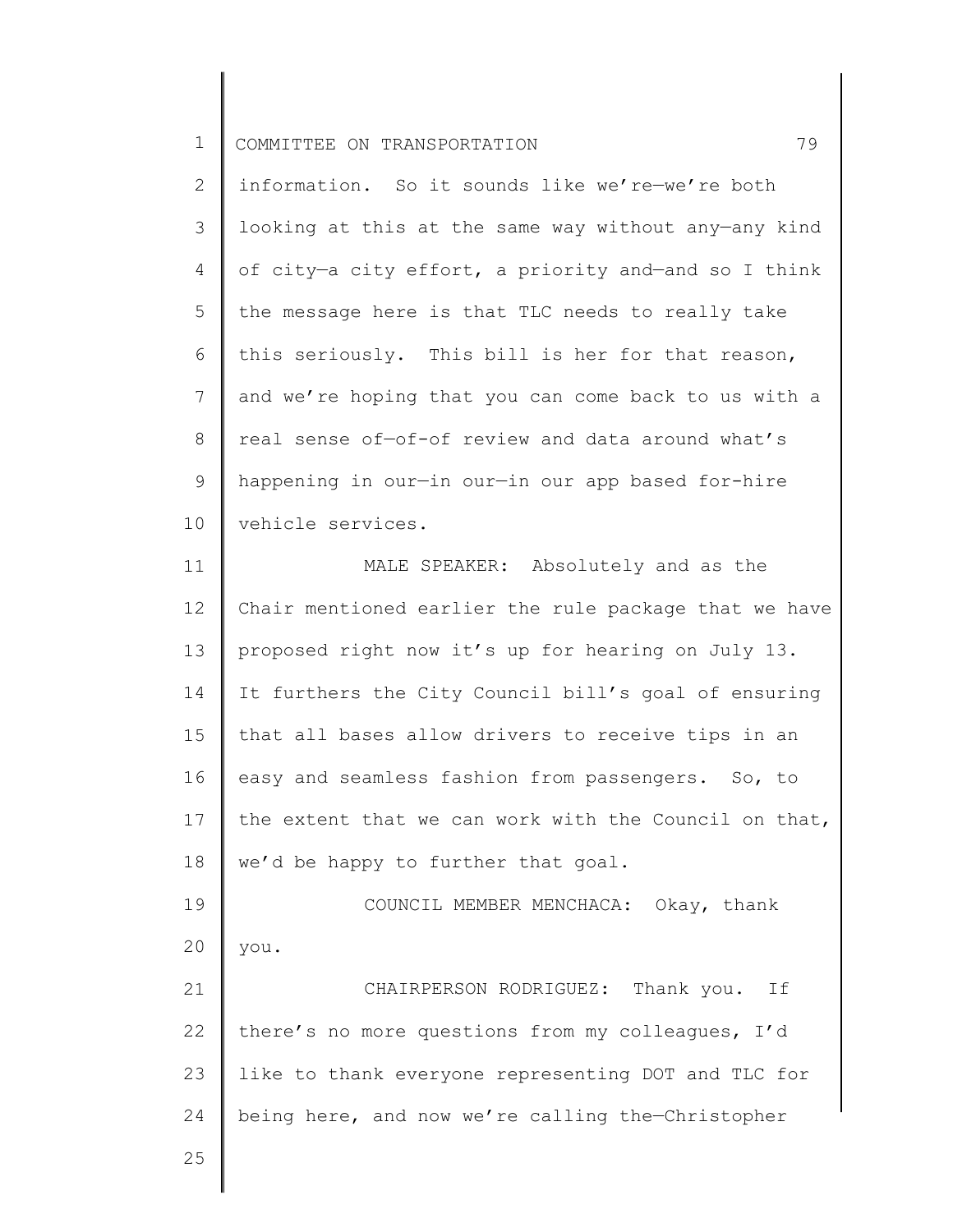information. So it sounds like we're—we're both looking at this at the same way without any—any kind of city—a city effort, a priority and—and so I think the message here is that TLC needs to really take this seriously. This bill is her for that reason, and we're hoping that you can come back to us with a real sense of—of-of review and data around what's happening in our—in our—in our app based for-hire vehicle services.

MALE SPEAKER: Absolutely and as the Chair mentioned earlier the rule package that we have proposed right now it's up for hearing on July 13. It furthers the City Council bill's goal of ensuring that all bases allow drivers to receive tips in an easy and seamless fashion from passengers. So, to the extent that we can work with the Council on that, we'd be happy to further that goal.

COUNCIL MEMBER MENCHACA: Okay, thank you.

CHAIRPERSON RODRIGUEZ: Thank you. If there's no more questions from my colleagues, I'd like to thank everyone representing DOT and TLC for being here, and now we're calling the—Christopher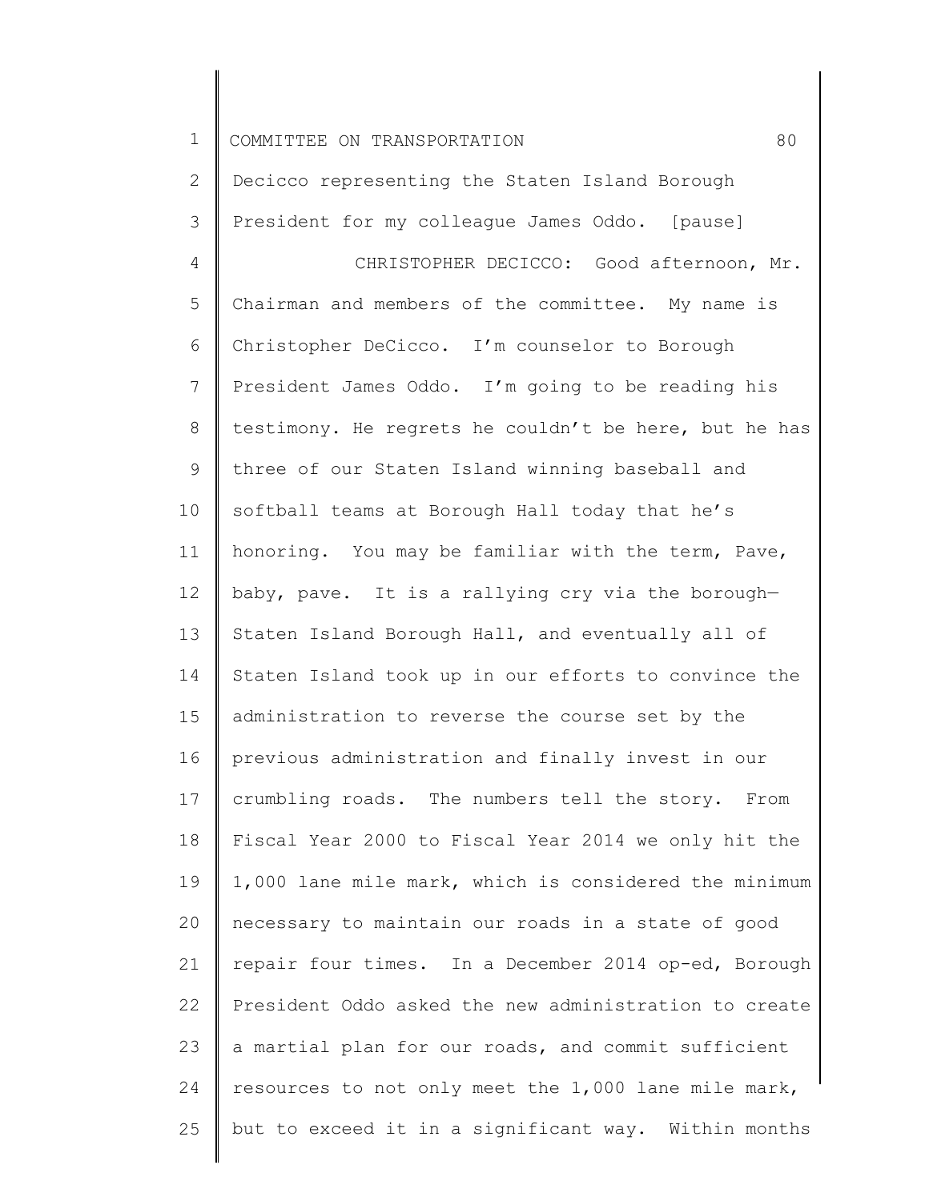Decicco representing the Staten Island Borough President for my colleague James Oddo. [pause]

CHRISTOPHER DECICCO: Good afternoon, Mr. Chairman and members of the committee. My name is Christopher DeCicco. I'm counselor to Borough President James Oddo. I'm going to be reading his testimony. He regrets he couldn't be here, but he has three of our Staten Island winning baseball and softball teams at Borough Hall today that he's honoring. You may be familiar with the term, Pave, baby, pave. It is a rallying cry via the borough—Staten Island Borough Hall, and eventually all of Staten Island took up in our efforts to convince the administration to reverse the course set by the previous administration and finally invest in our crumbling roads. The numbers tell the story. From Fiscal Year 2000 to Fiscal Year 2014 we only hit the 1,000 lane mile mark, which is considered the minimum necessary to maintain our roads in a state of good repair four times. In a December 2014 op-ed, Borough President Oddo asked the new administration to create a martial plan for our roads, and commit sufficient resources to not only meet the 1,000 lane mile mark, but to exceed it in a significant way. Within months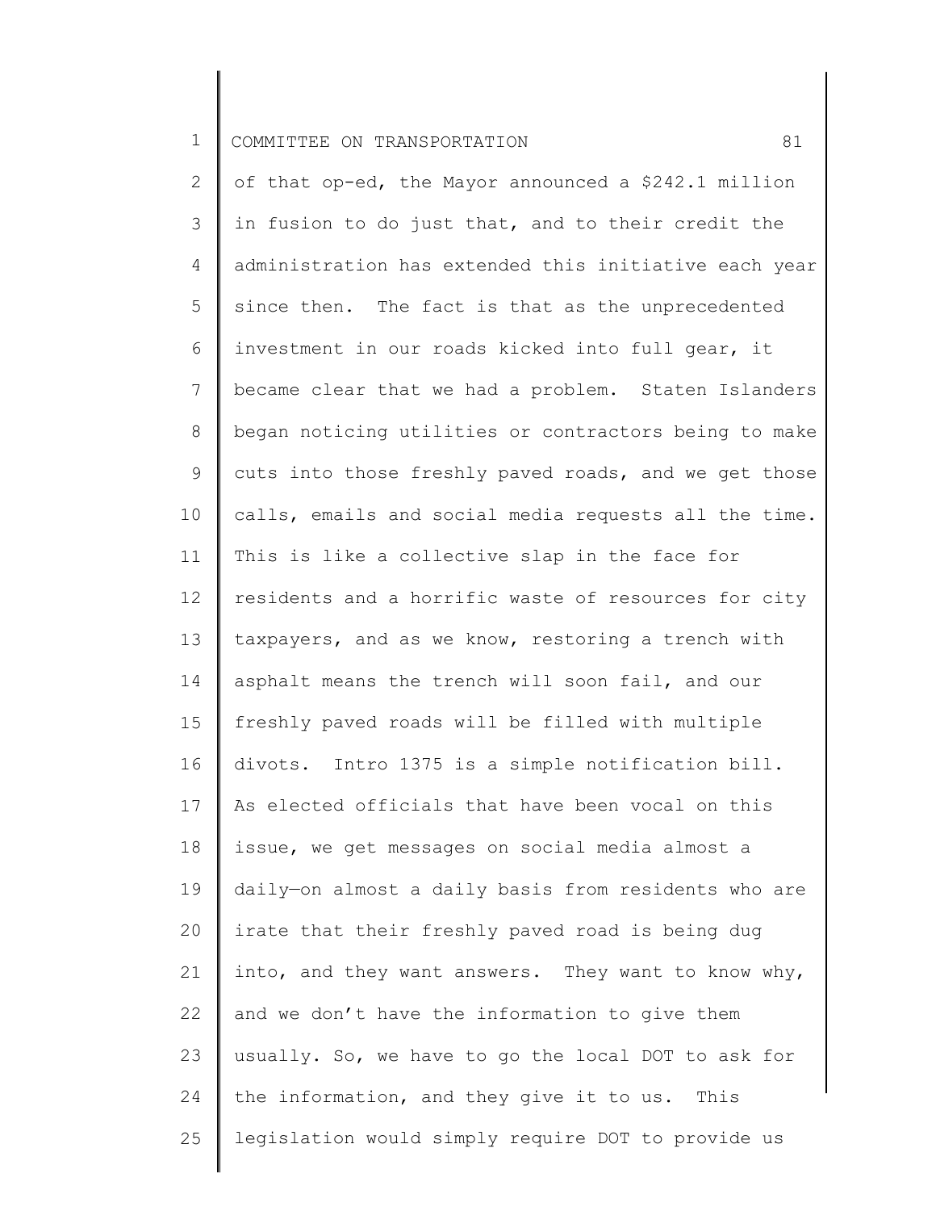of that op-ed, the Mayor announced a $242.1 million in fusion to do just that, and to their credit the administration has extended this initiative each year since then. The fact is that as the unprecedented investment in our roads kicked into full gear, it became clear that we had a problem. Staten Islanders began noticing utilities or contractors being to make cuts into those freshly paved roads, and we get those calls, emails and social media requests all the time. This is like a collective slap in the face for residents and a horrific waste of resources for city taxpayers, and as we know, restoring a trench with asphalt means the trench will soon fail, and our freshly paved roads will be filled with multiple divots. Intro 1375 is a simple notification bill. As elected officials that have been vocal on this issue, we get messages on social media almost a daily—on almost a daily basis from residents who are irate that their freshly paved road is being dug into, and they want answers. They want to know why, and we don't have the information to give them usually. So, we have to go the local DOT to ask for the information, and they give it to us. This legislation would simply require DOT to provide us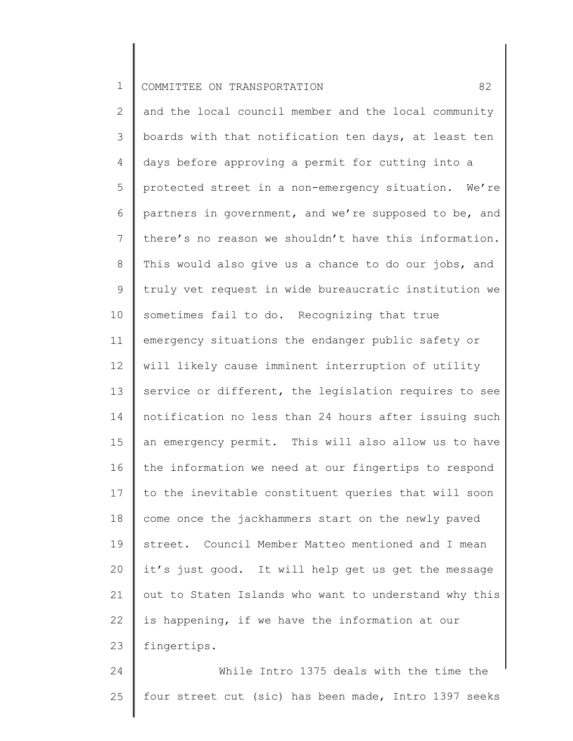and the local council member and the local community boards with that notification ten days, at least ten days before approving a permit for cutting into a protected street in a non-emergency situation. We're partners in government, and we're supposed to be, and there's no reason we shouldn't have this information. This would also give us a chance to do our jobs, and truly vet request in wide bureaucratic institution we sometimes fail to do. Recognizing that true emergency situations the endanger public safety or will likely cause imminent interruption of utility service or different, the legislation requires to see notification no less than 24 hours after issuing such an emergency permit. This will also allow us to have the information we need at our fingertips to respond to the inevitable constituent queries that will soon come once the jackhammers start on the newly paved street. Council Member Matteo mentioned and I mean it's just good. It will help get us get the message out to Staten Islands who want to understand why this is happening, if we have the information at our fingertips.

While Intro 1375 deals with the time the four street cut (sic) has been made, Intro 1397 seeks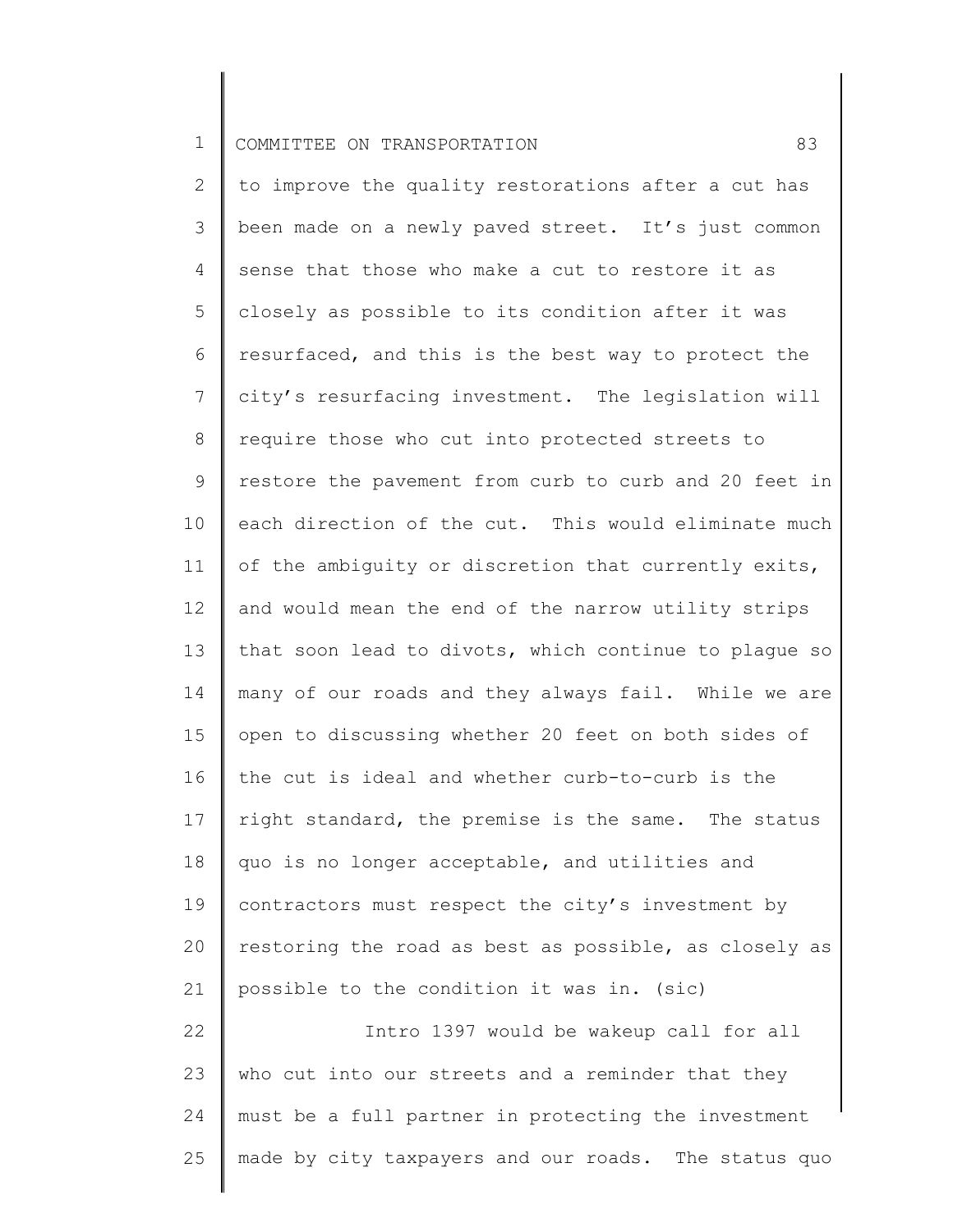to improve the quality restorations after a cut has been made on a newly paved street. It's just common sense that those who make a cut to restore it as closely as possible to its condition after it was resurfaced, and this is the best way to protect the city's resurfacing investment. The legislation will require those who cut into protected streets to restore the pavement from curb to curb and 20 feet in each direction of the cut. This would eliminate much of the ambiguity or discretion that currently exits, and would mean the end of the narrow utility strips that soon lead to divots, which continue to plague so many of our roads and they always fail. While we are open to discussing whether 20 feet on both sides of the cut is ideal and whether curb-to-curb is the right standard, the premise is the same. The status quo is no longer acceptable, and utilities and contractors must respect the city's investment by restoring the road as best as possible, as closely as possible to the condition it was in. (sic)

Intro 1397 would be wakeup call for all who cut into our streets and a reminder that they must be a full partner in protecting the investment made by city taxpayers and our roads. The status quo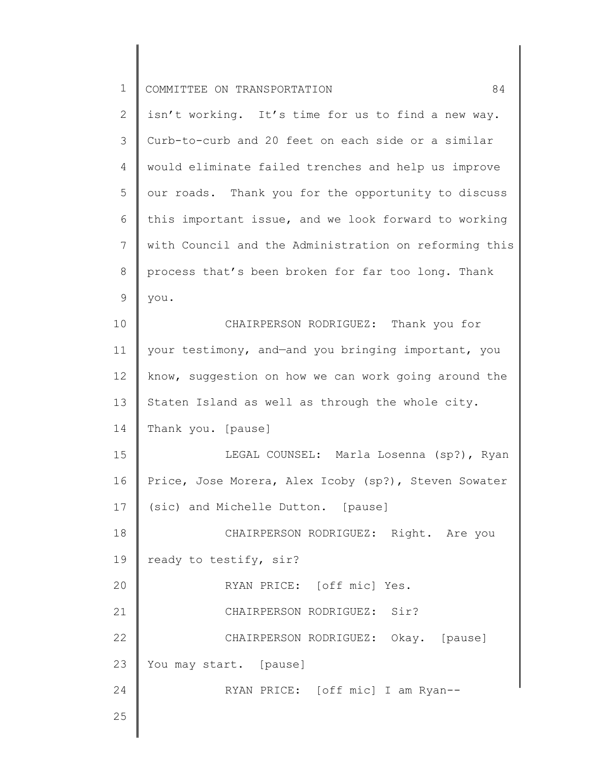isn't working. It's time for us to find a new way. Curb-to-curb and 20 feet on each side or a similar would eliminate failed trenches and help us improve our roads. Thank you for the opportunity to discuss this important issue, and we look forward to working with Council and the Administration on reforming this process that's been broken for far too long. Thank you.

CHAIRPERSON RODRIGUEZ: Thank you for your testimony, and—and you bringing important, you know, suggestion on how we can work going around the Staten Island as well as through the whole city. Thank you. [pause]

LEGAL COUNSEL: Marla Losenna (sp?), Ryan Price, Jose Morera, Alex Icoby (sp?), Steven Sowater (sic) and Michelle Dutton. [pause]

CHAIRPERSON RODRIGUEZ: Right. Are you ready to testify, sir?

RYAN PRICE: [off mic] Yes.

CHAIRPERSON RODRIGUEZ: Sir?

CHAIRPERSON RODRIGUEZ: Okay. [pause] You may start. [pause]

RYAN PRICE: [off mic] I am Ryan--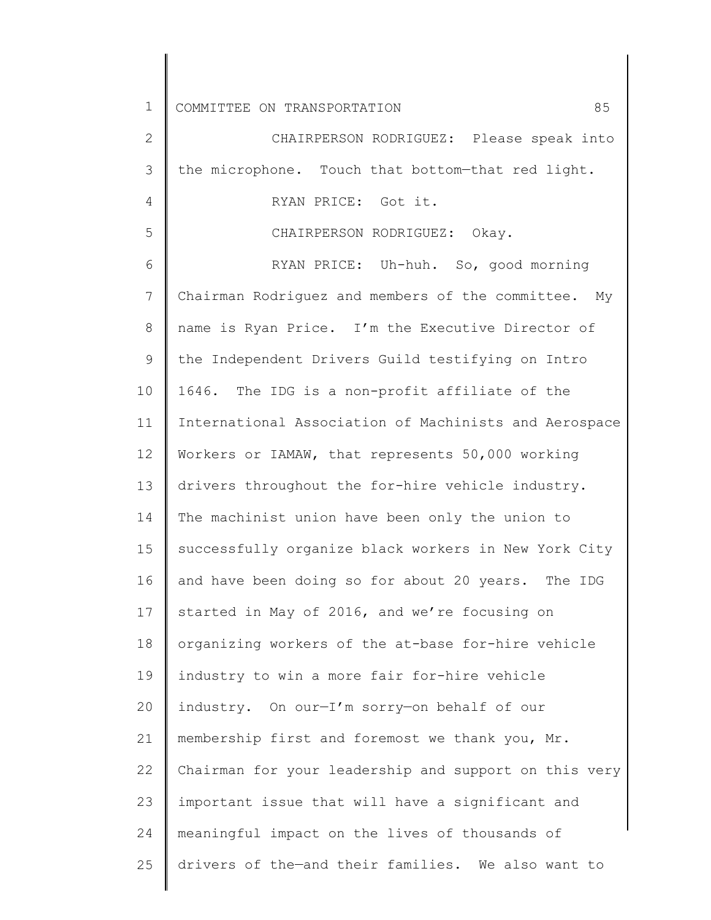CHAIRPERSON RODRIGUEZ: Please speak into the microphone. Touch that bottom—that red light.

RYAN PRICE: Got it.

CHAIRPERSON RODRIGUEZ: Okay.

RYAN PRICE: Uh-huh. So, good morning Chairman Rodriguez and members of the committee. My name is Ryan Price. I'm the Executive Director of the Independent Drivers Guild testifying on Intro 1646. The IDG is a non-profit affiliate of the International Association of Machinists and Aerospace Workers or IAMAW, that represents 50,000 working drivers throughout the for-hire vehicle industry. The machinist union have been only the union to successfully organize black workers in New York City and have been doing so for about 20 years. The IDG started in May of 2016, and we're focusing on organizing workers of the at-base for-hire vehicle industry to win a more fair for-hire vehicle industry. On our—I'm sorry—on behalf of our membership first and foremost we thank you, Mr. Chairman for your leadership and support on this very important issue that will have a significant and meaningful impact on the lives of thousands of drivers of the—and their families. We also want to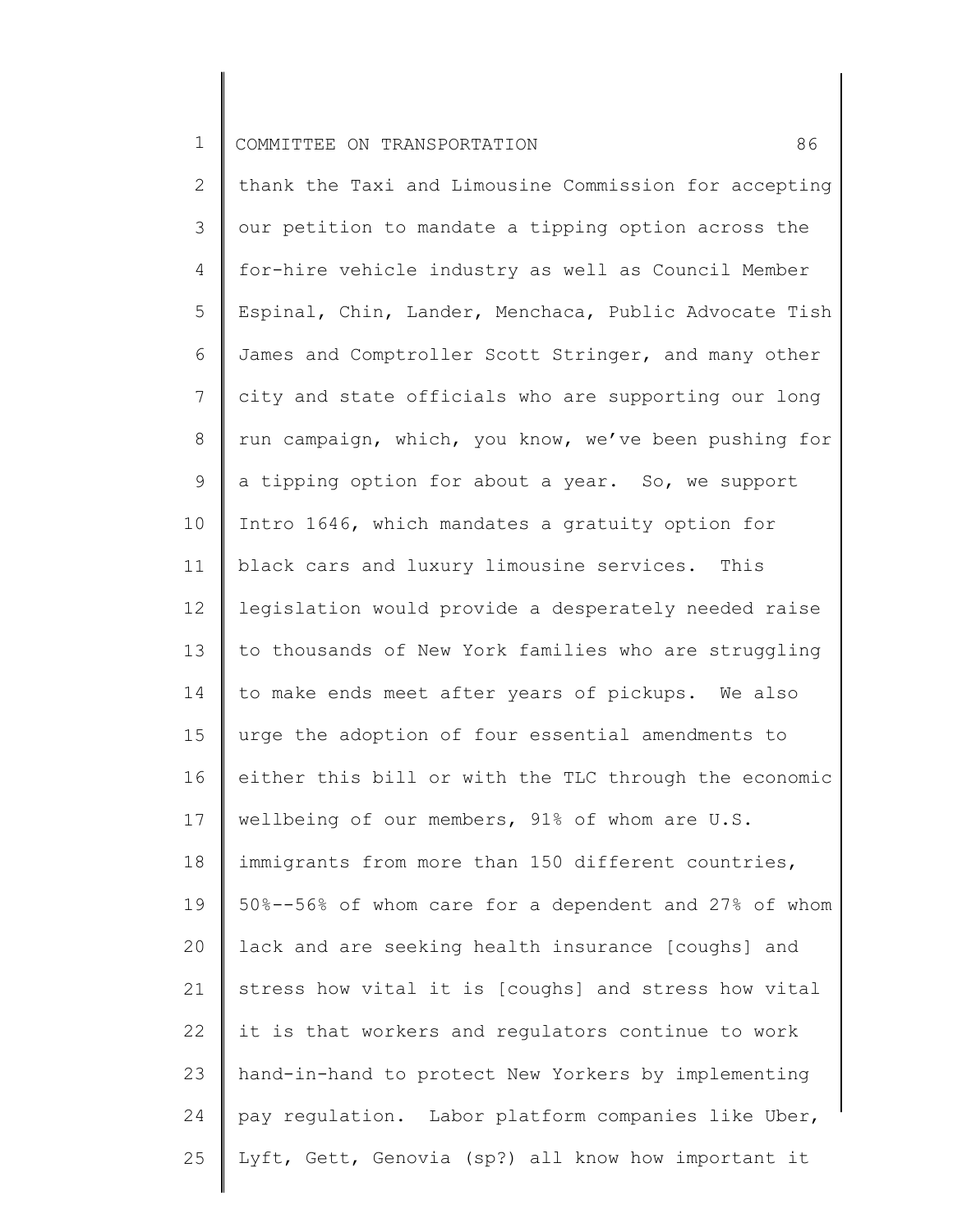thank the Taxi and Limousine Commission for accepting our petition to mandate a tipping option across the for-hire vehicle industry as well as Council Member Espinal, Chin, Lander, Menchaca, Public Advocate Tish James and Comptroller Scott Stringer, and many other city and state officials who are supporting our long run campaign, which, you know, we've been pushing for a tipping option for about a year. So, we support Intro 1646, which mandates a gratuity option for black cars and luxury limousine services. This legislation would provide a desperately needed raise to thousands of New York families who are struggling to make ends meet after years of pickups. We also urge the adoption of four essential amendments to either this bill or with the TLC through the economic wellbeing of our members, 91% of whom are U.S. immigrants from more than 150 different countries, 50%--56% of whom care for a dependent and 27% of whom lack and are seeking health insurance [coughs] and stress how vital it is [coughs] and stress how vital it is that workers and regulators continue to work hand-in-hand to protect New Yorkers by implementing pay regulation. Labor platform companies like Uber, Lyft, Gett, Genovia (sp?) all know how important it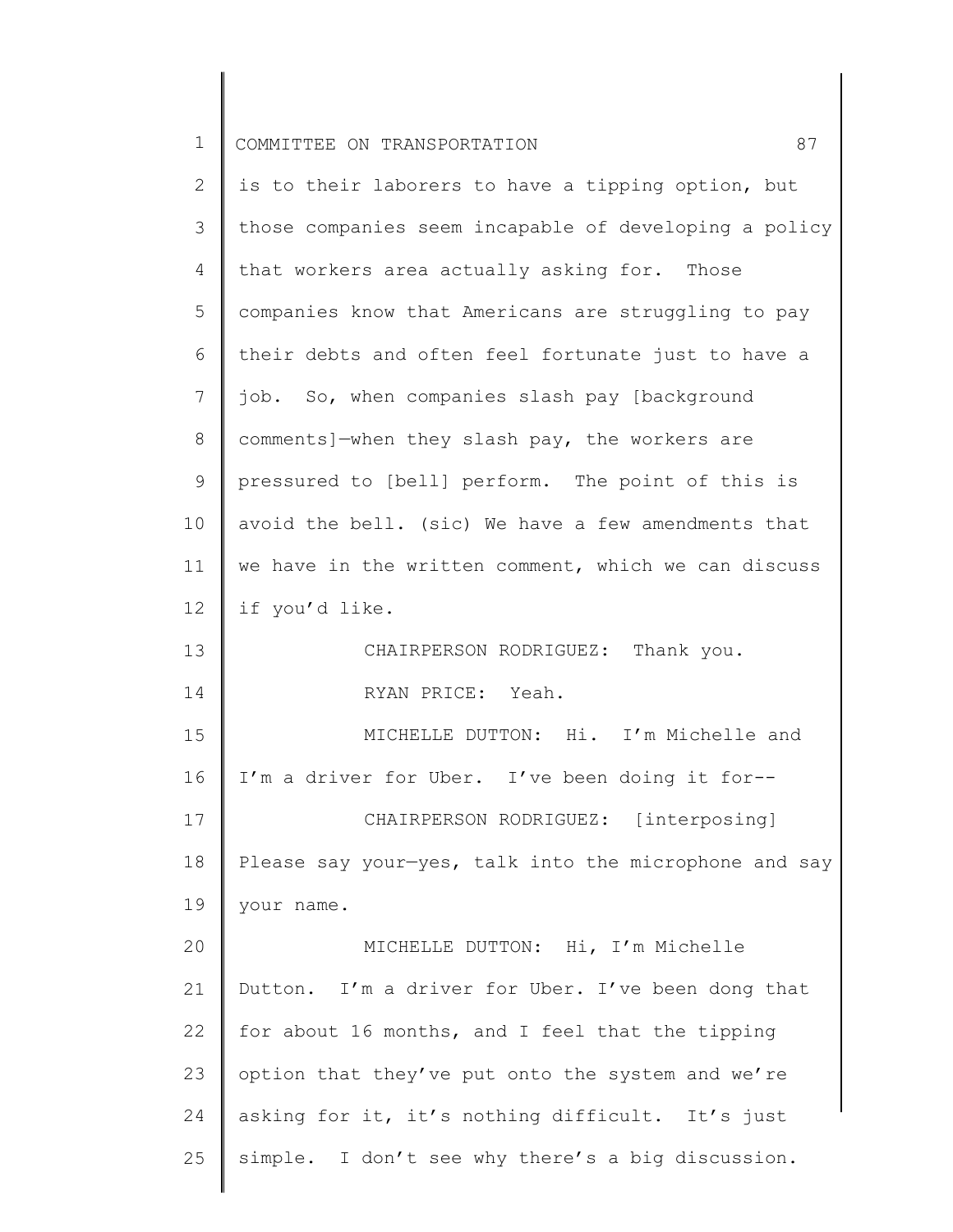is to their laborers to have a tipping option, but those companies seem incapable of developing a policy that workers area actually asking for. Those companies know that Americans are struggling to pay their debts and often feel fortunate just to have a job. So, when companies slash pay [background comments]—when they slash pay, the workers are pressured to [bell] perform. The point of this is avoid the bell. (sic) We have a few amendments that we have in the written comment, which we can discuss if you'd like.

CHAIRPERSON RODRIGUEZ: Thank you.

RYAN PRICE: Yeah.

MICHELLE DUTTON: Hi. I'm Michelle and I'm a driver for Uber. I've been doing it for--

CHAIRPERSON RODRIGUEZ: [interposing] Please say your—yes, talk into the microphone and say your name.

MICHELLE DUTTON: Hi, I'm Michelle Dutton. I'm a driver for Uber. I've been dong that for about 16 months, and I feel that the tipping option that they've put onto the system and we're asking for it, it's nothing difficult. It's just simple. I don't see why there's a big discussion.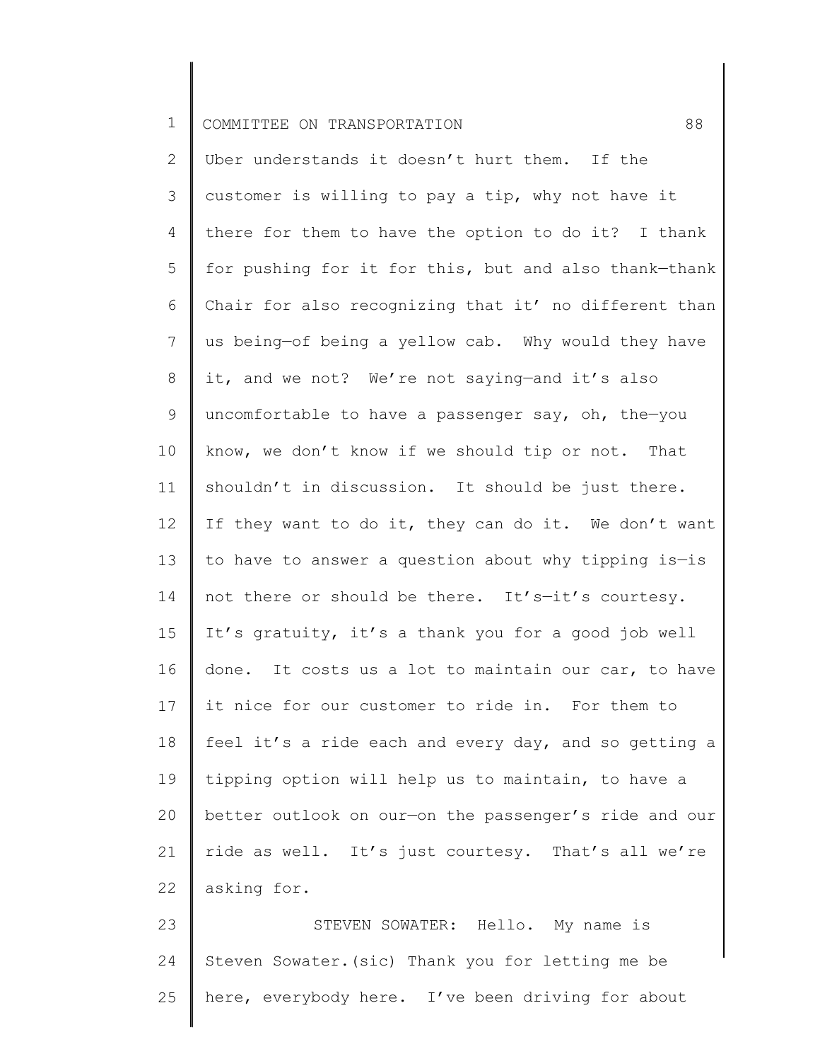Uber understands it doesn't hurt them. If the customer is willing to pay a tip, why not have it there for them to have the option to do it? I thank for pushing for it for this, but and also thank—thank Chair for also recognizing that it' no different than us being—of being a yellow cab. Why would they have it, and we not? We're not saying—and it's also uncomfortable to have a passenger say, oh, the—you know, we don't know if we should tip or not. That shouldn't in discussion. It should be just there. If they want to do it, they can do it. We don't want to have to answer a question about why tipping is—is not there or should be there. It's—it's courtesy. It's gratuity, it's a thank you for a good job well done. It costs us a lot to maintain our car, to have it nice for our customer to ride in. For them to feel it's a ride each and every day, and so getting a tipping option will help us to maintain, to have a better outlook on our—on the passenger's ride and our ride as well. It's just courtesy. That's all we're asking for.

STEVEN SOWATER: Hello. My name is Steven Sowater.(sic) Thank you for letting me be here, everybody here. I've been driving for about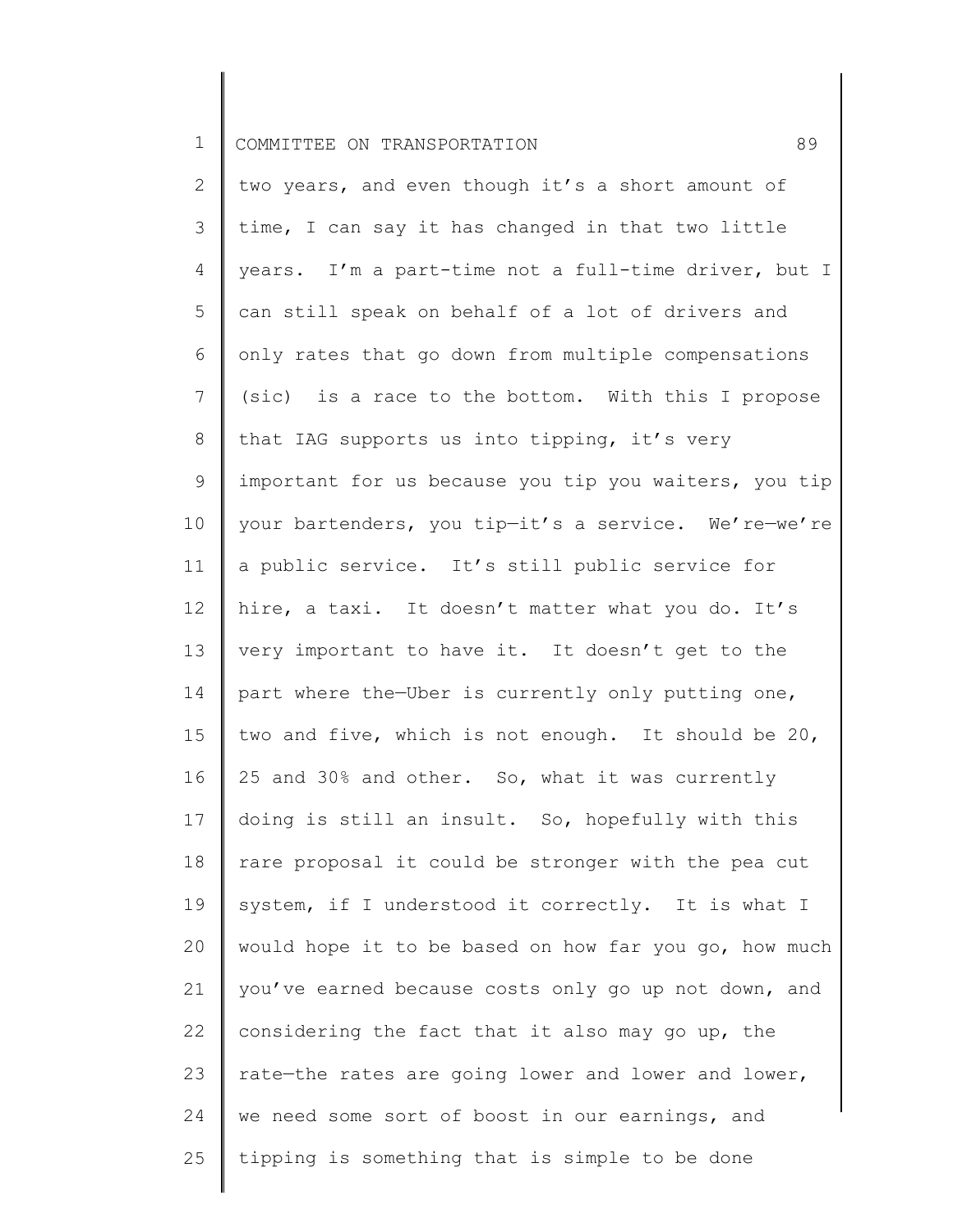two years, and even though it's a short amount of time, I can say it has changed in that two little years. I'm a part-time not a full-time driver, but I can still speak on behalf of a lot of drivers and only rates that go down from multiple compensations (sic) is a race to the bottom. With this I propose that IAG supports us into tipping, it's very important for us because you tip you waiters, you tip your bartenders, you tip—it's a service. We're—we're a public service. It's still public service for hire, a taxi. It doesn't matter what you do. It's very important to have it. It doesn't get to the part where the—Uber is currently only putting one, two and five, which is not enough. It should be 20, 25 and 30% and other. So, what it was currently doing is still an insult. So, hopefully with this rare proposal it could be stronger with the pea cut system, if I understood it correctly. It is what I would hope it to be based on how far you go, how much you've earned because costs only go up not down, and considering the fact that it also may go up, the rate—the rates are going lower and lower and lower, we need some sort of boost in our earnings, and tipping is something that is simple to be done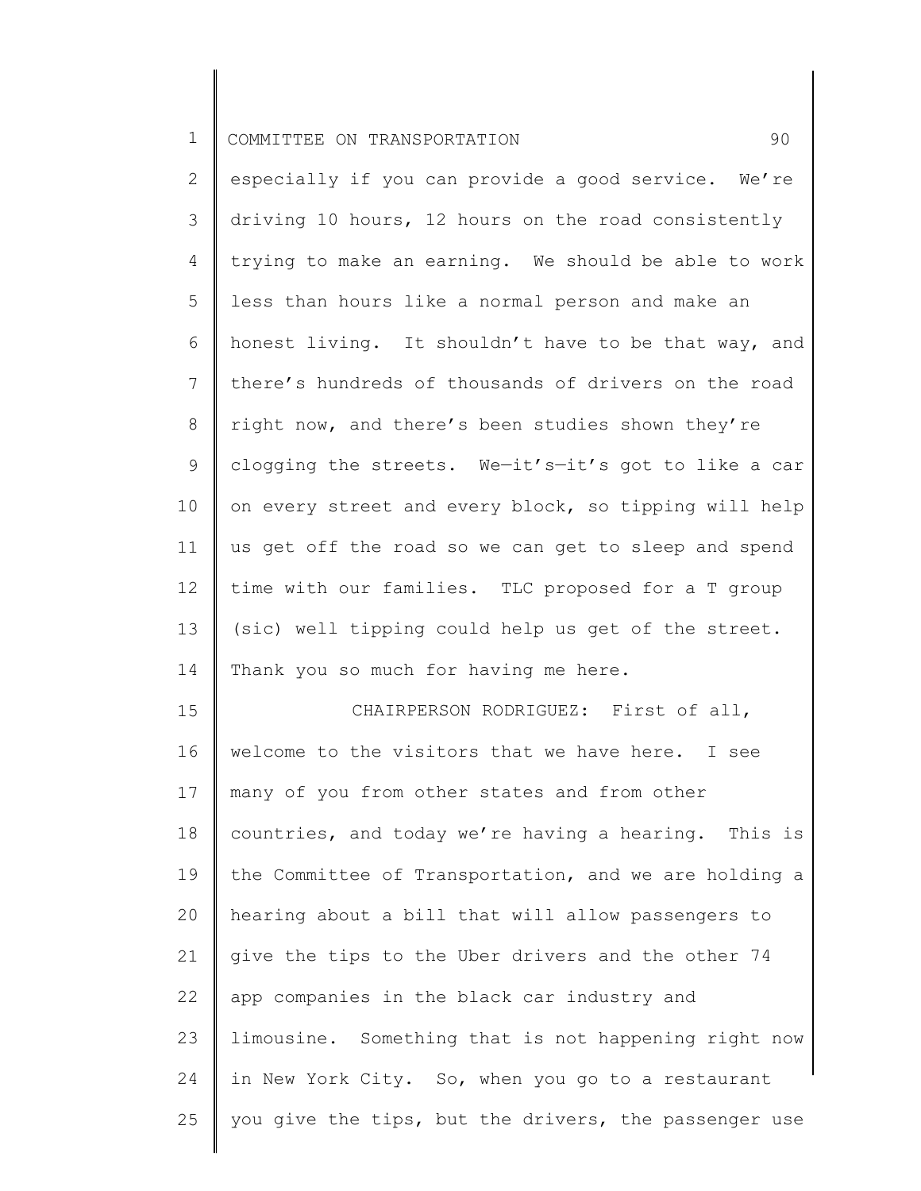especially if you can provide a good service. We're driving 10 hours, 12 hours on the road consistently trying to make an earning. We should be able to work less than hours like a normal person and make an honest living. It shouldn't have to be that way, and there's hundreds of thousands of drivers on the road right now, and there's been studies shown they're clogging the streets. We—it's—it's got to like a car on every street and every block, so tipping will help us get off the road so we can get to sleep and spend time with our families. TLC proposed for a T group (sic) well tipping could help us get of the street. Thank you so much for having me here.

CHAIRPERSON RODRIGUEZ: First of all, welcome to the visitors that we have here. I see many of you from other states and from other countries, and today we're having a hearing. This is the Committee of Transportation, and we are holding a hearing about a bill that will allow passengers to give the tips to the Uber drivers and the other 74 app companies in the black car industry and limousine. Something that is not happening right now in New York City. So, when you go to a restaurant you give the tips, but the drivers, the passenger use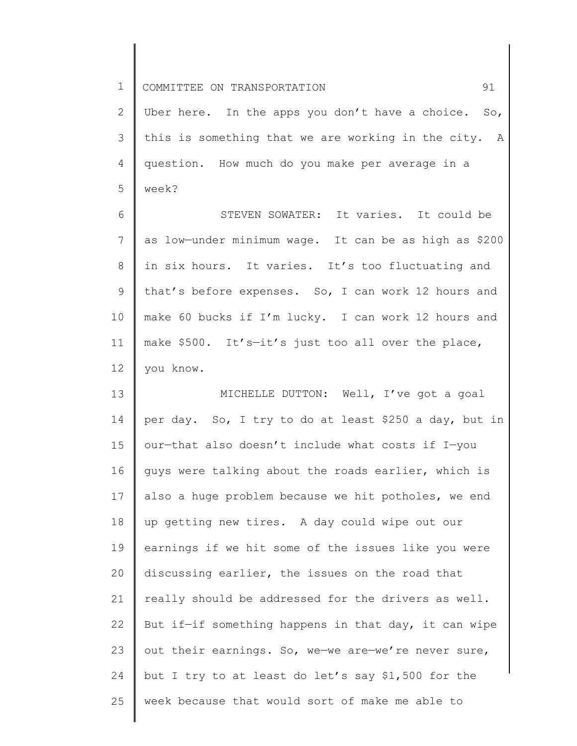Uber here. In the apps you don't have a choice. So, this is something that we are working in the city. A question. How much do you make per average in a week?

STEVEN SOWATER: It varies. It could be as low—under minimum wage. It can be as high as $200 in six hours. It varies. It's too fluctuating and that's before expenses. So, I can work 12 hours and make 60 bucks if I'm lucky. I can work 12 hours and make $500. It's—it's just too all over the place, you know.

MICHELLE DUTTON: Well, I've got a goal per day. So, I try to do at least $250 a day, but in our—that also doesn't include what costs if I—you guys were talking about the roads earlier, which is also a huge problem because we hit potholes, we end up getting new tires. A day could wipe out our earnings if we hit some of the issues like you were discussing earlier, the issues on the road that really should be addressed for the drivers as well. But if—if something happens in that day, it can wipe out their earnings. So, we—we are—we're never sure, but I try to at least do let's say $1,500 for the week because that would sort of make me able to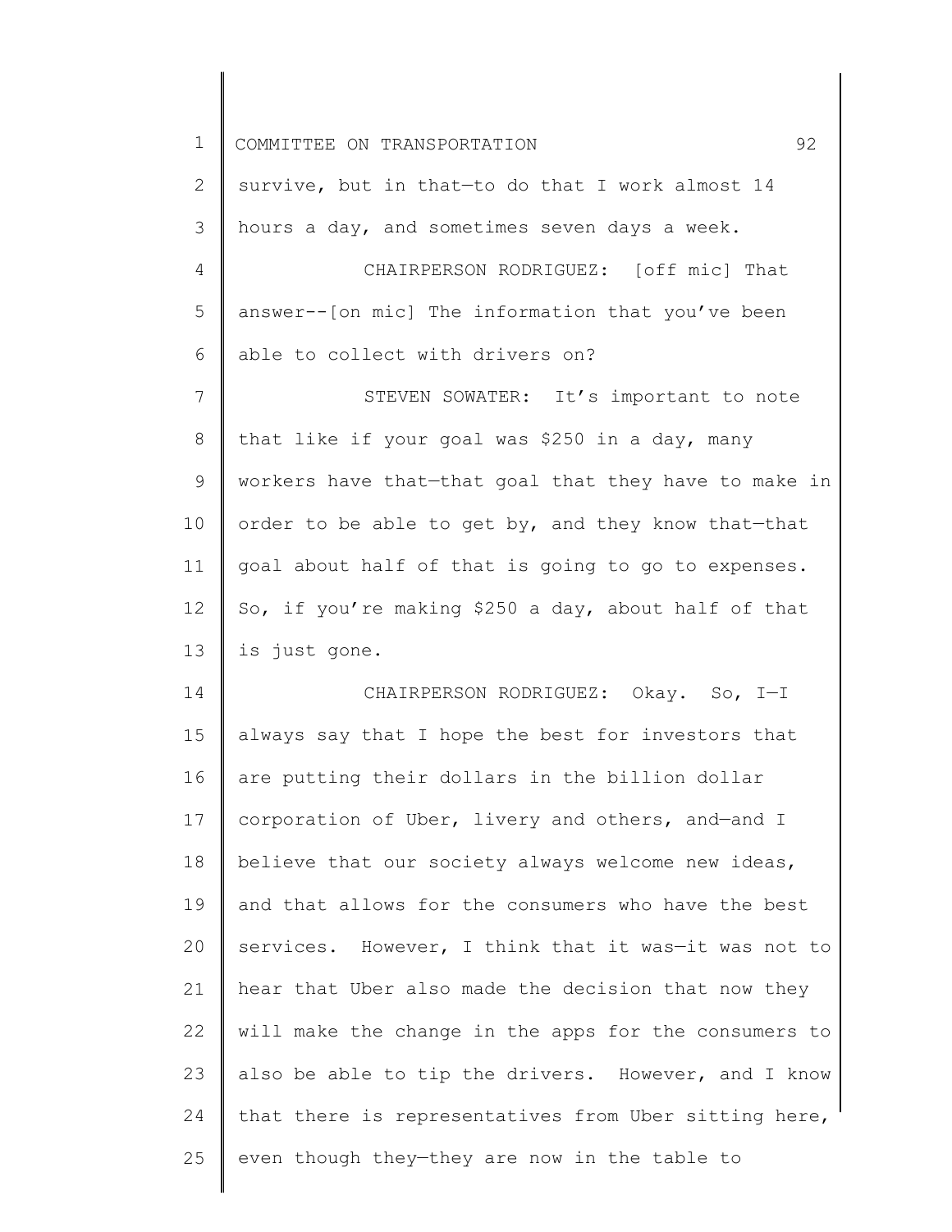survive, but in that—to do that I work almost 14 hours a day, and sometimes seven days a week.

CHAIRPERSON RODRIGUEZ: [off mic] That answer--[on mic] The information that you've been able to collect with drivers on?

STEVEN SOWATER: It's important to note that like if your goal was $250 in a day, many workers have that—that goal that they have to make in order to be able to get by, and they know that—that goal about half of that is going to go to expenses. So, if you're making $250 a day, about half of that is just gone.

CHAIRPERSON RODRIGUEZ: Okay. So, I—I always say that I hope the best for investors that are putting their dollars in the billion dollar corporation of Uber, livery and others, and—and I believe that our society always welcome new ideas, and that allows for the consumers who have the best services. However, I think that it was—it was not to hear that Uber also made the decision that now they will make the change in the apps for the consumers to also be able to tip the drivers. However, and I know that there is representatives from Uber sitting here, even though they—they are now in the table to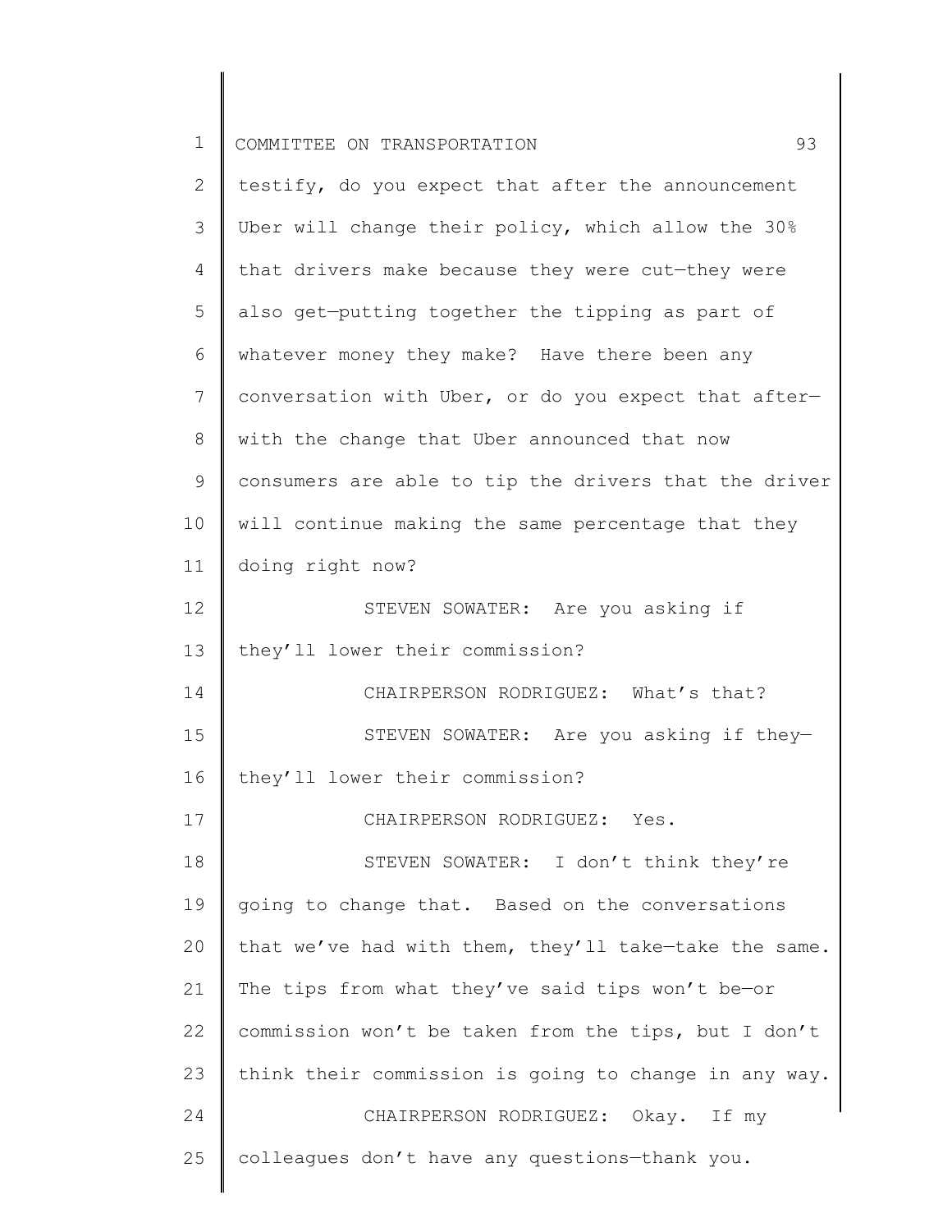testify, do you expect that after the announcement Uber will change their policy, which allow the 30% that drivers make because they were cut—they were also get—putting together the tipping as part of whatever money they make? Have there been any conversation with Uber, or do you expect that after—with the change that Uber announced that now consumers are able to tip the drivers that the driver will continue making the same percentage that they doing right now?

STEVEN SOWATER: Are you asking if they'll lower their commission?

CHAIRPERSON RODRIGUEZ: What's that?

STEVEN SOWATER: Are you asking if they—they'll lower their commission?

CHAIRPERSON RODRIGUEZ: Yes.

STEVEN SOWATER: I don't think they're going to change that. Based on the conversations that we've had with them, they'll take—take the same. The tips from what they've said tips won't be—or commission won't be taken from the tips, but I don't think their commission is going to change in any way.

CHAIRPERSON RODRIGUEZ: Okay. If my colleagues don't have any questions—thank you.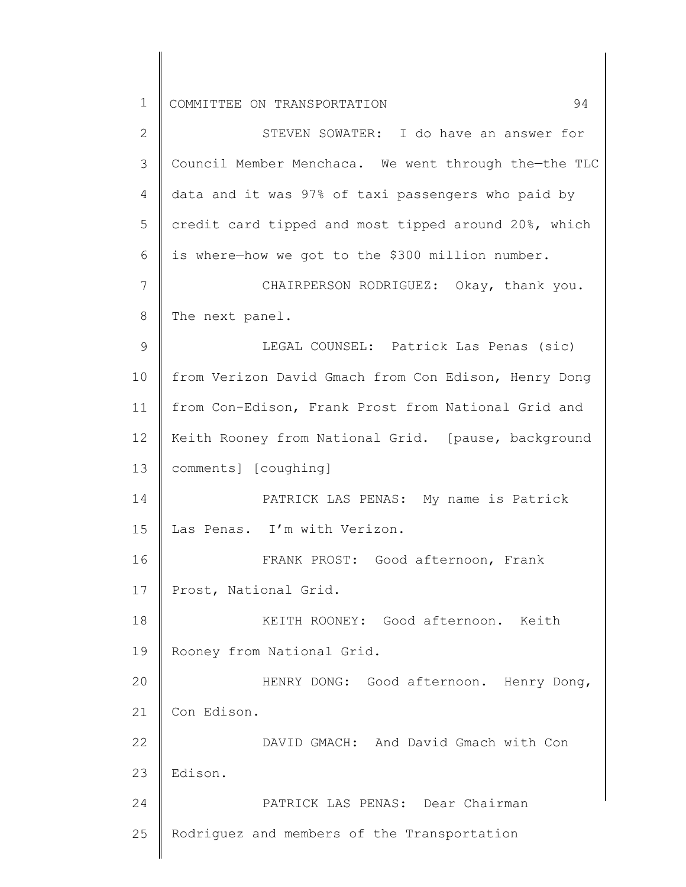STEVEN SOWATER: I do have an answer for Council Member Menchaca. We went through the—the TLC data and it was 97% of taxi passengers who paid by credit card tipped and most tipped around 20%, which is where—how we got to the $300 million number.

CHAIRPERSON RODRIGUEZ: Okay, thank you. The next panel.

LEGAL COUNSEL: Patrick Las Penas (sic) from Verizon David Gmach from Con Edison, Henry Dong from Con-Edison, Frank Prost from National Grid and Keith Rooney from National Grid. [pause, background comments] [coughing]

PATRICK LAS PENAS: My name is Patrick Las Penas. I'm with Verizon.

FRANK PROST: Good afternoon, Frank Prost, National Grid.

KEITH ROONEY: Good afternoon. Keith Rooney from National Grid.

HENRY DONG: Good afternoon. Henry Dong, Con Edison.

DAVID GMACH: And David Gmach with Con Edison.

PATRICK LAS PENAS: Dear Chairman Rodriguez and members of the Transportation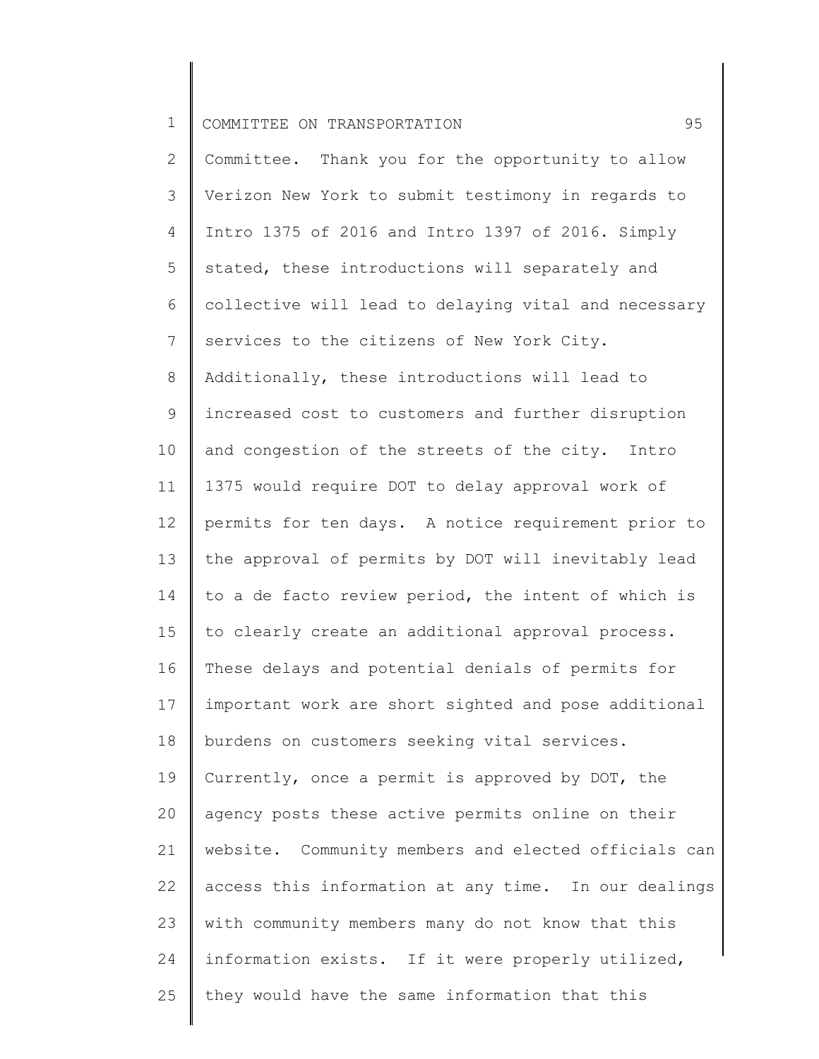Committee. Thank you for the opportunity to allow Verizon New York to submit testimony in regards to Intro 1375 of 2016 and Intro 1397 of 2016. Simply stated, these introductions will separately and collective will lead to delaying vital and necessary services to the citizens of New York City. Additionally, these introductions will lead to increased cost to customers and further disruption and congestion of the streets of the city. Intro 1375 would require DOT to delay approval work of permits for ten days. A notice requirement prior to the approval of permits by DOT will inevitably lead to a de facto review period, the intent of which is to clearly create an additional approval process. These delays and potential denials of permits for important work are short sighted and pose additional burdens on customers seeking vital services. Currently, once a permit is approved by DOT, the agency posts these active permits online on their website. Community members and elected officials can access this information at any time. In our dealings with community members many do not know that this information exists. If it were properly utilized, they would have the same information that this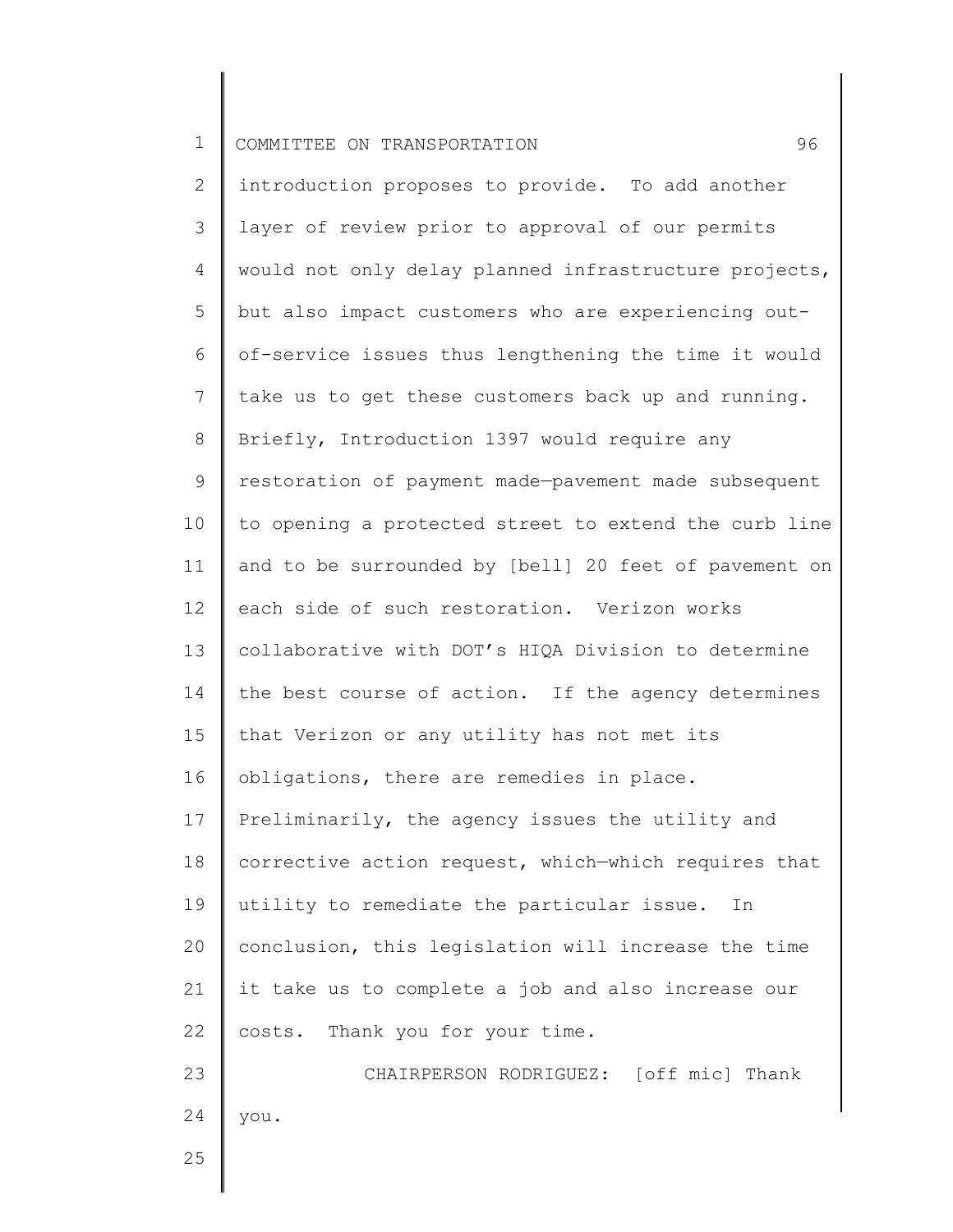introduction proposes to provide. To add another layer of review prior to approval of our permits would not only delay planned infrastructure projects, but also impact customers who are experiencing out-of-service issues thus lengthening the time it would take us to get these customers back up and running. Briefly, Introduction 1397 would require any restoration of payment made—pavement made subsequent to opening a protected street to extend the curb line and to be surrounded by [bell] 20 feet of pavement on each side of such restoration. Verizon works collaborative with DOT's HIQA Division to determine the best course of action. If the agency determines that Verizon or any utility has not met its obligations, there are remedies in place. Preliminarily, the agency issues the utility and corrective action request, which—which requires that utility to remediate the particular issue. In conclusion, this legislation will increase the time it take us to complete a job and also increase our costs. Thank you for your time.

CHAIRPERSON RODRIGUEZ: [off mic] Thank you.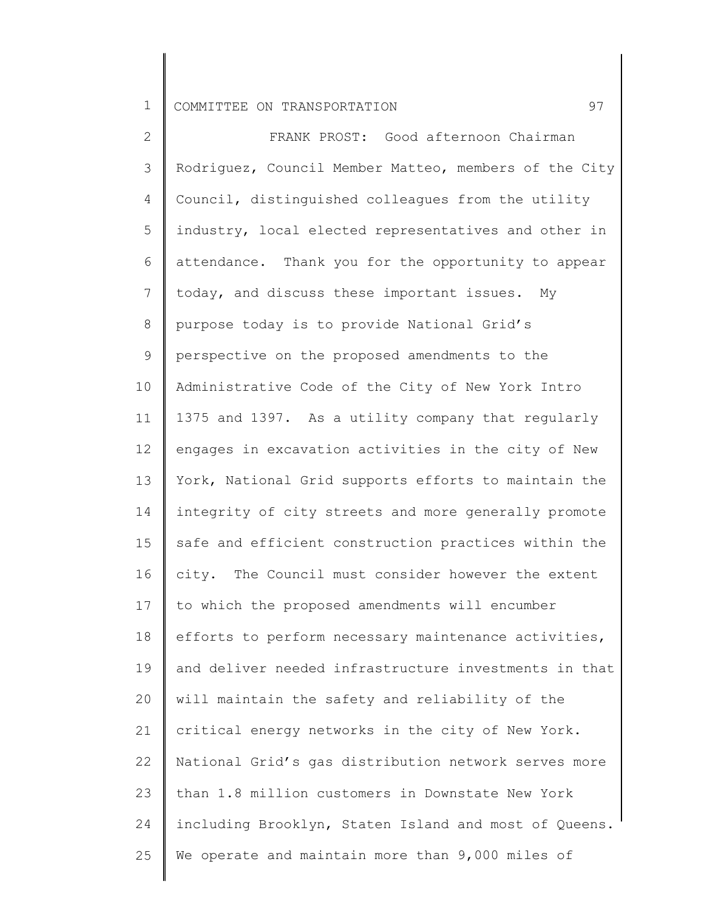FRANK PROST: Good afternoon Chairman Rodriguez, Council Member Matteo, members of the City Council, distinguished colleagues from the utility industry, local elected representatives and other in attendance. Thank you for the opportunity to appear today, and discuss these important issues. My purpose today is to provide National Grid's perspective on the proposed amendments to the Administrative Code of the City of New York Intro 1375 and 1397. As a utility company that regularly engages in excavation activities in the city of New York, National Grid supports efforts to maintain the integrity of city streets and more generally promote safe and efficient construction practices within the city. The Council must consider however the extent to which the proposed amendments will encumber efforts to perform necessary maintenance activities, and deliver needed infrastructure investments in that will maintain the safety and reliability of the critical energy networks in the city of New York. National Grid's gas distribution network serves more than 1.8 million customers in Downstate New York including Brooklyn, Staten Island and most of Queens. We operate and maintain more than 9,000 miles of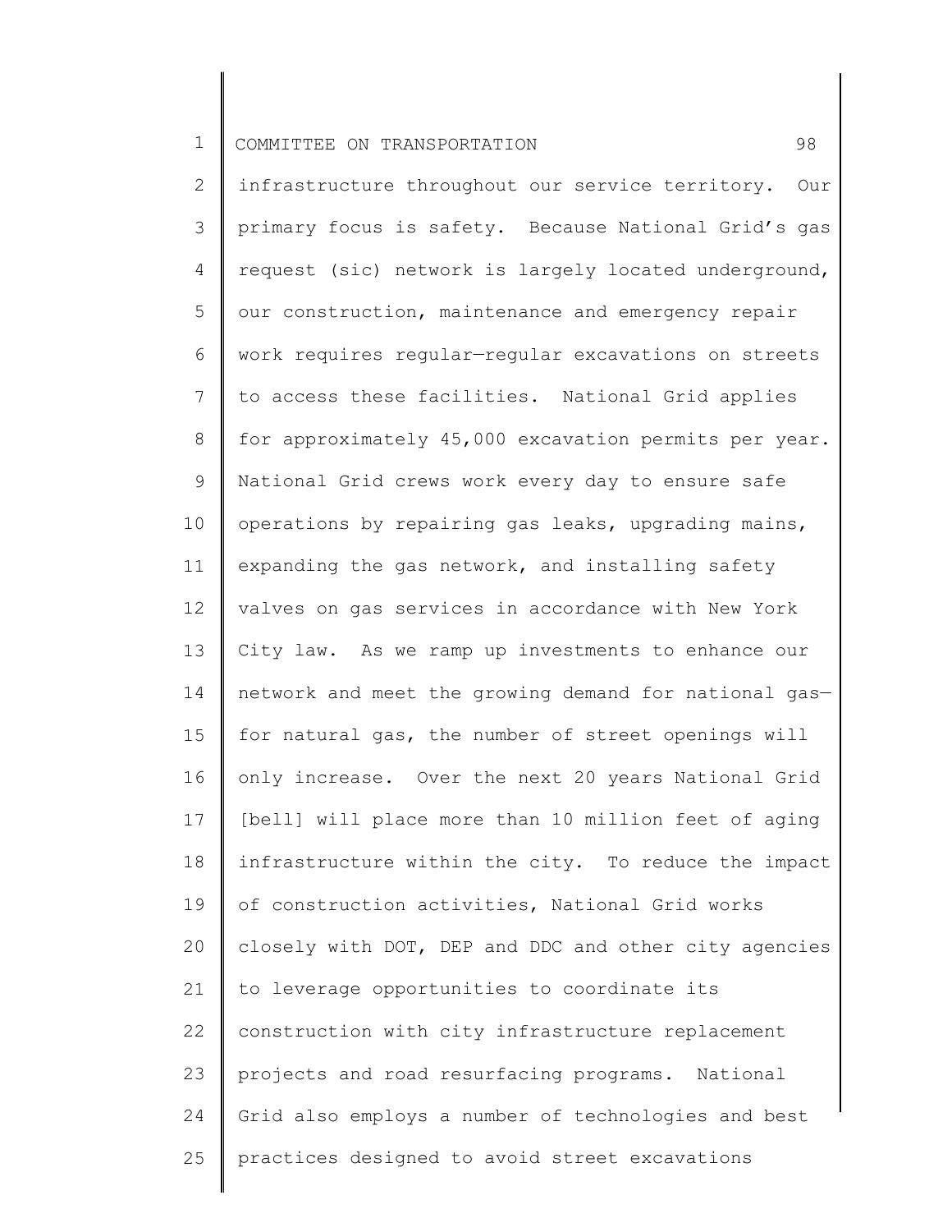infrastructure throughout our service territory. Our primary focus is safety. Because National Grid's gas request (sic) network is largely located underground, our construction, maintenance and emergency repair work requires regular—regular excavations on streets to access these facilities. National Grid applies for approximately 45,000 excavation permits per year. National Grid crews work every day to ensure safe operations by repairing gas leaks, upgrading mains, expanding the gas network, and installing safety valves on gas services in accordance with New York City law. As we ramp up investments to enhance our network and meet the growing demand for national gas—for natural gas, the number of street openings will only increase. Over the next 20 years National Grid [bell] will place more than 10 million feet of aging infrastructure within the city. To reduce the impact of construction activities, National Grid works closely with DOT, DEP and DDC and other city agencies to leverage opportunities to coordinate its construction with city infrastructure replacement projects and road resurfacing programs. National Grid also employs a number of technologies and best practices designed to avoid street excavations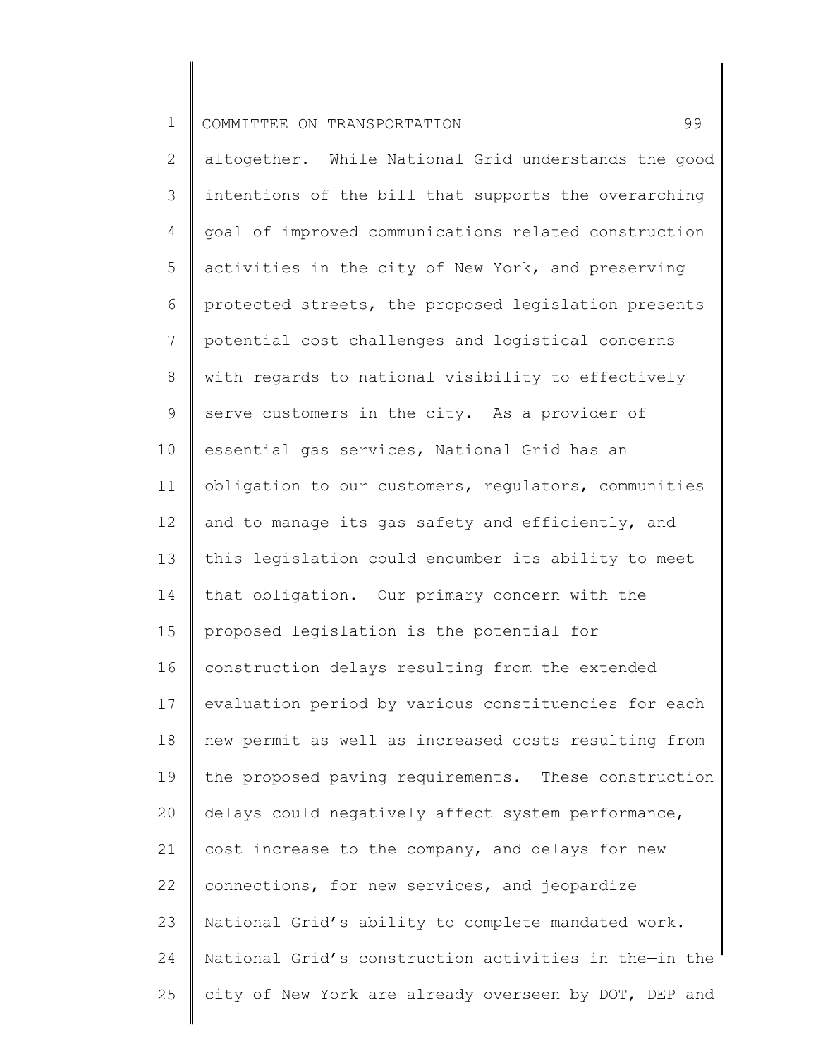altogether. While National Grid understands the good intentions of the bill that supports the overarching goal of improved communications related construction activities in the city of New York, and preserving protected streets, the proposed legislation presents potential cost challenges and logistical concerns with regards to national visibility to effectively serve customers in the city. As a provider of essential gas services, National Grid has an obligation to our customers, regulators, communities and to manage its gas safety and efficiently, and this legislation could encumber its ability to meet that obligation. Our primary concern with the proposed legislation is the potential for construction delays resulting from the extended evaluation period by various constituencies for each new permit as well as increased costs resulting from the proposed paving requirements. These construction delays could negatively affect system performance, cost increase to the company, and delays for new connections, for new services, and jeopardize National Grid's ability to complete mandated work. National Grid's construction activities in the—in the city of New York are already overseen by DOT, DEP and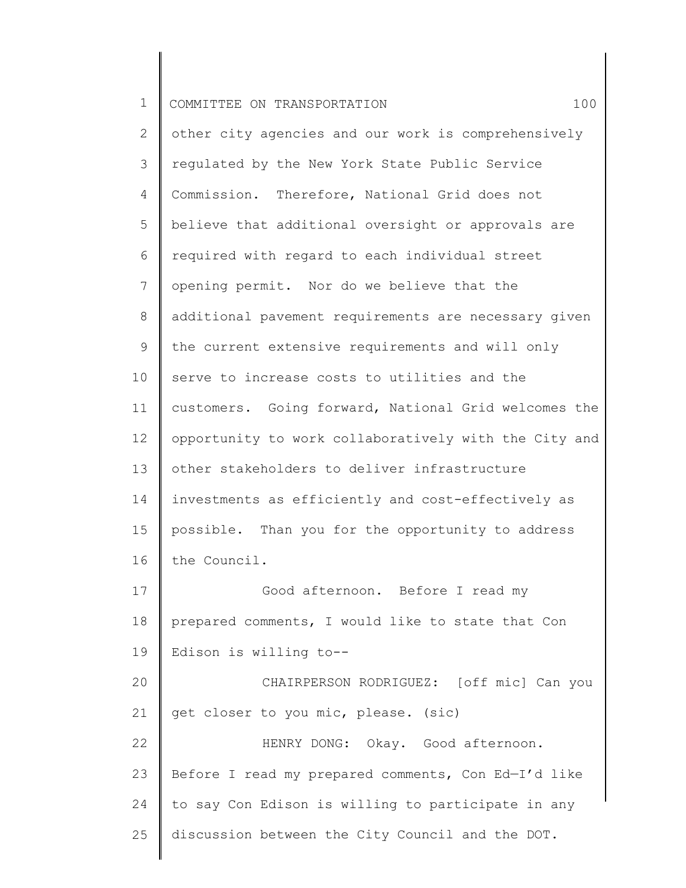other city agencies and our work is comprehensively regulated by the New York State Public Service Commission. Therefore, National Grid does not believe that additional oversight or approvals are required with regard to each individual street opening permit. Nor do we believe that the additional pavement requirements are necessary given the current extensive requirements and will only serve to increase costs to utilities and the customers. Going forward, National Grid welcomes the opportunity to work collaboratively with the City and other stakeholders to deliver infrastructure investments as efficiently and cost-effectively as possible. Than you for the opportunity to address the Council.

Good afternoon. Before I read my prepared comments, I would like to state that Con Edison is willing to--

CHAIRPERSON RODRIGUEZ: [off mic] Can you get closer to you mic, please. (sic)

HENRY DONG: Okay. Good afternoon. Before I read my prepared comments, Con Ed—I'd like to say Con Edison is willing to participate in any discussion between the City Council and the DOT.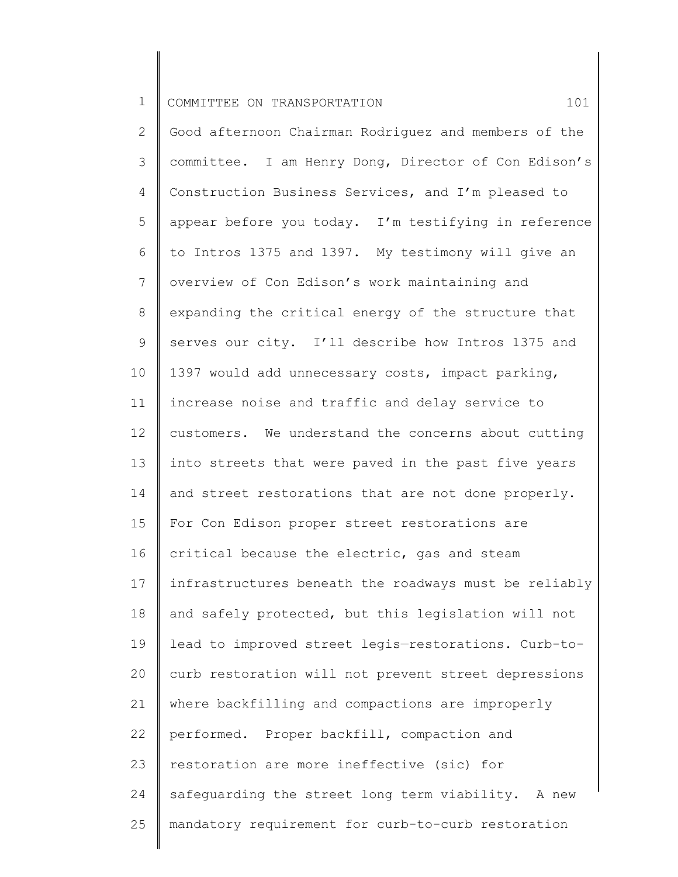Good afternoon Chairman Rodriguez and members of the committee. I am Henry Dong, Director of Con Edison's Construction Business Services, and I'm pleased to appear before you today. I'm testifying in reference to Intros 1375 and 1397. My testimony will give an overview of Con Edison's work maintaining and expanding the critical energy of the structure that serves our city. I'll describe how Intros 1375 and 1397 would add unnecessary costs, impact parking, increase noise and traffic and delay service to customers. We understand the concerns about cutting into streets that were paved in the past five years and street restorations that are not done properly. For Con Edison proper street restorations are critical because the electric, gas and steam infrastructures beneath the roadways must be reliably and safely protected, but this legislation will not lead to improved street legis—restorations. Curb-to-curb restoration will not prevent street depressions where backfilling and compactions are improperly performed. Proper backfill, compaction and restoration are more ineffective (sic) for safeguarding the street long term viability. A new mandatory requirement for curb-to-curb restoration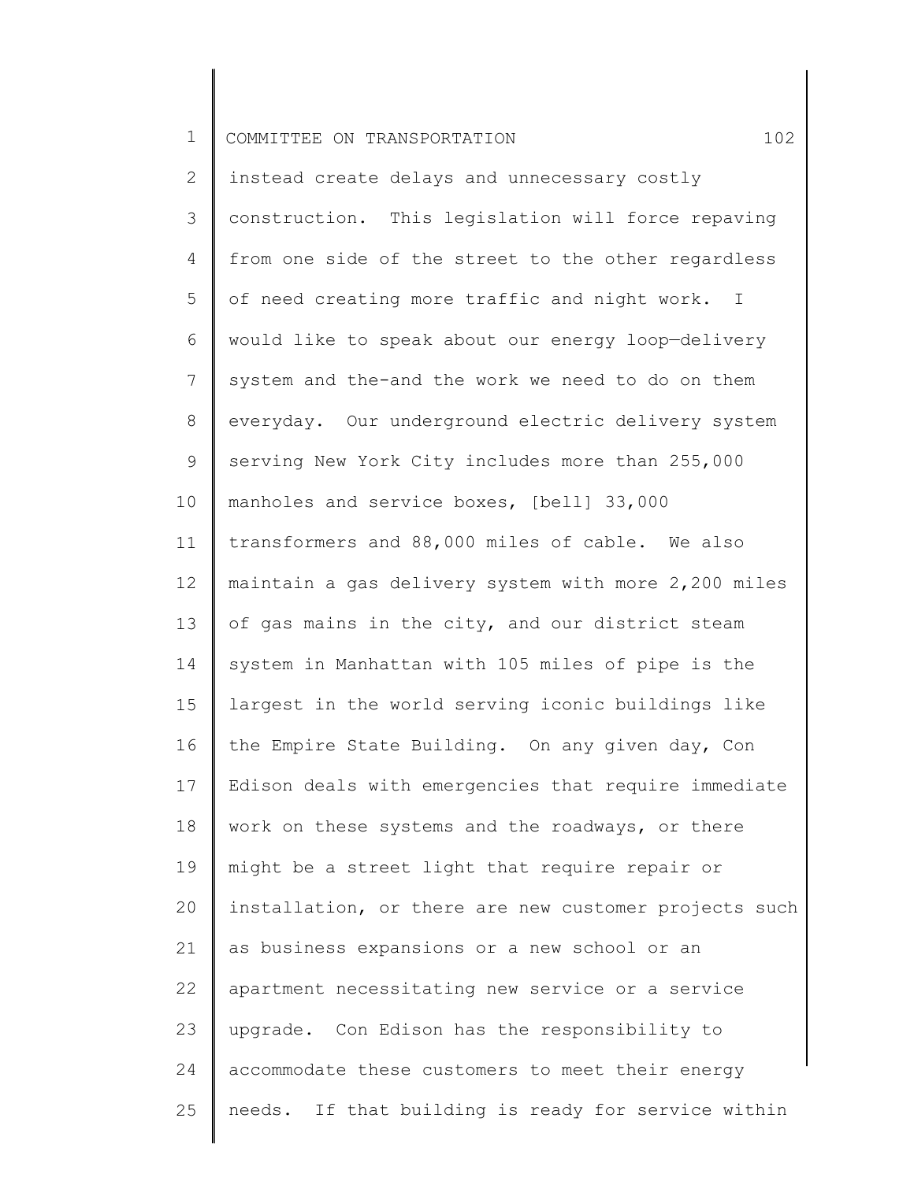instead create delays and unnecessary costly construction. This legislation will force repaving from one side of the street to the other regardless of need creating more traffic and night work. I would like to speak about our energy loop—delivery system and the-and the work we need to do on them everyday. Our underground electric delivery system serving New York City includes more than 255,000 manholes and service boxes, [bell] 33,000 transformers and 88,000 miles of cable. We also maintain a gas delivery system with more 2,200 miles of gas mains in the city, and our district steam system in Manhattan with 105 miles of pipe is the largest in the world serving iconic buildings like the Empire State Building. On any given day, Con Edison deals with emergencies that require immediate work on these systems and the roadways, or there might be a street light that require repair or installation, or there are new customer projects such as business expansions or a new school or an apartment necessitating new service or a service upgrade. Con Edison has the responsibility to accommodate these customers to meet their energy needs. If that building is ready for service within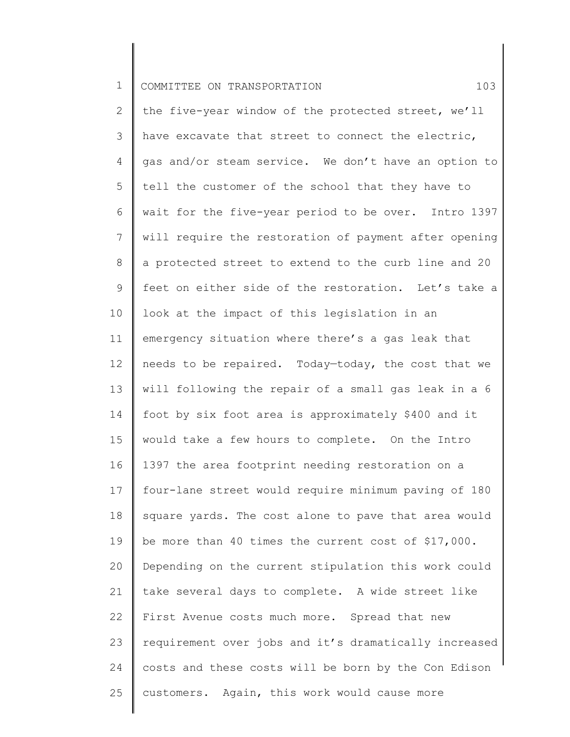the five-year window of the protected street, we'll have excavate that street to connect the electric, gas and/or steam service. We don't have an option to tell the customer of the school that they have to wait for the five-year period to be over. Intro 1397 will require the restoration of payment after opening a protected street to extend to the curb line and 20 feet on either side of the restoration. Let's take a look at the impact of this legislation in an emergency situation where there's a gas leak that needs to be repaired. Today—today, the cost that we will following the repair of a small gas leak in a 6 foot by six foot area is approximately $400 and it would take a few hours to complete. On the Intro 1397 the area footprint needing restoration on a four-lane street would require minimum paving of 180 square yards. The cost alone to pave that area would be more than 40 times the current cost of $17,000. Depending on the current stipulation this work could take several days to complete. A wide street like First Avenue costs much more. Spread that new requirement over jobs and it's dramatically increased costs and these costs will be born by the Con Edison customers. Again, this work would cause more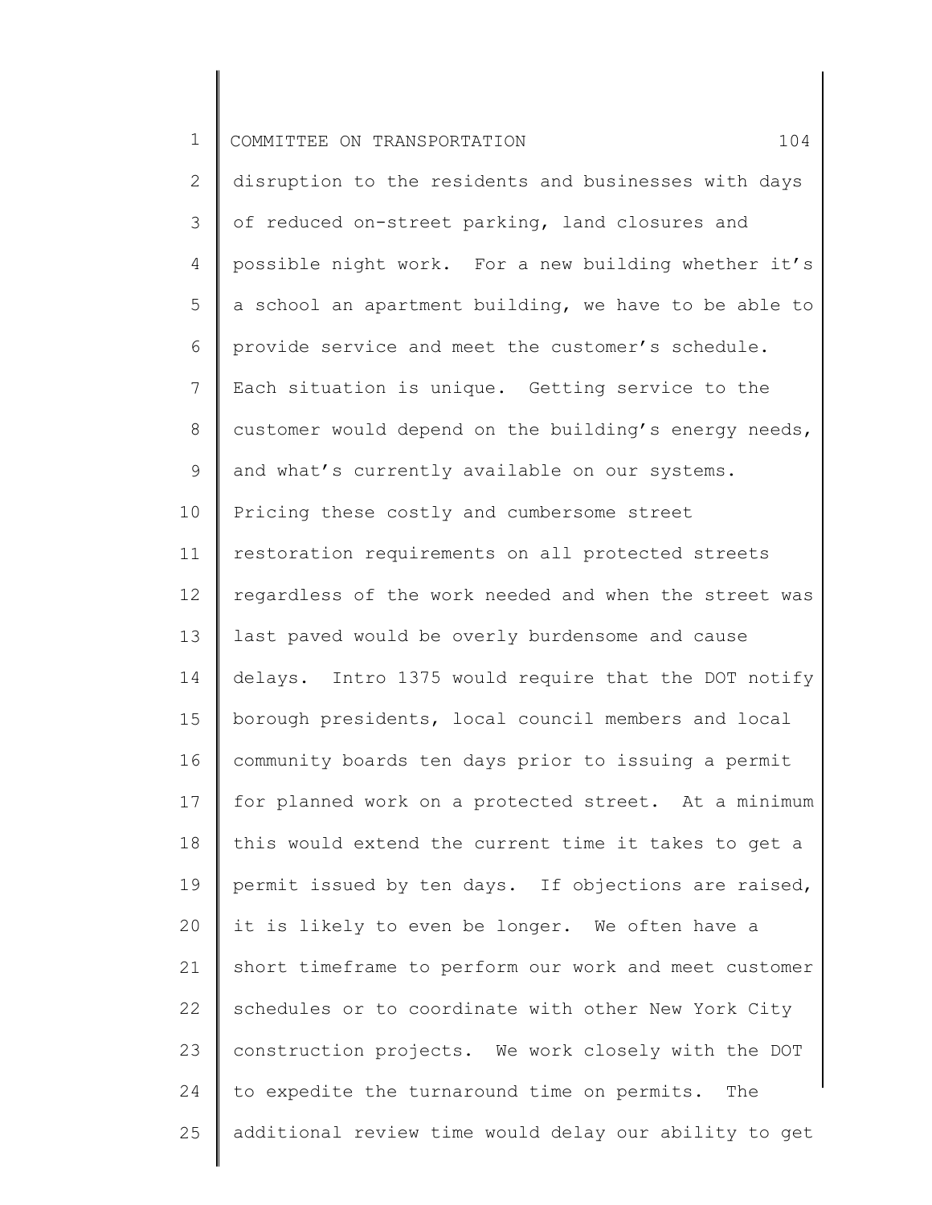disruption to the residents and businesses with days of reduced on-street parking, land closures and possible night work. For a new building whether it's a school an apartment building, we have to be able to provide service and meet the customer's schedule. Each situation is unique. Getting service to the customer would depend on the building's energy needs, and what's currently available on our systems. Pricing these costly and cumbersome street restoration requirements on all protected streets regardless of the work needed and when the street was last paved would be overly burdensome and cause delays. Intro 1375 would require that the DOT notify borough presidents, local council members and local community boards ten days prior to issuing a permit for planned work on a protected street. At a minimum this would extend the current time it takes to get a permit issued by ten days. If objections are raised, it is likely to even be longer. We often have a short timeframe to perform our work and meet customer schedules or to coordinate with other New York City construction projects. We work closely with the DOT to expedite the turnaround time on permits. The additional review time would delay our ability to get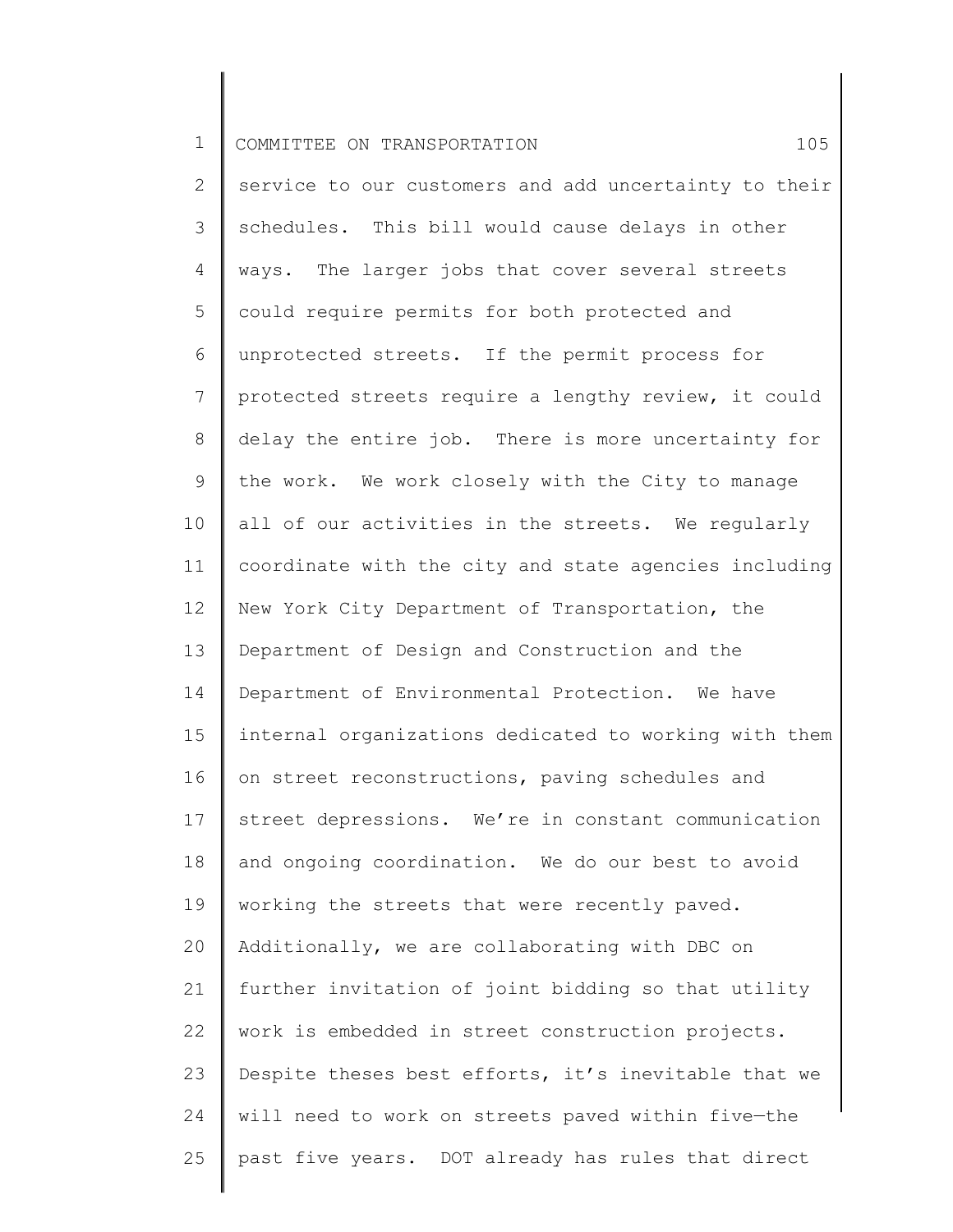service to our customers and add uncertainty to their schedules. This bill would cause delays in other ways. The larger jobs that cover several streets could require permits for both protected and unprotected streets. If the permit process for protected streets require a lengthy review, it could delay the entire job. There is more uncertainty for the work. We work closely with the City to manage all of our activities in the streets. We regularly coordinate with the city and state agencies including New York City Department of Transportation, the Department of Design and Construction and the Department of Environmental Protection. We have internal organizations dedicated to working with them on street reconstructions, paving schedules and street depressions. We're in constant communication and ongoing coordination. We do our best to avoid working the streets that were recently paved. Additionally, we are collaborating with DBC on further invitation of joint bidding so that utility work is embedded in street construction projects. Despite theses best efforts, it's inevitable that we will need to work on streets paved within five—the past five years. DOT already has rules that direct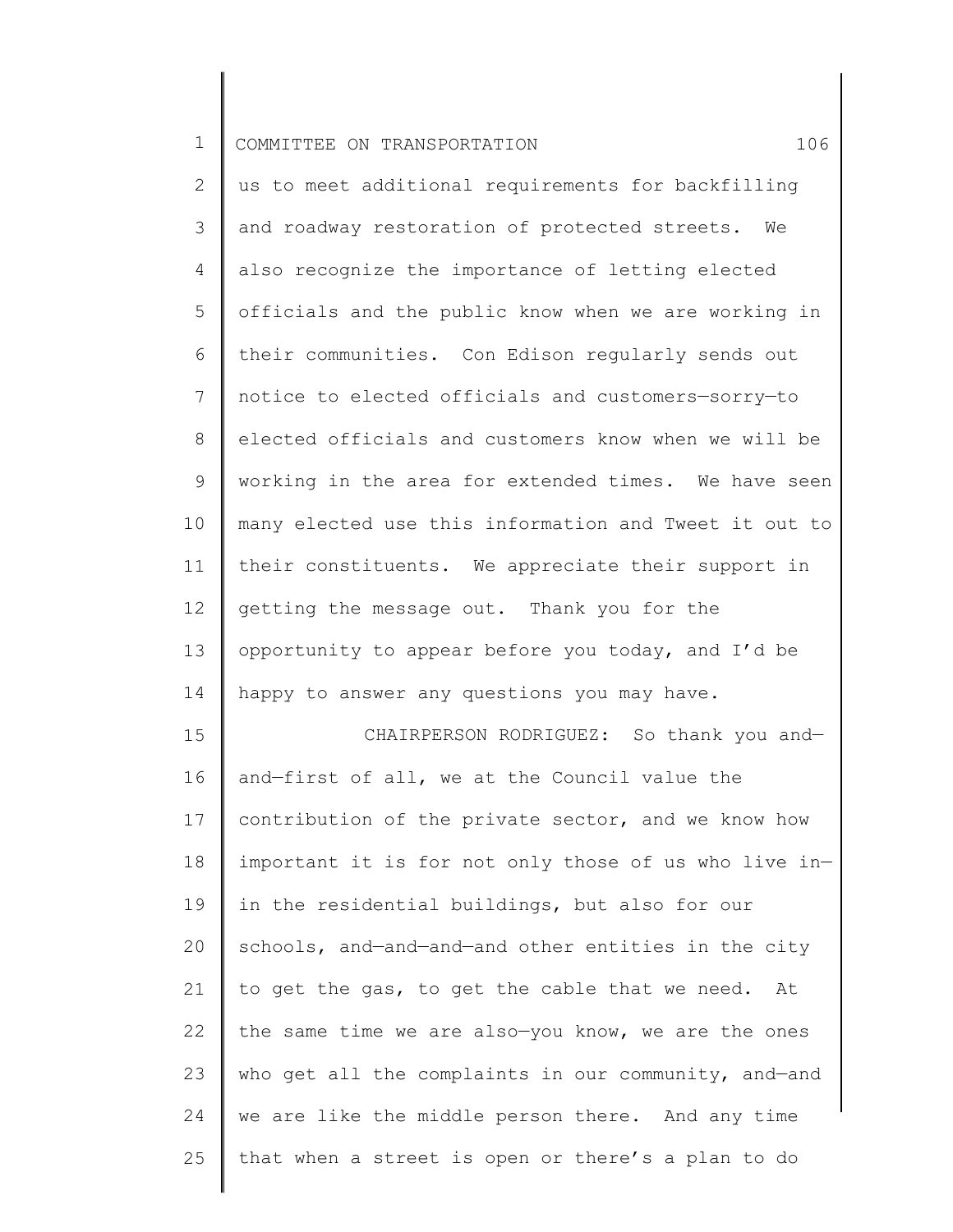us to meet additional requirements for backfilling and roadway restoration of protected streets. We also recognize the importance of letting elected officials and the public know when we are working in their communities. Con Edison regularly sends out notice to elected officials and customers—sorry—to elected officials and customers know when we will be working in the area for extended times. We have seen many elected use this information and Tweet it out to their constituents. We appreciate their support in getting the message out. Thank you for the opportunity to appear before you today, and I'd be happy to answer any questions you may have.

CHAIRPERSON RODRIGUEZ: So thank you and—and—first of all, we at the Council value the contribution of the private sector, and we know how important it is for not only those of us who live in—in the residential buildings, but also for our schools, and—and—and—and other entities in the city to get the gas, to get the cable that we need. At the same time we are also—you know, we are the ones who get all the complaints in our community, and—and we are like the middle person there. And any time that when a street is open or there's a plan to do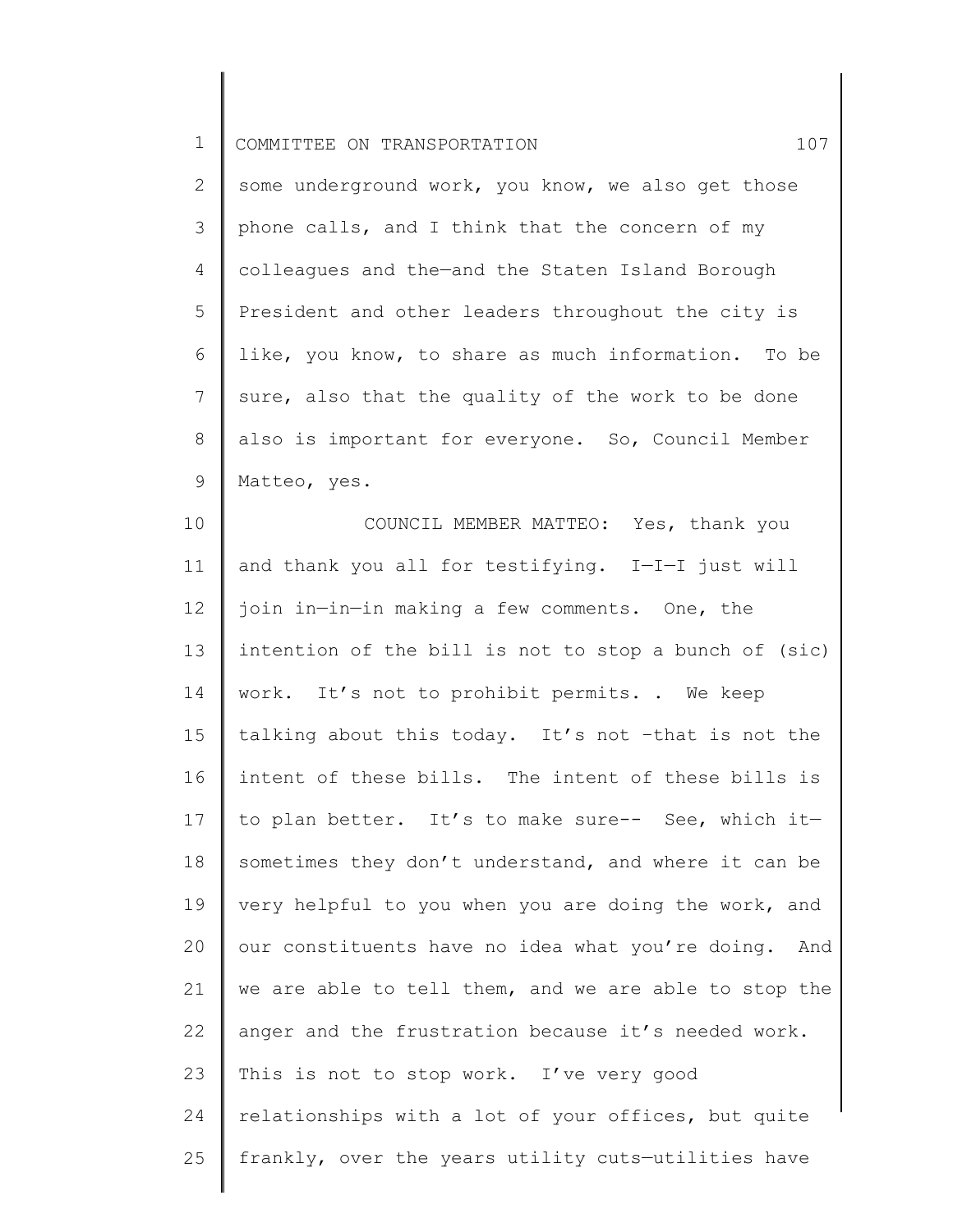some underground work, you know, we also get those phone calls, and I think that the concern of my colleagues and the—and the Staten Island Borough President and other leaders throughout the city is like, you know, to share as much information. To be sure, also that the quality of the work to be done also is important for everyone. So, Council Member Matteo, yes.

COUNCIL MEMBER MATTEO: Yes, thank you and thank you all for testifying. I—I—I just will join in—in—in making a few comments. One, the intention of the bill is not to stop a bunch of (sic) work. It's not to prohibit permits. . We keep talking about this today. It's not –that is not the intent of these bills. The intent of these bills is to plan better. It's to make sure-- See, which it—sometimes they don't understand, and where it can be very helpful to you when you are doing the work, and our constituents have no idea what you're doing. And we are able to tell them, and we are able to stop the anger and the frustration because it's needed work. This is not to stop work. I've very good relationships with a lot of your offices, but quite frankly, over the years utility cuts—utilities have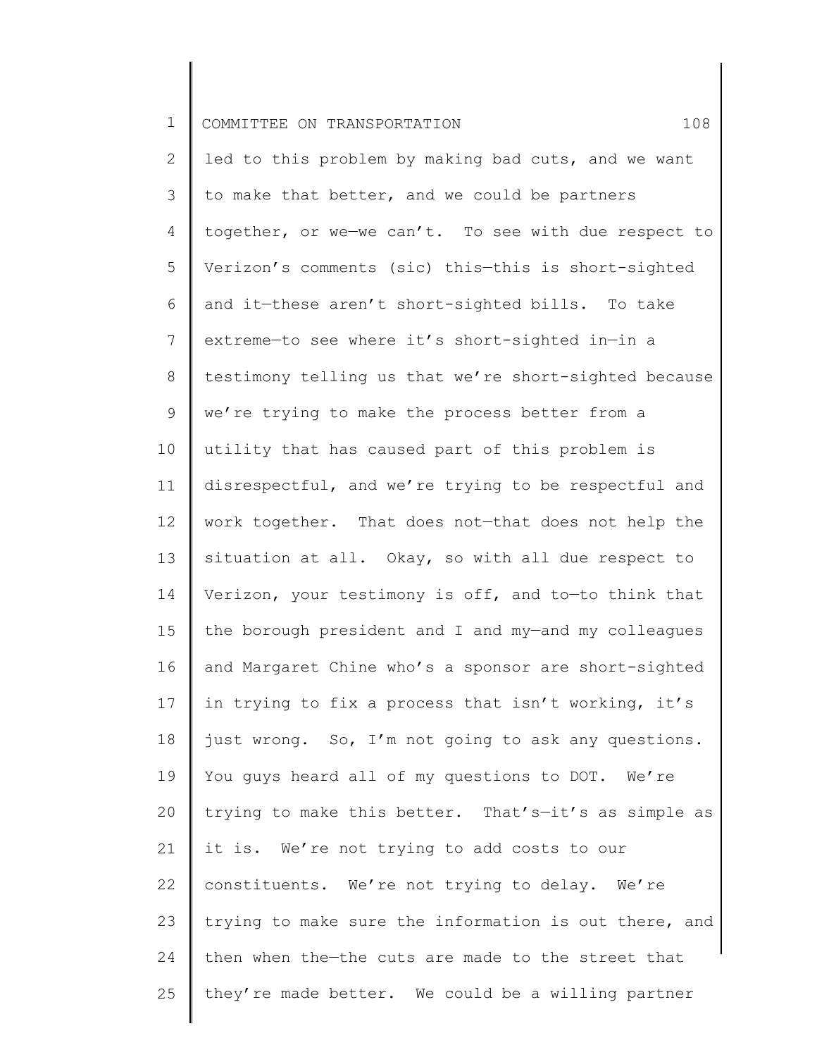led to this problem by making bad cuts, and we want to make that better, and we could be partners together, or we—we can't. To see with due respect to Verizon's comments (sic) this—this is short-sighted and it—these aren't short-sighted bills. To take extreme—to see where it's short-sighted in—in a testimony telling us that we're short-sighted because we're trying to make the process better from a utility that has caused part of this problem is disrespectful, and we're trying to be respectful and work together. That does not—that does not help the situation at all. Okay, so with all due respect to Verizon, your testimony is off, and to—to think that the borough president and I and my—and my colleagues and Margaret Chine who's a sponsor are short-sighted in trying to fix a process that isn't working, it's just wrong. So, I'm not going to ask any questions. You guys heard all of my questions to DOT. We're trying to make this better. That's—it's as simple as it is. We're not trying to add costs to our constituents. We're not trying to delay. We're trying to make sure the information is out there, and then when the—the cuts are made to the street that they're made better. We could be a willing partner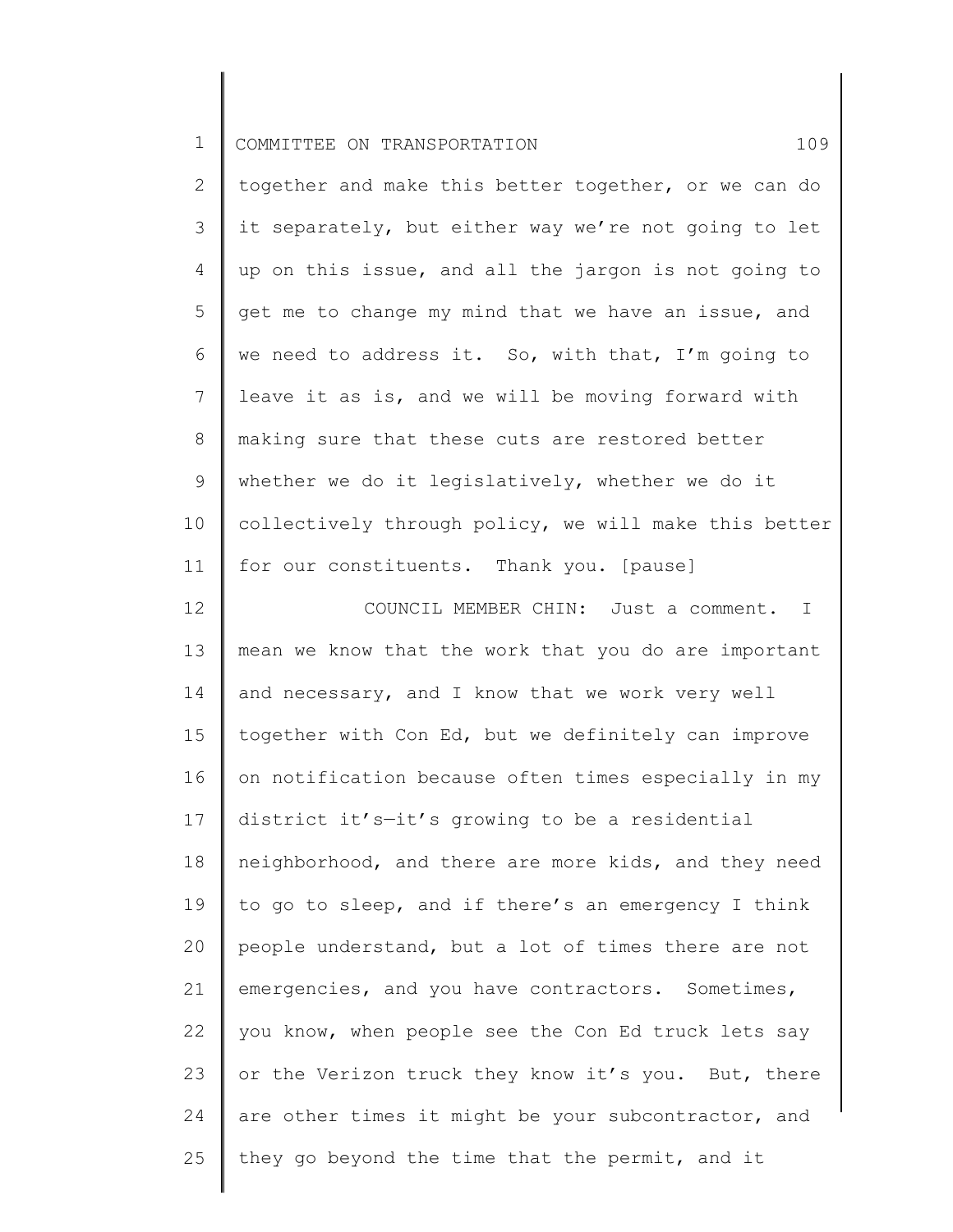together and make this better together, or we can do it separately, but either way we're not going to let up on this issue, and all the jargon is not going to get me to change my mind that we have an issue, and we need to address it. So, with that, I'm going to leave it as is, and we will be moving forward with making sure that these cuts are restored better whether we do it legislatively, whether we do it collectively through policy, we will make this better for our constituents. Thank you. [pause]

COUNCIL MEMBER CHIN: Just a comment. I mean we know that the work that you do are important and necessary, and I know that we work very well together with Con Ed, but we definitely can improve on notification because often times especially in my district it's—it's growing to be a residential neighborhood, and there are more kids, and they need to go to sleep, and if there's an emergency I think people understand, but a lot of times there are not emergencies, and you have contractors. Sometimes, you know, when people see the Con Ed truck lets say or the Verizon truck they know it's you. But, there are other times it might be your subcontractor, and they go beyond the time that the permit, and it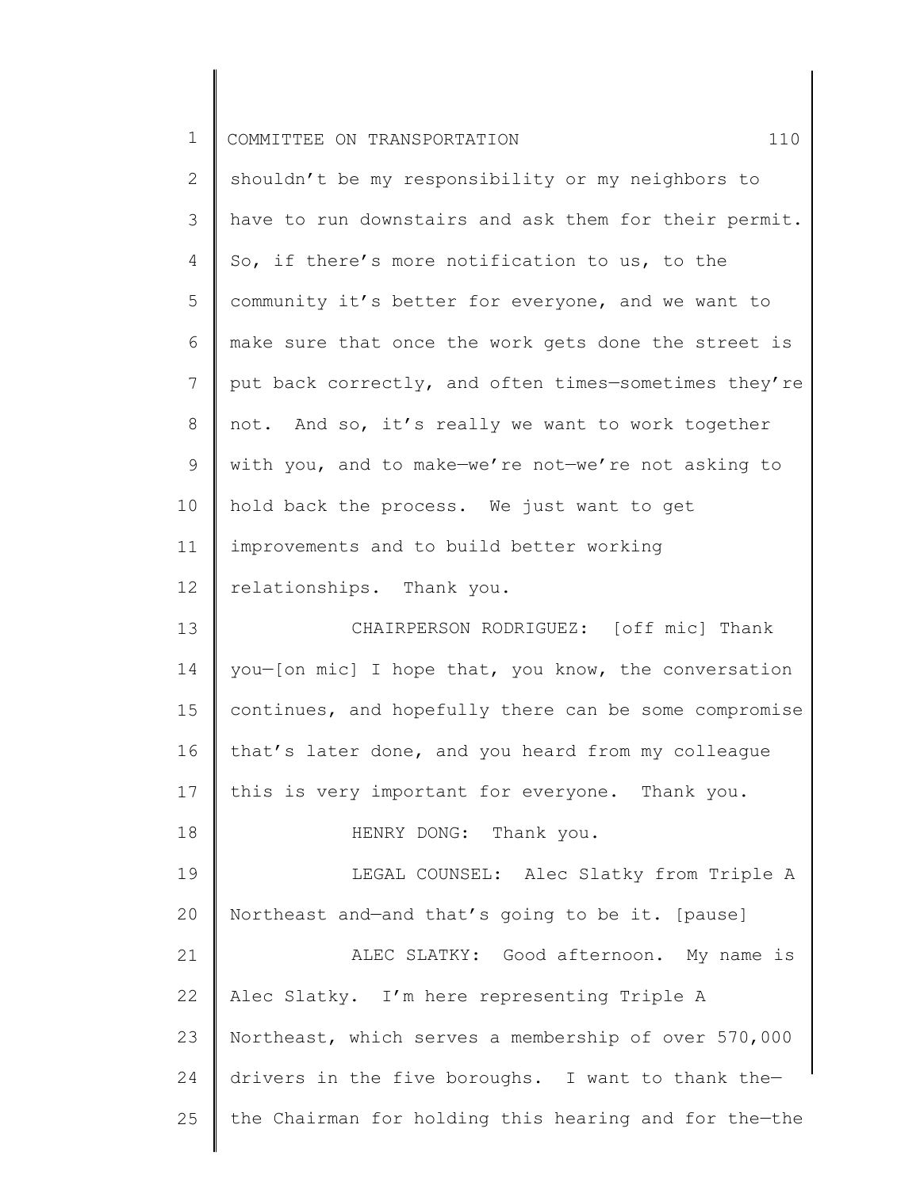shouldn't be my responsibility or my neighbors to have to run downstairs and ask them for their permit. So, if there's more notification to us, to the community it's better for everyone, and we want to make sure that once the work gets done the street is put back correctly, and often times—sometimes they're not. And so, it's really we want to work together with you, and to make—we're not—we're not asking to hold back the process. We just want to get improvements and to build better working relationships. Thank you.

CHAIRPERSON RODRIGUEZ: [off mic] Thank you—[on mic] I hope that, you know, the conversation continues, and hopefully there can be some compromise that's later done, and you heard from my colleague this is very important for everyone. Thank you.

HENRY DONG: Thank you.

LEGAL COUNSEL: Alec Slatky from Triple A Northeast and—and that's going to be it. [pause]

ALEC SLATKY: Good afternoon. My name is Alec Slatky. I'm here representing Triple A Northeast, which serves a membership of over 570,000 drivers in the five boroughs. I want to thank the—the Chairman for holding this hearing and for the—the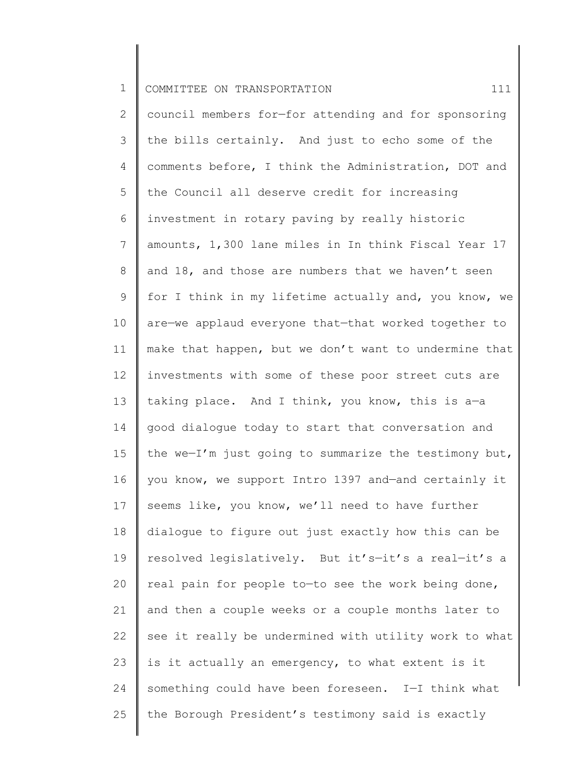council members for—for attending and for sponsoring the bills certainly. And just to echo some of the comments before, I think the Administration, DOT and the Council all deserve credit for increasing investment in rotary paving by really historic amounts, 1,300 lane miles in In think Fiscal Year 17 and 18, and those are numbers that we haven't seen for I think in my lifetime actually and, you know, we are—we applaud everyone that—that worked together to make that happen, but we don't want to undermine that investments with some of these poor street cuts are taking place. And I think, you know, this is a—a good dialogue today to start that conversation and the we—I'm just going to summarize the testimony but, you know, we support Intro 1397 and—and certainly it seems like, you know, we'll need to have further dialogue to figure out just exactly how this can be resolved legislatively. But it's—it's a real—it's a real pain for people to—to see the work being done, and then a couple weeks or a couple months later to see it really be undermined with utility work to what is it actually an emergency, to what extent is it something could have been foreseen. I—I think what the Borough President's testimony said is exactly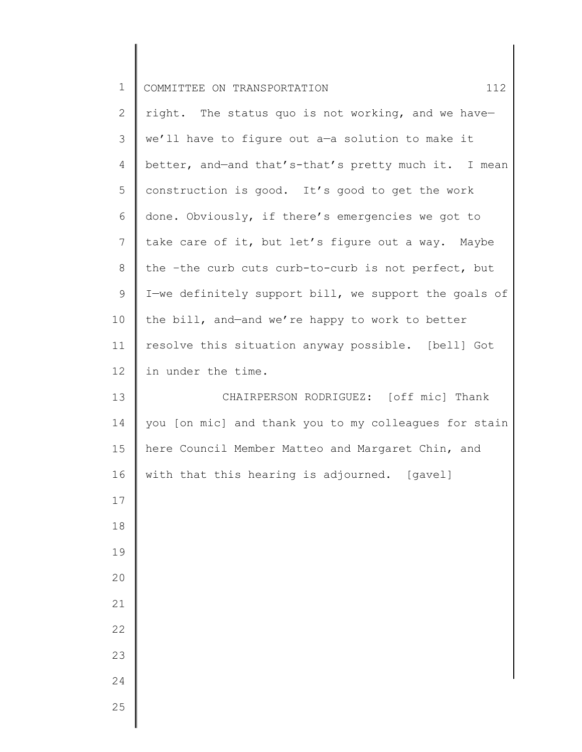right. The status quo is not working, and we have—we'll have to figure out a—a solution to make it better, and—and that's-that's pretty much it. I mean construction is good. It's good to get the work done. Obviously, if there's emergencies we got to take care of it, but let's figure out a way. Maybe the –the curb cuts curb-to-curb is not perfect, but I—we definitely support bill, we support the goals of the bill, and—and we're happy to work to better resolve this situation anyway possible. [bell] Got in under the time.

CHAIRPERSON RODRIGUEZ: [off mic] Thank you [on mic] and thank you to my colleagues for stain here Council Member Matteo and Margaret Chin, and with that this hearing is adjourned. [gavel]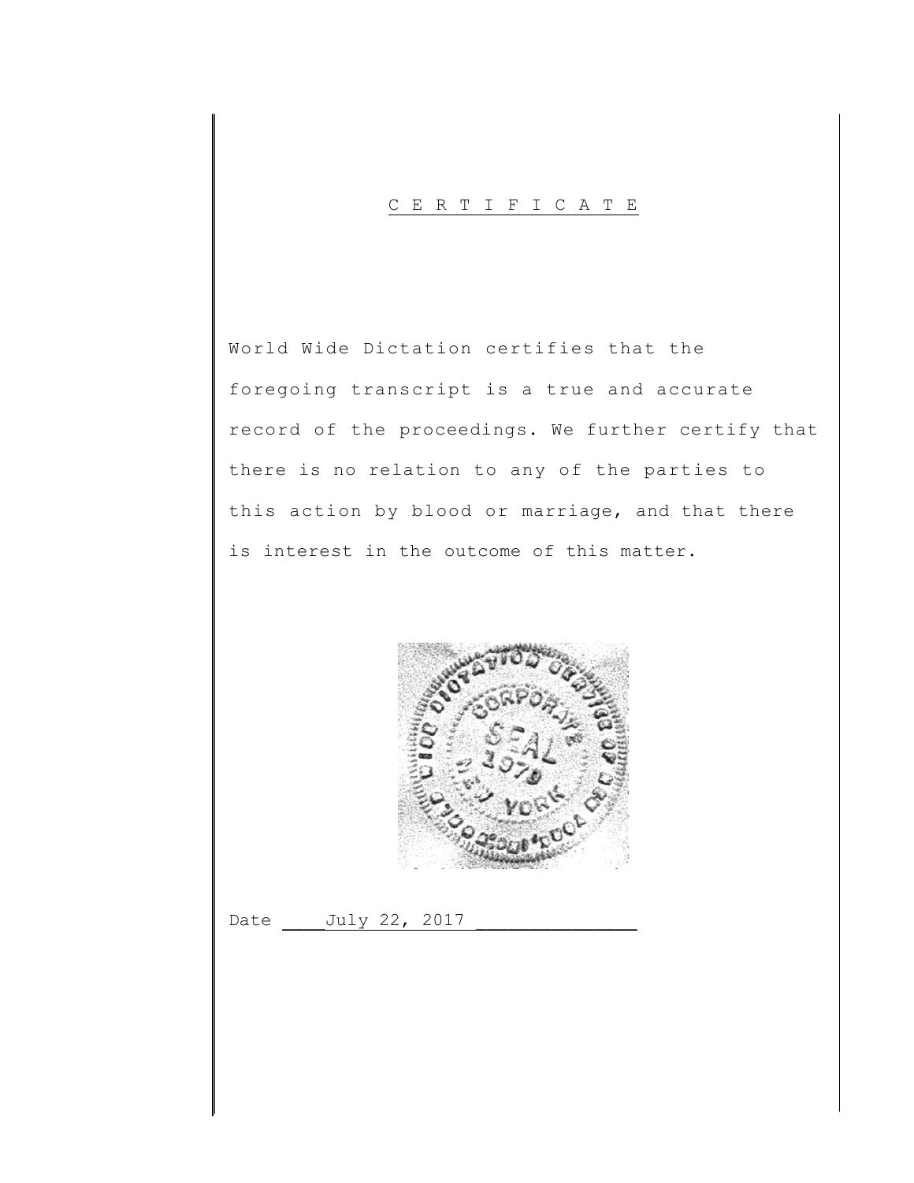# C E R T I F I C A T E

World Wide Dictation certifies that the foregoing transcript is a true and accurate record of the proceedings. We further certify that there is no relation to any of the parties to this action by blood or marriage, and that there is interest in the outcome of this matter.

Date July 22, 2017